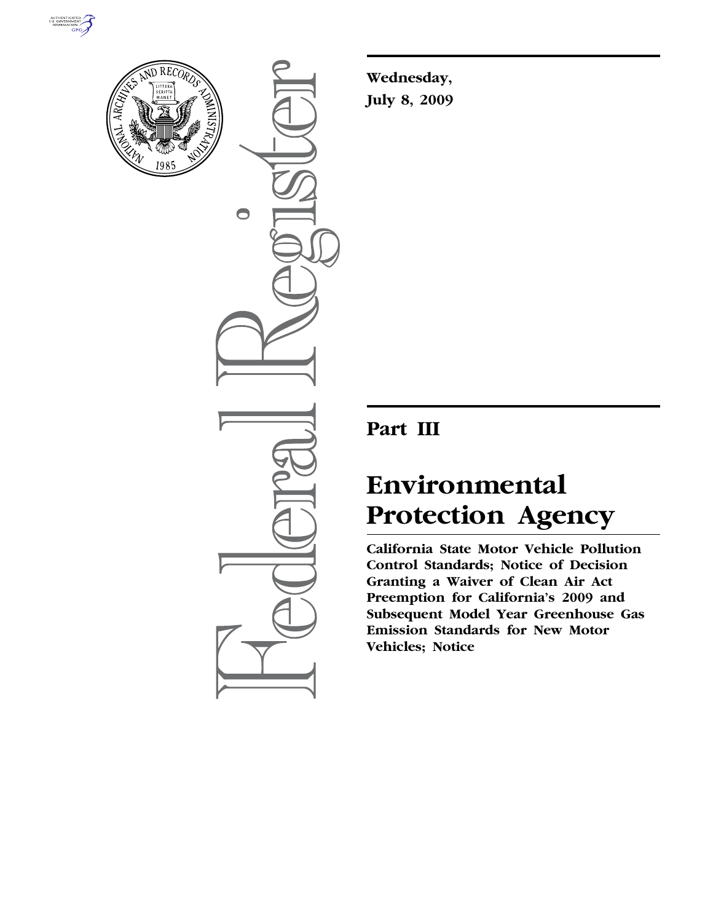**Wednesday,**
**July 8, 2009**

# Part III

# Environmental Protection Agency

**California State Motor Vehicle Pollution Control Standards; Notice of Decision Granting a Waiver of Clean Air Act Preemption for California's 2009 and Subsequent Model Year Greenhouse Gas Emission Standards for New Motor Vehicles; Notice**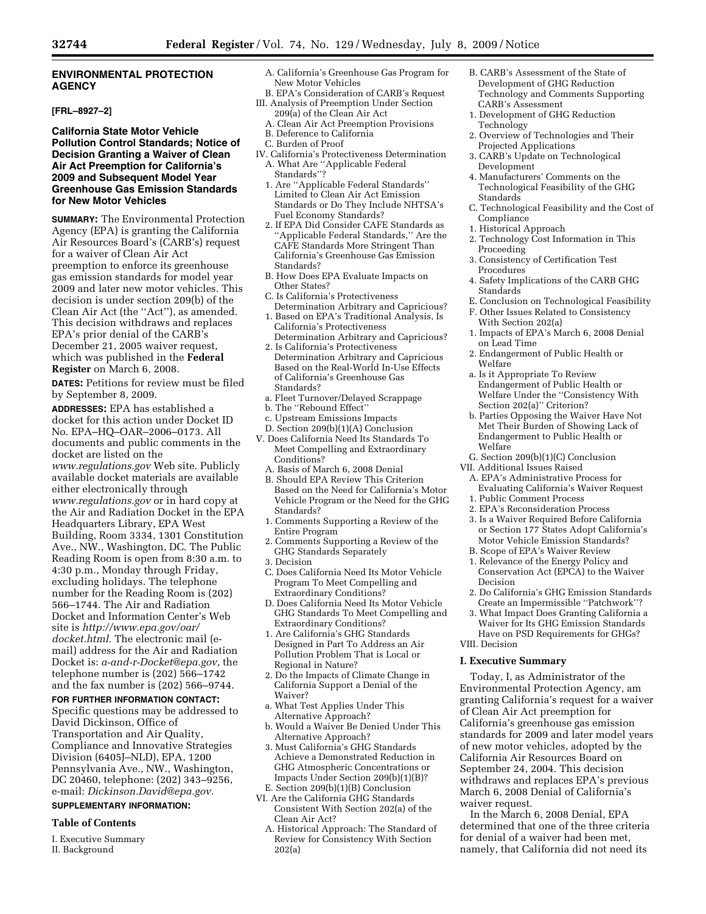## ENVIRONMENTAL PROTECTION AGENCY

**[FRL–8927–2]**

### California State Motor Vehicle Pollution Control Standards; Notice of Decision Granting a Waiver of Clean Air Act Preemption for California's 2009 and Subsequent Model Year Greenhouse Gas Emission Standards for New Motor Vehicles

**SUMMARY:** The Environmental Protection Agency (EPA) is granting the California Air Resources Board's (CARB's) request for a waiver of Clean Air Act preemption to enforce its greenhouse gas emission standards for model year 2009 and later new motor vehicles. This decision is under section 209(b) of the Clean Air Act (the "Act"), as amended. This decision withdraws and replaces EPA's prior denial of the CARB's December 21, 2005 waiver request, which was published in the **Federal Register** on March 6, 2008.

**DATES:** Petitions for review must be filed by September 8, 2009.

**ADDRESSES:** EPA has established a docket for this action under Docket ID No. EPA–HQ–OAR–2006–0173. All documents and public comments in the docket are listed on the *www.regulations.gov* Web site. Publicly available docket materials are available either electronically through *www.regulations.gov* or in hard copy at the Air and Radiation Docket in the EPA Headquarters Library, EPA West Building, Room 3334, 1301 Constitution Ave., NW., Washington, DC. The Public Reading Room is open from 8:30 a.m. to 4:30 p.m., Monday through Friday, excluding holidays. The telephone number for the Reading Room is (202) 566–1744. The Air and Radiation Docket and Information Center's Web site is *http://www.epa.gov/oar/docket.html.* The electronic mail (e-mail) address for the Air and Radiation Docket is: *a-and-r-Docket@epa.gov,* the telephone number is (202) 566–1742 and the fax number is (202) 566–9744.

**FOR FURTHER INFORMATION CONTACT:** Specific questions may be addressed to David Dickinson, Office of Transportation and Air Quality, Compliance and Innovative Strategies Division (6405J–NLD), EPA, 1200 Pennsylvania Ave., NW., Washington, DC 20460, telephone: (202) 343–9256, e-mail: *Dickinson.David@epa.gov.*

**SUPPLEMENTARY INFORMATION:**

**Table of Contents**

I. Executive Summary
II. Background
A. California's Greenhouse Gas Program for New Motor Vehicles
B. EPA's Consideration of CARB's Request
III. Analysis of Preemption Under Section 209(a) of the Clean Air Act
A. Clean Air Act Preemption Provisions
B. Deference to California
C. Burden of Proof
IV. California's Protectiveness Determination
A. What Are "Applicable Federal Standards"?
1. Are "Applicable Federal Standards" Limited to Clean Air Act Emission Standards or Do They Include NHTSA's Fuel Economy Standards?
2. If EPA Did Consider CAFE Standards as "Applicable Federal Standards," Are the CAFE Standards More Stringent Than California's Greenhouse Gas Emission Standards?
B. How Does EPA Evaluate Impacts on Other States?
C. Is California's Protectiveness Determination Arbitrary and Capricious?
1. Based on EPA's Traditional Analysis, Is California's Protectiveness Determination Arbitrary and Capricious?
2. Is California's Protectiveness Determination Arbitrary and Capricious Based on the Real-World In-Use Effects of California's Greenhouse Gas Standards?
a. Fleet Turnover/Delayed Scrappage
b. The "Rebound Effect"
c. Upstream Emissions Impacts
D. Section 209(b)(1)(A) Conclusion
V. Does California Need Its Standards To Meet Compelling and Extraordinary Conditions?
A. Basis of March 6, 2008 Denial
B. Should EPA Review This Criterion Based on the Need for California's Motor Vehicle Program or the Need for the GHG Standards?
1. Comments Supporting a Review of the Entire Program
2. Comments Supporting a Review of the GHG Standards Separately
3. Decision
C. Does California Need Its Motor Vehicle Program To Meet Compelling and Extraordinary Conditions?
D. Does California Need Its Motor Vehicle GHG Standards To Meet Compelling and Extraordinary Conditions?
1. Are California's GHG Standards Designed in Part To Address an Air Pollution Problem That is Local or Regional in Nature?
2. Do the Impacts of Climate Change in California Support a Denial of the Waiver?
a. What Test Applies Under This Alternative Approach?
b. Would a Waiver Be Denied Under This Alternative Approach?
3. Must California's GHG Standards Achieve a Demonstrated Reduction in GHG Atmospheric Concentrations or Impacts Under Section 209(b)(1)(B)?
E. Section 209(b)(1)(B) Conclusion
VI. Are the California GHG Standards Consistent With Section 202(a) of the Clean Air Act?
A. Historical Approach: The Standard of Review for Consistency With Section 202(a)
B. CARB's Assessment of the State of Development of GHG Reduction Technology and Comments Supporting CARB's Assessment
1. Development of GHG Reduction Technology
2. Overview of Technologies and Their Projected Applications
3. CARB's Update on Technological Development
4. Manufacturers' Comments on the Technological Feasibility of the GHG Standards
C. Technological Feasibility and the Cost of Compliance
1. Historical Approach
2. Technology Cost Information in This Proceeding
3. Consistency of Certification Test Procedures
4. Safety Implications of the CARB GHG Standards
E. Conclusion on Technological Feasibility
F. Other Issues Related to Consistency With Section 202(a)
1. Impacts of EPA's March 6, 2008 Denial on Lead Time
2. Endangerment of Public Health or Welfare
a. Is it Appropriate To Review Endangerment of Public Health or Welfare Under the "Consistency With Section 202(a)" Criterion?
b. Parties Opposing the Waiver Have Not Met Their Burden of Showing Lack of Endangerment to Public Health or Welfare
G. Section 209(b)(1)(C) Conclusion
VII. Additional Issues Raised
A. EPA's Administrative Process for Evaluating California's Waiver Request
1. Public Comment Process
2. EPA's Reconsideration Process
3. Is a Waiver Required Before California or Section 177 States Adopt California's Motor Vehicle Emission Standards?
B. Scope of EPA's Waiver Review
1. Relevance of the Energy Policy and Conservation Act (EPCA) to the Waiver Decision
2. Do California's GHG Emission Standards Create an Impermissible "Patchwork"?
3. What Impact Does Granting California a Waiver for Its GHG Emission Standards Have on PSD Requirements for GHGs?
VIII. Decision

### I. Executive Summary

Today, I, as Administrator of the Environmental Protection Agency, am granting California's request for a waiver of Clean Air Act preemption for California's greenhouse gas emission standards for 2009 and later model years of new motor vehicles, adopted by the California Air Resources Board on September 24, 2004. This decision withdraws and replaces EPA's previous March 6, 2008 Denial of California's waiver request.

In the March 6, 2008 Denial, EPA determined that one of the three criteria for denial of a waiver had been met, namely, that California did not need its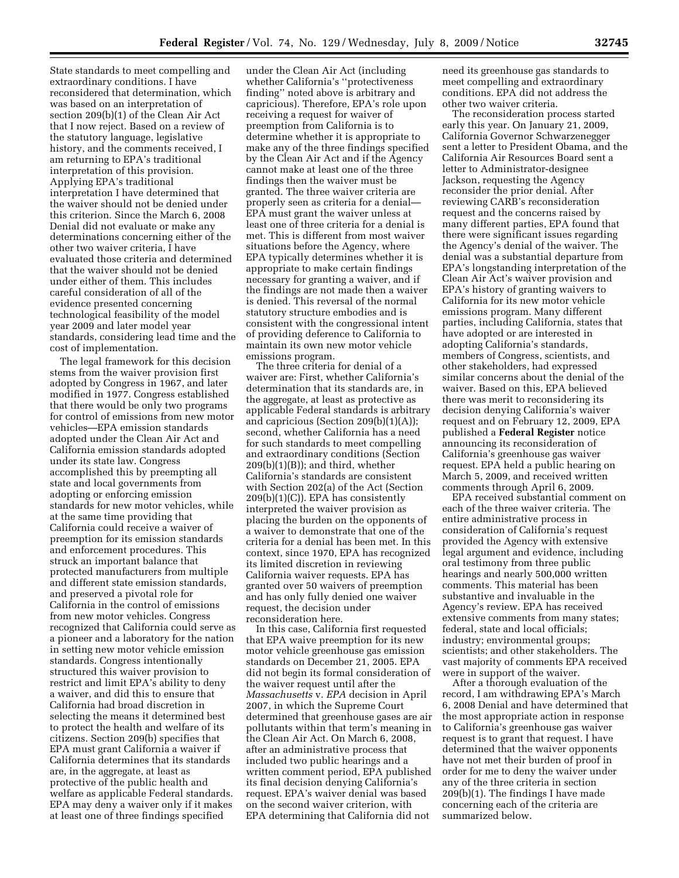State standards to meet compelling and extraordinary conditions. I have reconsidered that determination, which was based on an interpretation of section 209(b)(1) of the Clean Air Act that I now reject. Based on a review of the statutory language, legislative history, and the comments received, I am returning to EPA's traditional interpretation of this provision. Applying EPA's traditional interpretation I have determined that the waiver should not be denied under this criterion. Since the March 6, 2008 Denial did not evaluate or make any determinations concerning either of the other two waiver criteria, I have evaluated those criteria and determined that the waiver should not be denied under either of them. This includes careful consideration of all of the evidence presented concerning technological feasibility of the model year 2009 and later model year standards, considering lead time and the cost of implementation.

The legal framework for this decision stems from the waiver provision first adopted by Congress in 1967, and later modified in 1977. Congress established that there would be only two programs for control of emissions from new motor vehicles—EPA emission standards adopted under the Clean Air Act and California emission standards adopted under its state law. Congress accomplished this by preempting all state and local governments from adopting or enforcing emission standards for new motor vehicles, while at the same time providing that California could receive a waiver of preemption for its emission standards and enforcement procedures. This struck an important balance that protected manufacturers from multiple and different state emission standards, and preserved a pivotal role for California in the control of emissions from new motor vehicles. Congress recognized that California could serve as a pioneer and a laboratory for the nation in setting new motor vehicle emission standards. Congress intentionally structured this waiver provision to restrict and limit EPA's ability to deny a waiver, and did this to ensure that California had broad discretion in selecting the means it determined best to protect the health and welfare of its citizens. Section 209(b) specifies that EPA must grant California a waiver if California determines that its standards are, in the aggregate, at least as protective of the public health and welfare as applicable Federal standards. EPA may deny a waiver only if it makes at least one of three findings specified under the Clean Air Act (including whether California's "protectiveness finding" noted above is arbitrary and capricious). Therefore, EPA's role upon receiving a request for waiver of preemption from California is to determine whether it is appropriate to make any of the three findings specified by the Clean Air Act and if the Agency cannot make at least one of the three findings then the waiver must be granted. The three waiver criteria are properly seen as criteria for a denial—EPA must grant the waiver unless at least one of three criteria for a denial is met. This is different from most waiver situations before the Agency, where EPA typically determines whether it is appropriate to make certain findings necessary for granting a waiver, and if the findings are not made then a waiver is denied. This reversal of the normal statutory structure embodies and is consistent with the congressional intent of providing deference to California to maintain its own new motor vehicle emissions program.

The three criteria for denial of a waiver are: First, whether California's determination that its standards are, in the aggregate, at least as protective as applicable Federal standards is arbitrary and capricious (Section 209(b)(1)(A)); second, whether California has a need for such standards to meet compelling and extraordinary conditions (Section 209(b)(1)(B)); and third, whether California's standards are consistent with Section 202(a) of the Act (Section 209(b)(1)(C)). EPA has consistently interpreted the waiver provision as placing the burden on the opponents of a waiver to demonstrate that one of the criteria for a denial has been met. In this context, since 1970, EPA has recognized its limited discretion in reviewing California waiver requests. EPA has granted over 50 waivers of preemption and has only fully denied one waiver request, the decision under reconsideration here.

In this case, California first requested that EPA waive preemption for its new motor vehicle greenhouse gas emission standards on December 21, 2005. EPA did not begin its formal consideration of the waiver request until after the *Massachusetts* v. *EPA* decision in April 2007, in which the Supreme Court determined that greenhouse gases are air pollutants within that term's meaning in the Clean Air Act. On March 6, 2008, after an administrative process that included two public hearings and a written comment period, EPA published its final decision denying California's request. EPA's waiver denial was based on the second waiver criterion, with EPA determining that California did not need its greenhouse gas standards to meet compelling and extraordinary conditions. EPA did not address the other two waiver criteria.

The reconsideration process started early this year. On January 21, 2009, California Governor Schwarzenegger sent a letter to President Obama, and the California Air Resources Board sent a letter to Administrator-designee Jackson, requesting the Agency reconsider the prior denial. After reviewing CARB's reconsideration request and the concerns raised by many different parties, EPA found that there were significant issues regarding the Agency's denial of the waiver. The denial was a substantial departure from EPA's longstanding interpretation of the Clean Air Act's waiver provision and EPA's history of granting waivers to California for its new motor vehicle emissions program. Many different parties, including California, states that have adopted or are interested in adopting California's standards, members of Congress, scientists, and other stakeholders, had expressed similar concerns about the denial of the waiver. Based on this, EPA believed there was merit to reconsidering its decision denying California's waiver request and on February 12, 2009, EPA published a **Federal Register** notice announcing its reconsideration of California's greenhouse gas waiver request. EPA held a public hearing on March 5, 2009, and received written comments through April 6, 2009.

EPA received substantial comment on each of the three waiver criteria. The entire administrative process in consideration of California's request provided the Agency with extensive legal argument and evidence, including oral testimony from three public hearings and nearly 500,000 written comments. This material has been substantive and invaluable in the Agency's review. EPA has received extensive comments from many states; federal, state and local officials; industry; environmental groups; scientists; and other stakeholders. The vast majority of comments EPA received were in support of the waiver.

After a thorough evaluation of the record, I am withdrawing EPA's March 6, 2008 Denial and have determined that the most appropriate action in response to California's greenhouse gas waiver request is to grant that request. I have determined that the waiver opponents have not met their burden of proof in order for me to deny the waiver under any of the three criteria in section 209(b)(1). The findings I have made concerning each of the criteria are summarized below.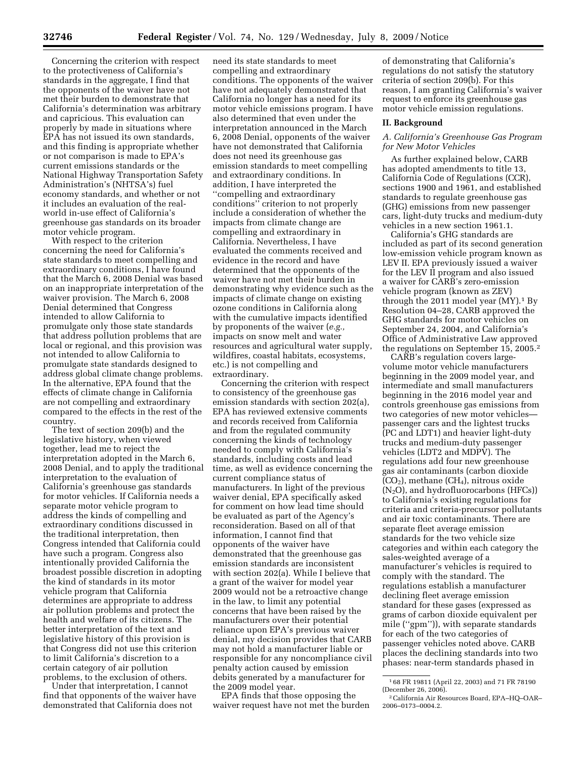Concerning the criterion with respect to the protectiveness of California's standards in the aggregate, I find that the opponents of the waiver have not met their burden to demonstrate that California's determination was arbitrary and capricious. This evaluation can properly by made in situations where EPA has not issued its own standards, and this finding is appropriate whether or not comparison is made to EPA's current emissions standards or the National Highway Transportation Safety Administration's (NHTSA's) fuel economy standards, and whether or not it includes an evaluation of the real-world in-use effect of California's greenhouse gas standards on its broader motor vehicle program.

With respect to the criterion concerning the need for California's state standards to meet compelling and extraordinary conditions, I have found that the March 6, 2008 Denial was based on an inappropriate interpretation of the waiver provision. The March 6, 2008 Denial determined that Congress intended to allow California to promulgate only those state standards that address pollution problems that are local or regional, and this provision was not intended to allow California to promulgate state standards designed to address global climate change problems. In the alternative, EPA found that the effects of climate change in California are not compelling and extraordinary compared to the effects in the rest of the country.

The text of section 209(b) and the legislative history, when viewed together, lead me to reject the interpretation adopted in the March 6, 2008 Denial, and to apply the traditional interpretation to the evaluation of California's greenhouse gas standards for motor vehicles. If California needs a separate motor vehicle program to address the kinds of compelling and extraordinary conditions discussed in the traditional interpretation, then Congress intended that California could have such a program. Congress also intentionally provided California the broadest possible discretion in adopting the kind of standards in its motor vehicle program that California determines are appropriate to address air pollution problems and protect the health and welfare of its citizens. The better interpretation of the text and legislative history of this provision is that Congress did not use this criterion to limit California's discretion to a certain category of air pollution problems, to the exclusion of others.

Under that interpretation, I cannot find that opponents of the waiver have demonstrated that California does not need its state standards to meet compelling and extraordinary conditions. The opponents of the waiver have not adequately demonstrated that California no longer has a need for its motor vehicle emissions program. I have also determined that even under the interpretation announced in the March 6, 2008 Denial, opponents of the waiver have not demonstrated that California does not need its greenhouse gas emission standards to meet compelling and extraordinary conditions. In addition, I have interpreted the ''compelling and extraordinary conditions'' criterion to not properly include a consideration of whether the impacts from climate change are compelling and extraordinary in California. Nevertheless, I have evaluated the comments received and evidence in the record and have determined that the opponents of the waiver have not met their burden in demonstrating why evidence such as the impacts of climate change on existing ozone conditions in California along with the cumulative impacts identified by proponents of the waiver (*e.g.,* impacts on snow melt and water resources and agricultural water supply, wildfires, coastal habitats, ecosystems, etc.) is not compelling and extraordinary.

Concerning the criterion with respect to consistency of the greenhouse gas emission standards with section 202(a), EPA has reviewed extensive comments and records received from California and from the regulated community concerning the kinds of technology needed to comply with California's standards, including costs and lead time, as well as evidence concerning the current compliance status of manufacturers. In light of the previous waiver denial, EPA specifically asked for comment on how lead time should be evaluated as part of the Agency's reconsideration. Based on all of that information, I cannot find that opponents of the waiver have demonstrated that the greenhouse gas emission standards are inconsistent with section 202(a). While I believe that a grant of the waiver for model year 2009 would not be a retroactive change in the law, to limit any potential concerns that have been raised by the manufacturers over their potential reliance upon EPA's previous waiver denial, my decision provides that CARB may not hold a manufacturer liable or responsible for any noncompliance civil penalty action caused by emission debits generated by a manufacturer for the 2009 model year.

EPA finds that those opposing the waiver request have not met the burden of demonstrating that California's regulations do not satisfy the statutory criteria of section 209(b). For this reason, I am granting California's waiver request to enforce its greenhouse gas motor vehicle emission regulations.

## II. Background

### *A. California's Greenhouse Gas Program for New Motor Vehicles*

As further explained below, CARB has adopted amendments to title 13, California Code of Regulations (CCR), sections 1900 and 1961, and established standards to regulate greenhouse gas (GHG) emissions from new passenger cars, light-duty trucks and medium-duty vehicles in a new section 1961.1.

California's GHG standards are included as part of its second generation low-emission vehicle program known as LEV II. EPA previously issued a waiver for the LEV II program and also issued a waiver for CARB's zero-emission vehicle program (known as ZEV) through the 2011 model year (MY).[1] By Resolution 04–28, CARB approved the GHG standards for motor vehicles on September 24, 2004, and California's Office of Administrative Law approved the regulations on September 15, 2005.[2]

CARB's regulation covers large-volume motor vehicle manufacturers beginning in the 2009 model year, and intermediate and small manufacturers beginning in the 2016 model year and controls greenhouse gas emissions from two categories of new motor vehicles—passenger cars and the lightest trucks (PC and LDT1) and heavier light-duty trucks and medium-duty passenger vehicles (LDT2 and MDPV). The regulations add four new greenhouse gas air contaminants (carbon dioxide ($CO_2$), methane ($CH_4$), nitrous oxide ($N_2O$), and hydrofluorocarbons (HFCs)) to California's existing regulations for criteria and criteria-precursor pollutants and air toxic contaminants. There are separate fleet average emission standards for the two vehicle size categories and within each category the sales-weighted average of a manufacturer's vehicles is required to comply with the standard. The regulations establish a manufacturer declining fleet average emission standard for these gases (expressed as grams of carbon dioxide equivalent per mile (''gpm'')), with separate standards for each of the two categories of passenger vehicles noted above. CARB places the declining standards into two phases: near-term standards phased in

[1] 68 FR 19811 (April 22, 2003) and 71 FR 78190 (December 26, 2006).

[2] California Air Resources Board, EPA–HQ–OAR–2006–0173–0004.2.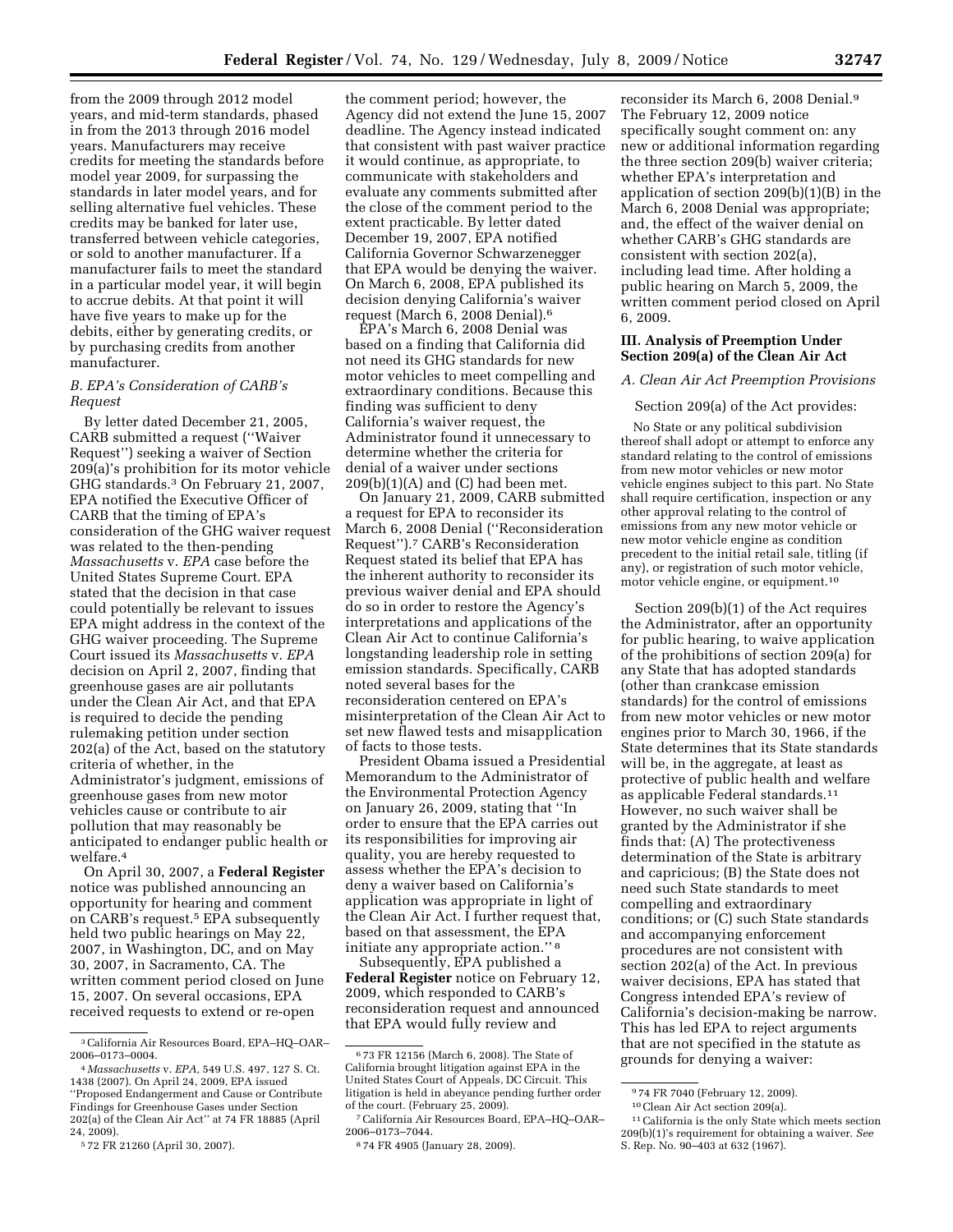from the 2009 through 2012 model years, and mid-term standards, phased in from the 2013 through 2016 model years. Manufacturers may receive credits for meeting the standards before model year 2009, for surpassing the standards in later model years, and for selling alternative fuel vehicles. These credits may be banked for later use, transferred between vehicle categories, or sold to another manufacturer. If a manufacturer fails to meet the standard in a particular model year, it will begin to accrue debits. At that point it will have five years to make up for the debits, either by generating credits, or by purchasing credits from another manufacturer.

### *B. EPA's Consideration of CARB's Request*

By letter dated December 21, 2005, CARB submitted a request (''Waiver Request'') seeking a waiver of Section 209(a)'s prohibition for its motor vehicle GHG standards.[3] On February 21, 2007, EPA notified the Executive Officer of CARB that the timing of EPA's consideration of the GHG waiver request was related to the then-pending *Massachusetts* v. *EPA* case before the United States Supreme Court. EPA stated that the decision in that case could potentially be relevant to issues EPA might address in the context of the GHG waiver proceeding. The Supreme Court issued its *Massachusetts* v. *EPA* decision on April 2, 2007, finding that greenhouse gases are air pollutants under the Clean Air Act, and that EPA is required to decide the pending rulemaking petition under section 202(a) of the Act, based on the statutory criteria of whether, in the Administrator's judgment, emissions of greenhouse gases from new motor vehicles cause or contribute to air pollution that may reasonably be anticipated to endanger public health or welfare.[4]

On April 30, 2007, a **Federal Register** notice was published announcing an opportunity for hearing and comment on CARB's request.[5] EPA subsequently held two public hearings on May 22, 2007, in Washington, DC, and on May 30, 2007, in Sacramento, CA. The written comment period closed on June 15, 2007. On several occasions, EPA received requests to extend or re-open the comment period; however, the Agency did not extend the June 15, 2007 deadline. The Agency instead indicated that consistent with past waiver practice it would continue, as appropriate, to communicate with stakeholders and evaluate any comments submitted after the close of the comment period to the extent practicable. By letter dated December 19, 2007, EPA notified California Governor Schwarzenegger that EPA would be denying the waiver. On March 6, 2008, EPA published its decision denying California's waiver request (March 6, 2008 Denial).[6]

EPA's March 6, 2008 Denial was based on a finding that California did not need its GHG standards for new motor vehicles to meet compelling and extraordinary conditions. Because this finding was sufficient to deny California's waiver request, the Administrator found it unnecessary to determine whether the criteria for denial of a waiver under sections 209(b)(1)(A) and (C) had been met.

On January 21, 2009, CARB submitted a request for EPA to reconsider its March 6, 2008 Denial (''Reconsideration Request'').[7] CARB's Reconsideration Request stated its belief that EPA has the inherent authority to reconsider its previous waiver denial and EPA should do so in order to restore the Agency's interpretations and applications of the Clean Air Act to continue California's longstanding leadership role in setting emission standards. Specifically, CARB noted several bases for the reconsideration centered on EPA's misinterpretation of the Clean Air Act to set new flawed tests and misapplication of facts to those tests.

President Obama issued a Presidential Memorandum to the Administrator of the Environmental Protection Agency on January 26, 2009, stating that ''In order to ensure that the EPA carries out its responsibilities for improving air quality, you are hereby requested to assess whether the EPA's decision to deny a waiver based on California's application was appropriate in light of the Clean Air Act. I further request that, based on that assessment, the EPA initiate any appropriate action.'' [8]

Subsequently, EPA published a **Federal Register** notice on February 12, 2009, which responded to CARB's reconsideration request and announced that EPA would fully review and reconsider its March 6, 2008 Denial.[9] The February 12, 2009 notice specifically sought comment on: any new or additional information regarding the three section 209(b) waiver criteria; whether EPA's interpretation and application of section 209(b)(1)(B) in the March 6, 2008 Denial was appropriate; and, the effect of the waiver denial on whether CARB's GHG standards are consistent with section 202(a), including lead time. After holding a public hearing on March 5, 2009, the written comment period closed on April 6, 2009.

## III. Analysis of Preemption Under Section 209(a) of the Clean Air Act

### *A. Clean Air Act Preemption Provisions*

Section 209(a) of the Act provides:

> No State or any political subdivision thereof shall adopt or attempt to enforce any standard relating to the control of emissions from new motor vehicles or new motor vehicle engines subject to this part. No State shall require certification, inspection or any other approval relating to the control of emissions from any new motor vehicle or new motor vehicle engine as condition precedent to the initial retail sale, titling (if any), or registration of such motor vehicle, motor vehicle engine, or equipment.[10]

Section 209(b)(1) of the Act requires the Administrator, after an opportunity for public hearing, to waive application of the prohibitions of section 209(a) for any State that has adopted standards (other than crankcase emission standards) for the control of emissions from new motor vehicles or new motor engines prior to March 30, 1966, if the State determines that its State standards will be, in the aggregate, at least as protective of public health and welfare as applicable Federal standards.[11] However, no such waiver shall be granted by the Administrator if she finds that: (A) The protectiveness determination of the State is arbitrary and capricious; (B) the State does not need such State standards to meet compelling and extraordinary conditions; or (C) such State standards and accompanying enforcement procedures are not consistent with section 202(a) of the Act. In previous waiver decisions, EPA has stated that Congress intended EPA's review of California's decision-making be narrow. This has led EPA to reject arguments that are not specified in the statute as grounds for denying a waiver:

---

[3] California Air Resources Board, EPA–HQ–OAR–2006–0173–0004.

[4] *Massachusetts* v. *EPA,* 549 U.S. 497, 127 S. Ct. 1438 (2007). On April 24, 2009, EPA issued ''Proposed Endangerment and Cause or Contribute Findings for Greenhouse Gases under Section 202(a) of the Clean Air Act'' at 74 FR 18885 (April 24, 2009).

[5] 72 FR 21260 (April 30, 2007).

[6] 73 FR 12156 (March 6, 2008). The State of California brought litigation against EPA in the United States Court of Appeals, DC Circuit. This litigation is held in abeyance pending further order of the court. (February 25, 2009).

[7] California Air Resources Board, EPA–HQ–OAR–2006–0173–7044.

[8] 74 FR 4905 (January 28, 2009).

[9] 74 FR 7040 (February 12, 2009).

[10] Clean Air Act section 209(a).

[11] California is the only State which meets section 209(b)(1)'s requirement for obtaining a waiver. *See* S. Rep. No. 90–403 at 632 (1967).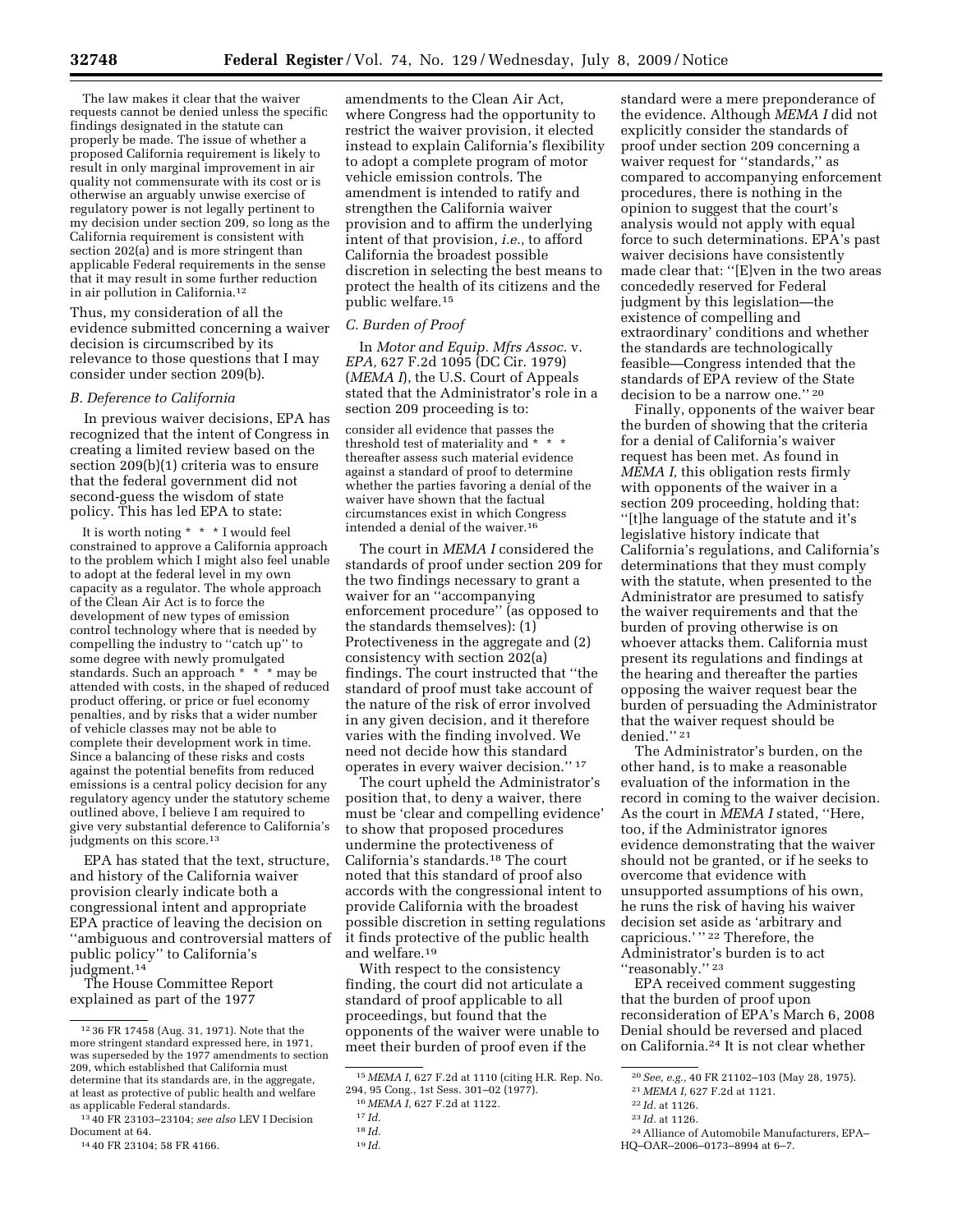The law makes it clear that the waiver requests cannot be denied unless the specific findings designated in the statute can properly be made. The issue of whether a proposed California requirement is likely to result in only marginal improvement in air quality not commensurate with its cost or is otherwise an arguably unwise exercise of regulatory power is not legally pertinent to my decision under section 209, so long as the California requirement is consistent with section 202(a) and is more stringent than applicable Federal requirements in the sense that it may result in some further reduction in air pollution in California.[12]

Thus, my consideration of all the evidence submitted concerning a waiver decision is circumscribed by its relevance to those questions that I may consider under section 209(b).

### B. Deference to California

In previous waiver decisions, EPA has recognized that the intent of Congress in creating a limited review based on the section 209(b)(1) criteria was to ensure that the federal government did not second-guess the wisdom of state policy. This has led EPA to state:

> It is worth noting * * * I would feel constrained to approve a California approach to the problem which I might also feel unable to adopt at the federal level in my own capacity as a regulator. The whole approach of the Clean Air Act is to force the development of new types of emission control technology where that is needed by compelling the industry to ''catch up'' to some degree with newly promulgated standards. Such an approach * * * may be attended with costs, in the shaped of reduced product offering, or price or fuel economy penalties, and by risks that a wider number of vehicle classes may not be able to complete their development work in time. Since a balancing of these risks and costs against the potential benefits from reduced emissions is a central policy decision for any regulatory agency under the statutory scheme outlined above, I believe I am required to give very substantial deference to California's judgments on this score.[13]

EPA has stated that the text, structure, and history of the California waiver provision clearly indicate both a congressional intent and appropriate EPA practice of leaving the decision on ''ambiguous and controversial matters of public policy'' to California's judgment.[14]

The House Committee Report explained as part of the 1977 amendments to the Clean Air Act, where Congress had the opportunity to restrict the waiver provision, it elected instead to explain California's flexibility to adopt a complete program of motor vehicle emission controls. The amendment is intended to ratify and strengthen the California waiver provision and to affirm the underlying intent of that provision, *i.e.,* to afford California the broadest possible discretion in selecting the best means to protect the health of its citizens and the public welfare.[15]

### C. Burden of Proof

In *Motor and Equip. Mfrs Assoc.* v. *EPA,* 627 F.2d 1095 (DC Cir. 1979) (*MEMA I*), the U.S. Court of Appeals stated that the Administrator's role in a section 209 proceeding is to:

> consider all evidence that passes the threshold test of materiality and * * * thereafter assess such material evidence against a standard of proof to determine whether the parties favoring a denial of the waiver have shown that the factual circumstances exist in which Congress intended a denial of the waiver.[16]

The court in *MEMA I* considered the standards of proof under section 209 for the two findings necessary to grant a waiver for an ''accompanying enforcement procedure'' (as opposed to the standards themselves): (1) Protectiveness in the aggregate and (2) consistency with section 202(a) findings. The court instructed that ''the standard of proof must take account of the nature of the risk of error involved in any given decision, and it therefore varies with the finding involved. We need not decide how this standard operates in every waiver decision.'' [17]

The court upheld the Administrator's position that, to deny a waiver, there must be 'clear and compelling evidence' to show that proposed procedures undermine the protectiveness of California's standards.[18] The court noted that this standard of proof also accords with the congressional intent to provide California with the broadest possible discretion in setting regulations it finds protective of the public health and welfare.[19]

With respect to the consistency finding, the court did not articulate a standard of proof applicable to all proceedings, but found that the opponents of the waiver were unable to meet their burden of proof even if the standard were a mere preponderance of the evidence. Although *MEMA I* did not explicitly consider the standards of proof under section 209 concerning a waiver request for ''standards,'' as compared to accompanying enforcement procedures, there is nothing in the opinion to suggest that the court's analysis would not apply with equal force to such determinations. EPA's past waiver decisions have consistently made clear that: ''[E]ven in the two areas concededly reserved for Federal judgment by this legislation—the existence of compelling and extraordinary' conditions and whether the standards are technologically feasible—Congress intended that the standards of EPA review of the State decision to be a narrow one.'' [20]

Finally, opponents of the waiver bear the burden of showing that the criteria for a denial of California's waiver request has been met. As found in *MEMA I,* this obligation rests firmly with opponents of the waiver in a section 209 proceeding, holding that: ''[t]he language of the statute and it's legislative history indicate that California's regulations, and California's determinations that they must comply with the statute, when presented to the Administrator are presumed to satisfy the waiver requirements and that the burden of proving otherwise is on whoever attacks them. California must present its regulations and findings at the hearing and thereafter the parties opposing the waiver request bear the burden of persuading the Administrator that the waiver request should be denied.'' [21]

The Administrator's burden, on the other hand, is to make a reasonable evaluation of the information in the record in coming to the waiver decision. As the court in *MEMA I* stated, ''Here, too, if the Administrator ignores evidence demonstrating that the waiver should not be granted, or if he seeks to overcome that evidence with unsupported assumptions of his own, he runs the risk of having his waiver decision set aside as 'arbitrary and capricious.' '' [22] Therefore, the Administrator's burden is to act ''reasonably.'' [23]

EPA received comment suggesting that the burden of proof upon reconsideration of EPA's March 6, 2008 Denial should be reversed and placed on California.[24] It is not clear whether

---

[12] 36 FR 17458 (Aug. 31, 1971). Note that the more stringent standard expressed here, in 1971, was superseded by the 1977 amendments to section 209, which established that California must determine that its standards are, in the aggregate, at least as protective of public health and welfare as applicable Federal standards.

[13] 40 FR 23103–23104; *see also* LEV I Decision Document at 64.

[14] 40 FR 23104; 58 FR 4166.

[15] *MEMA I,* 627 F.2d at 1110 (citing H.R. Rep. No. 294, 95 Cong., 1st Sess. 301–02 (1977).

[16] *MEMA I,* 627 F.2d at 1122.

[17] *Id.*

[18] *Id.*

[19] *Id.*

[20] *See, e.g.,* 40 FR 21102–103 (May 28, 1975).

[21] *MEMA I,* 627 F.2d at 1121.

[22] *Id.* at 1126.

[23] *Id.* at 1126.

[24] Alliance of Automobile Manufacturers, EPA–HQ–OAR–2006–0173–8994 at 6–7.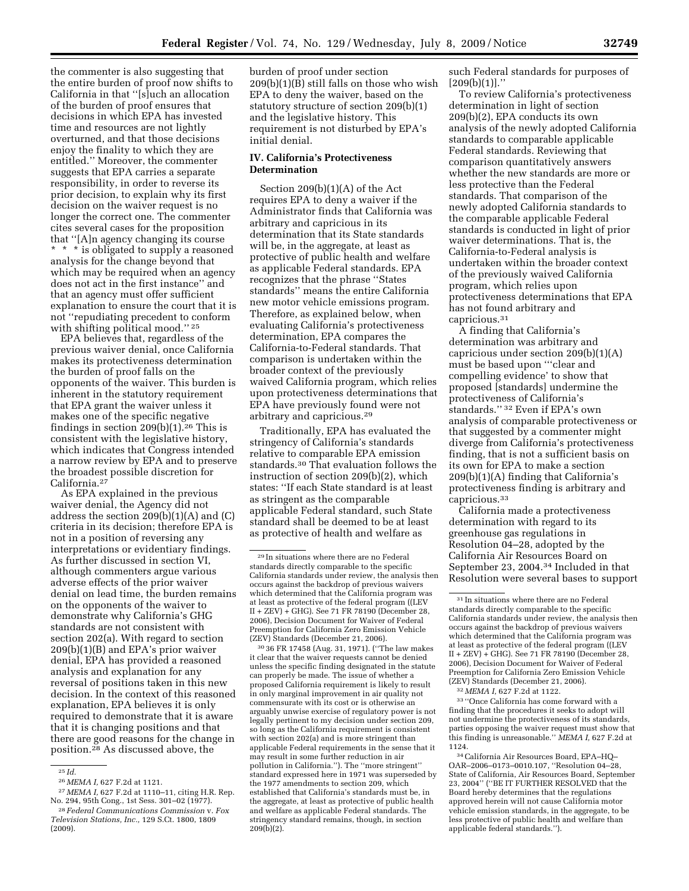the commenter is also suggesting that the entire burden of proof now shifts to California in that ''[s]uch an allocation of the burden of proof ensures that decisions in which EPA has invested time and resources are not lightly overturned, and that those decisions enjoy the finality to which they are entitled.'' Moreover, the commenter suggests that EPA carries a separate responsibility, in order to reverse its prior decision, to explain why its first decision on the waiver request is no longer the correct one. The commenter cites several cases for the proposition that ''[A]n agency changing its course * * * is obligated to supply a reasoned analysis for the change beyond that which may be required when an agency does not act in the first instance'' and that an agency must offer sufficient explanation to ensure the court that it is not ''repudiating precedent to conform with shifting political mood.'' [25]

EPA believes that, regardless of the previous waiver denial, once California makes its protectiveness determination the burden of proof falls on the opponents of the waiver. This burden is inherent in the statutory requirement that EPA grant the waiver unless it makes one of the specific negative findings in section 209(b)(1).[26] This is consistent with the legislative history, which indicates that Congress intended a narrow review by EPA and to preserve the broadest possible discretion for California.[27]

As EPA explained in the previous waiver denial, the Agency did not address the section 209(b)(1)(A) and (C) criteria in its decision; therefore EPA is not in a position of reversing any interpretations or evidentiary findings. As further discussed in section VI, although commenters argue various adverse effects of the prior waiver denial on lead time, the burden remains on the opponents of the waiver to demonstrate why California's GHG standards are not consistent with section 202(a). With regard to section 209(b)(1)(B) and EPA's prior waiver denial, EPA has provided a reasoned analysis and explanation for any reversal of positions taken in this new decision. In the context of this reasoned explanation, EPA believes it is only required to demonstrate that it is aware that it is changing positions and that there are good reasons for the change in position.[28] As discussed above, the burden of proof under section 209(b)(1)(B) still falls on those who wish EPA to deny the waiver, based on the statutory structure of section 209(b)(1) and the legislative history. This requirement is not disturbed by EPA's initial denial.

## IV. California's Protectiveness Determination

Section 209(b)(1)(A) of the Act requires EPA to deny a waiver if the Administrator finds that California was arbitrary and capricious in its determination that its State standards will be, in the aggregate, at least as protective of public health and welfare as applicable Federal standards. EPA recognizes that the phrase ''States standards'' means the entire California new motor vehicle emissions program. Therefore, as explained below, when evaluating California's protectiveness determination, EPA compares the California-to-Federal standards. That comparison is undertaken within the broader context of the previously waived California program, which relies upon protectiveness determinations that EPA have previously found were not arbitrary and capricious.[29]

Traditionally, EPA has evaluated the stringency of California's standards relative to comparable EPA emission standards.[30] That evaluation follows the instruction of section 209(b)(2), which states: ''If each State standard is at least as stringent as the comparable applicable Federal standard, such State standard shall be deemed to be at least as protective of health and welfare as such Federal standards for purposes of [209(b)(1)].''

To review California's protectiveness determination in light of section 209(b)(2), EPA conducts its own analysis of the newly adopted California standards to comparable applicable Federal standards. Reviewing that comparison quantitatively answers whether the new standards are more or less protective than the Federal standards. That comparison of the newly adopted California standards to the comparable applicable Federal standards is conducted in light of prior waiver determinations. That is, the California-to-Federal analysis is undertaken within the broader context of the previously waived California program, which relies upon protectiveness determinations that EPA has not found arbitrary and capricious.[31]

A finding that California's determination was arbitrary and capricious under section 209(b)(1)(A) must be based upon '''clear and compelling evidence' to show that proposed [standards] undermine the protectiveness of California's standards.'' [32] Even if EPA's own analysis of comparable protectiveness or that suggested by a commenter might diverge from California's protectiveness finding, that is not a sufficient basis on its own for EPA to make a section 209(b)(1)(A) finding that California's protectiveness finding is arbitrary and capricious.[33]

California made a protectiveness determination with regard to its greenhouse gas regulations in Resolution 04–28, adopted by the California Air Resources Board on September 23, 2004.[34] Included in that Resolution were several bases to support

---

[25] *Id.*

[26] *MEMA I,* 627 F.2d at 1121.

[27] *MEMA I,* 627 F.2d at 1110–11, citing H.R. Rep. No. 294, 95th Cong., 1st Sess. 301–02 (1977).

[28] *Federal Communications Commission* v. *Fox Television Stations, Inc.,* 129 S.Ct. 1800, 1809 (2009).

[29] In situations where there are no Federal standards directly comparable to the specific California standards under review, the analysis then occurs against the backdrop of previous waivers which determined that the California program was at least as protective of the federal program ((LEV II + ZEV) + GHG). See 71 FR 78190 (December 28, 2006), Decision Document for Waiver of Federal Preemption for California Zero Emission Vehicle (ZEV) Standards (December 21, 2006).

[30] 36 FR 17458 (Aug. 31, 1971). (''The law makes it clear that the waiver requests cannot be denied unless the specific finding designated in the statute can properly be made. The issue of whether a proposed California requirement is likely to result in only marginal improvement in air quality not commensurate with its cost or is otherwise an arguably unwise exercise of regulatory power is not legally pertinent to my decision under section 209, so long as the California requirement is consistent with section 202(a) and is more stringent than applicable Federal requirements in the sense that it may result in some further reduction in air pollution in California.''). The ''more stringent'' standard expressed here in 1971 was superseded by the 1977 amendments to section 209, which established that California's standards must be, in the aggregate, at least as protective of public health and welfare as applicable Federal standards. The stringency standard remains, though, in section 209(b)(2).

[31] In situations where there are no Federal standards directly comparable to the specific California standards under review, the analysis then occurs against the backdrop of previous waivers which determined that the California program was at least as protective of the federal program ((LEV II + ZEV) + GHG). See 71 FR 78190 (December 28, 2006), Decision Document for Waiver of Federal Preemption for California Zero Emission Vehicle (ZEV) Standards (December 21, 2006).

[32] *MEMA I,* 627 F.2d at 1122.

[33] ''Once California has come forward with a finding that the procedures it seeks to adopt will not undermine the protectiveness of its standards, parties opposing the waiver request must show that this finding is unreasonable.'' *MEMA I,* 627 F.2d at 1124.

[34] California Air Resources Board, EPA–HQ–OAR–2006–0173–0010.107, ''Resolution 04–28, State of California, Air Resources Board, September 23, 2004'' (''BE IT FURTHER RESOLVED that the Board hereby determines that the regulations approved herein will not cause California motor vehicle emission standards, in the aggregate, to be less protective of public health and welfare than applicable federal standards.'').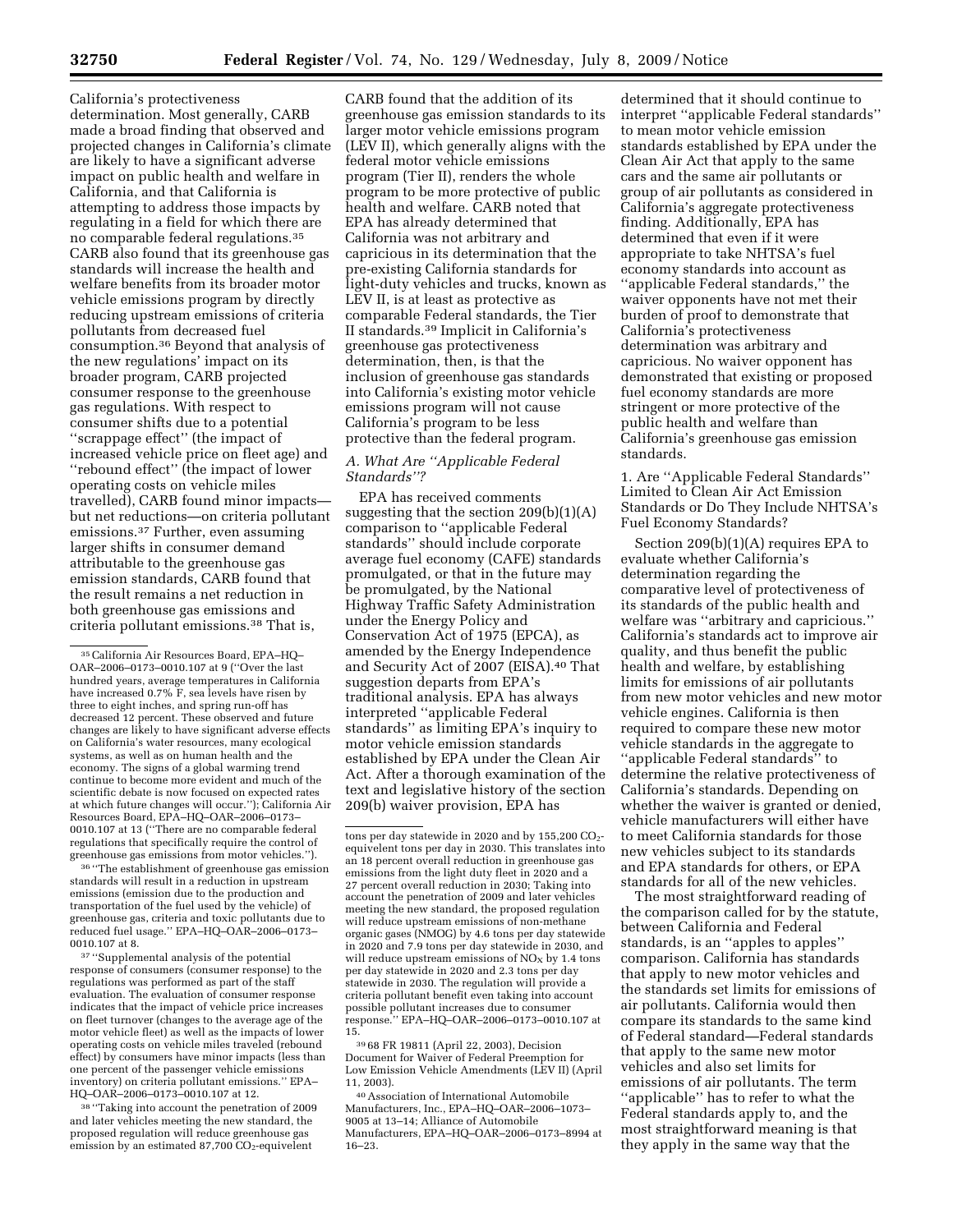California's protectiveness determination. Most generally, CARB made a broad finding that observed and projected changes in California's climate are likely to have a significant adverse impact on public health and welfare in California, and that California is attempting to address those impacts by regulating in a field for which there are no comparable federal regulations.[35] CARB also found that its greenhouse gas standards will increase the health and welfare benefits from its broader motor vehicle emissions program by directly reducing upstream emissions of criteria pollutants from decreased fuel consumption.[36] Beyond that analysis of the new regulations' impact on its broader program, CARB projected consumer response to the greenhouse gas regulations. With respect to consumer shifts due to a potential ''scrappage effect'' (the impact of increased vehicle price on fleet age) and ''rebound effect'' (the impact of lower operating costs on vehicle miles travelled), CARB found minor impacts—but net reductions—on criteria pollutant emissions.[37] Further, even assuming larger shifts in consumer demand attributable to the greenhouse gas emission standards, CARB found that the result remains a net reduction in both greenhouse gas emissions and criteria pollutant emissions.[38] That is, CARB found that the addition of its greenhouse gas emission standards to its larger motor vehicle emissions program (LEV II), which generally aligns with the federal motor vehicle emissions program (Tier II), renders the whole program to be more protective of public health and welfare. CARB noted that EPA has already determined that California was not arbitrary and capricious in its determination that the pre-existing California standards for light-duty vehicles and trucks, known as LEV II, is at least as protective as comparable Federal standards, the Tier II standards.[39] Implicit in California's greenhouse gas protectiveness determination, then, is that the inclusion of greenhouse gas standards into California's existing motor vehicle emissions program will not cause California's program to be less protective than the federal program.

### A. What Are ''Applicable Federal Standards''?

EPA has received comments suggesting that the section 209(b)(1)(A) comparison to ''applicable Federal standards'' should include corporate average fuel economy (CAFE) standards promulgated, or that in the future may be promulgated, by the National Highway Traffic Safety Administration under the Energy Policy and Conservation Act of 1975 (EPCA), as amended by the Energy Independence and Security Act of 2007 (EISA).[40] That suggestion departs from EPA's traditional analysis. EPA has always interpreted ''applicable Federal standards'' as limiting EPA's inquiry to motor vehicle emission standards established by EPA under the Clean Air Act. After a thorough examination of the text and legislative history of the section 209(b) waiver provision, EPA has determined that it should continue to interpret ''applicable Federal standards'' to mean motor vehicle emission standards established by EPA under the Clean Air Act that apply to the same cars and the same air pollutants or group of air pollutants as considered in California's aggregate protectiveness finding. Additionally, EPA has determined that even if it were appropriate to take NHTSA's fuel economy standards into account as ''applicable Federal standards,'' the waiver opponents have not met their burden of proof to demonstrate that California's protectiveness determination was arbitrary and capricious. No waiver opponent has demonstrated that existing or proposed fuel economy standards are more stringent or more protective of the public health and welfare than California's greenhouse gas emission standards.

#### 1. Are ''Applicable Federal Standards'' Limited to Clean Air Act Emission Standards or Do They Include NHTSA's Fuel Economy Standards?

Section 209(b)(1)(A) requires EPA to evaluate whether California's determination regarding the comparative level of protectiveness of its standards of the public health and welfare was ''arbitrary and capricious.'' California's standards act to improve air quality, and thus benefit the public health and welfare, by establishing limits for emissions of air pollutants from new motor vehicles and new motor vehicle engines. California is then required to compare these new motor vehicle standards in the aggregate to ''applicable Federal standards'' to determine the relative protectiveness of California's standards. Depending on whether the waiver is granted or denied, vehicle manufacturers will either have to meet California standards for those new vehicles subject to its standards and EPA standards for others, or EPA standards for all of the new vehicles.

The most straightforward reading of the comparison called for by the statute, between California and Federal standards, is an ''apples to apples'' comparison. California has standards that apply to new motor vehicles and the standards set limits for emissions of air pollutants. California would then compare its standards to the same kind of Federal standard—Federal standards that apply to the same new motor vehicles and also set limits for emissions of air pollutants. The term ''applicable'' has to refer to what the Federal standards apply to, and the most straightforward meaning is that they apply in the same way that the

---

[35] California Air Resources Board, EPA–HQ–OAR–2006–0173–0010.107 at 9 (''Over the last hundred years, average temperatures in California have increased 0.7% F, sea levels have risen by three to eight inches, and spring run-off has decreased 12 percent. These observed and future changes are likely to have significant adverse effects on California's water resources, many ecological systems, as well as on human health and the economy. The signs of a global warming trend continue to become more evident and much of the scientific debate is now focused on expected rates at which future changes will occur.''); California Air Resources Board, EPA–HQ–OAR–2006–0173–0010.107 at 13 (''There are no comparable federal regulations that specifically require the control of greenhouse gas emissions from motor vehicles.'').

[36] ''The establishment of greenhouse gas emission standards will result in a reduction in upstream emissions (emission due to the production and transportation of the fuel used by the vehicle) of greenhouse gas, criteria and toxic pollutants due to reduced fuel usage.'' EPA–HQ–OAR–2006–0173–0010.107 at 8.

[37] ''Supplemental analysis of the potential response of consumers (consumer response) to the regulations was performed as part of the staff evaluation. The evaluation of consumer response indicates that the impact of vehicle price increases on fleet turnover (changes to the average age of the motor vehicle fleet) as well as the impacts of lower operating costs on vehicle miles traveled (rebound effect) by consumers have minor impacts (less than one percent of the passenger vehicle emissions inventory) on criteria pollutant emissions.'' EPA–HQ–OAR–2006–0173–0010.107 at 12.

[38] ''Taking into account the penetration of 2009 and later vehicles meeting the new standard, the proposed regulation will reduce greenhouse gas emission by an estimated 87,700 $CO_2$-equivelent tons per day statewide in 2020 and by 155,200 $CO_2$-equivelent tons per day in 2030. This translates into an 18 percent overall reduction in greenhouse gas emissions from the light duty fleet in 2020 and a 27 percent overall reduction in 2030; Taking into account the penetration of 2009 and later vehicles meeting the new standard, the proposed regulation will reduce upstream emissions of non-methane organic gases (NMOG) by 4.6 tons per day statewide in 2020 and 7.9 tons per day statewide in 2030, and will reduce upstream emissions of $NO_X$ by 1.4 tons per day statewide in 2020 and 2.3 tons per day statewide in 2030. The regulation will provide a criteria pollutant benefit even taking into account possible pollutant increases due to consumer response.'' EPA–HQ–OAR–2006–0173–0010.107 at 15.

[39] 68 FR 19811 (April 22, 2003), Decision Document for Waiver of Federal Preemption for Low Emission Vehicle Amendments (LEV II) (April 11, 2003).

[40] Association of International Automobile Manufacturers, Inc., EPA–HQ–OAR–2006–1073–9005 at 13–14; Alliance of Automobile Manufacturers, EPA–HQ–OAR–2006–0173–8994 at 16–23.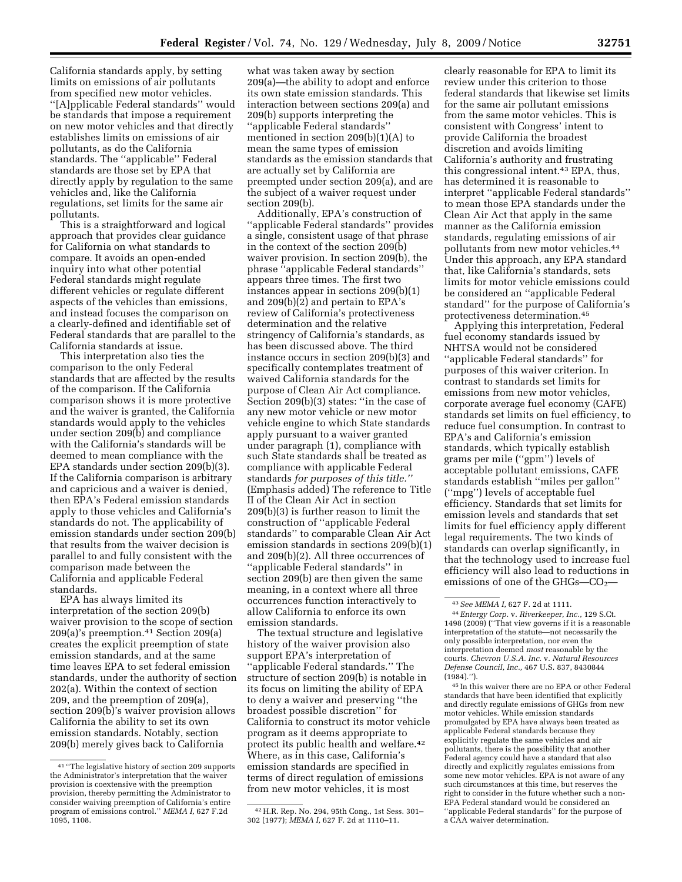California standards apply, by setting limits on emissions of air pollutants from specified new motor vehicles. ''[A]pplicable Federal standards'' would be standards that impose a requirement on new motor vehicles and that directly establishes limits on emissions of air pollutants, as do the California standards. The ''applicable'' Federal standards are those set by EPA that directly apply by regulation to the same vehicles and, like the California regulations, set limits for the same air pollutants.

This is a straightforward and logical approach that provides clear guidance for California on what standards to compare. It avoids an open-ended inquiry into what other potential Federal standards might regulate different vehicles or regulate different aspects of the vehicles than emissions, and instead focuses the comparison on a clearly-defined and identifiable set of Federal standards that are parallel to the California standards at issue.

This interpretation also ties the comparison to the only Federal standards that are affected by the results of the comparison. If the California comparison shows it is more protective and the waiver is granted, the California standards would apply to the vehicles under section 209(b) and compliance with the California's standards will be deemed to mean compliance with the EPA standards under section 209(b)(3). If the California comparison is arbitrary and capricious and a waiver is denied, then EPA's Federal emission standards apply to those vehicles and California's standards do not. The applicability of emission standards under section 209(b) that results from the waiver decision is parallel to and fully consistent with the comparison made between the California and applicable Federal standards.

EPA has always limited its interpretation of the section 209(b) waiver provision to the scope of section 209(a)'s preemption.[41] Section 209(a) creates the explicit preemption of state emission standards, and at the same time leaves EPA to set federal emission standards, under the authority of section 202(a). Within the context of section 209, and the preemption of 209(a), section 209(b)'s waiver provision allows California the ability to set its own emission standards. Notably, section 209(b) merely gives back to California what was taken away by section 209(a)—the ability to adopt and enforce its own state emission standards. This interaction between sections 209(a) and 209(b) supports interpreting the ''applicable Federal standards'' mentioned in section 209(b)(1)(A) to mean the same types of emission standards as the emission standards that are actually set by California are preempted under section 209(a), and are the subject of a waiver request under section 209(b).

Additionally, EPA's construction of ''applicable Federal standards'' provides a single, consistent usage of that phrase in the context of the section 209(b) waiver provision. In section 209(b), the phrase ''applicable Federal standards'' appears three times. The first two instances appear in sections 209(b)(1) and 209(b)(2) and pertain to EPA's review of California's protectiveness determination and the relative stringency of California's standards, as has been discussed above. The third instance occurs in section 209(b)(3) and specifically contemplates treatment of waived California standards for the purpose of Clean Air Act compliance. Section 209(b)(3) states: ''in the case of any new motor vehicle or new motor vehicle engine to which State standards apply pursuant to a waiver granted under paragraph (1), compliance with such State standards shall be treated as compliance with applicable Federal standards *for purposes of this title.*'' (Emphasis added) The reference to Title II of the Clean Air Act in section 209(b)(3) is further reason to limit the construction of ''applicable Federal standards'' to comparable Clean Air Act emission standards in sections 209(b)(1) and 209(b)(2). All three occurrences of ''applicable Federal standards'' in section 209(b) are then given the same meaning, in a context where all three occurrences function interactively to allow California to enforce its own emission standards.

The textual structure and legislative history of the waiver provision also support EPA's interpretation of ''applicable Federal standards.'' The structure of section 209(b) is notable in its focus on limiting the ability of EPA to deny a waiver and preserving ''the broadest possible discretion'' for California to construct its motor vehicle program as it deems appropriate to protect its public health and welfare.[42] Where, as in this case, California's emission standards are specified in terms of direct regulation of emissions from new motor vehicles, it is most clearly reasonable for EPA to limit its review under this criterion to those federal standards that likewise set limits for the same air pollutant emissions from the same motor vehicles. This is consistent with Congress' intent to provide California the broadest discretion and avoids limiting California's authority and frustrating this congressional intent.[43] EPA, thus, has determined it is reasonable to interpret ''applicable Federal standards'' to mean those EPA standards under the Clean Air Act that apply in the same manner as the California emission standards, regulating emissions of air pollutants from new motor vehicles.[44] Under this approach, any EPA standard that, like California's standards, sets limits for motor vehicle emissions could be considered an ''applicable Federal standard'' for the purpose of California's protectiveness determination.[45]

Applying this interpretation, Federal fuel economy standards issued by NHTSA would not be considered ''applicable Federal standards'' for purposes of this waiver criterion. In contrast to standards set limits for emissions from new motor vehicles, corporate average fuel economy (CAFE) standards set limits on fuel efficiency, to reduce fuel consumption. In contrast to EPA's and California's emission standards, which typically establish grams per mile (''gpm'') levels of acceptable pollutant emissions, CAFE standards establish ''miles per gallon'' (''mpg'') levels of acceptable fuel efficiency. Standards that set limits for emission levels and standards that set limits for fuel efficiency apply different legal requirements. The two kinds of standards can overlap significantly, in that the technology used to increase fuel efficiency will also lead to reductions in emissions of one of the GHGs—$CO_2$—

---

[41] ''The legislative history of section 209 supports the Administrator's interpretation that the waiver provision is coextensive with the preemption provision, thereby permitting the Administrator to consider waiving preemption of California's entire program of emissions control.'' *MEMA I,* 627 F.2d 1095, 1108.

[42] H.R. Rep. No. 294, 95th Cong., 1st Sess. 301–302 (1977); *MEMA I,* 627 F. 2d at 1110–11.

[43] *See MEMA I,* 627 F. 2d at 1111.

[44] *Entergy Corp.* v. *Riverkeeper, Inc.,* 129 S.Ct. 1498 (2009) (''That view governs if it is a reasonable interpretation of the statute—not necessarily the only possible interpretation, nor even the interpretation deemed *most* reasonable by the courts. *Chevron U.S.A. Inc.* v. *Natural Resources Defense Council, Inc.,* 467 U.S. 837, 8430844 (1984).'').

[45] In this waiver there are no EPA or other Federal standards that have been identified that explicitly and directly regulate emissions of GHGs from new motor vehicles. While emission standards promulgated by EPA have always been treated as applicable Federal standards because they explicitly regulate the same vehicles and air pollutants, there is the possibility that another Federal agency could have a standard that also directly and explicitly regulates emissions from some new motor vehicles. EPA is not aware of any such circumstances at this time, but reserves the right to consider in the future whether such a non-EPA Federal standard would be considered an ''applicable Federal standards'' for the purpose of a CAA waiver determination.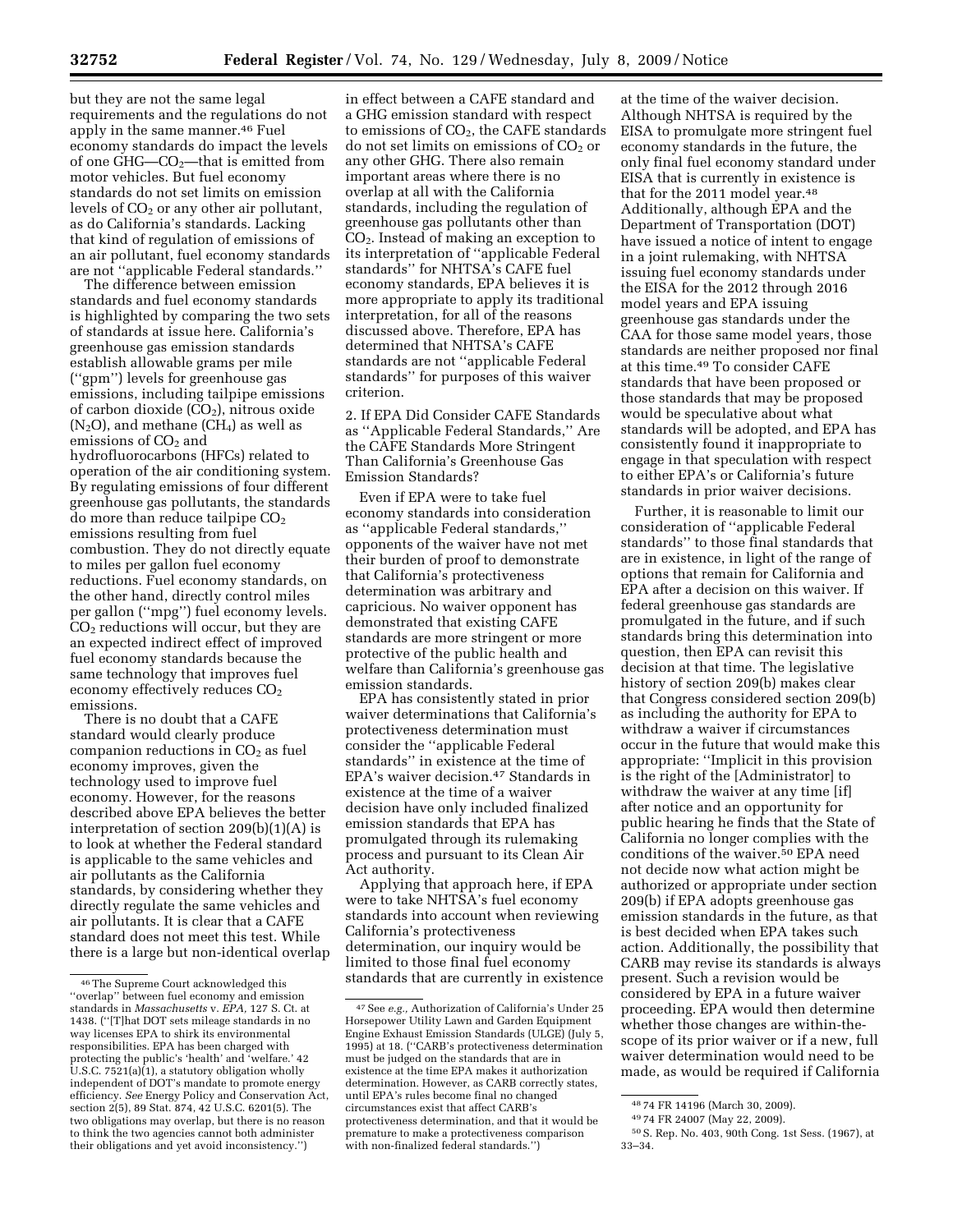but they are not the same legal requirements and the regulations do not apply in the same manner.[46] Fuel economy standards do impact the levels of one GHG—$CO_2$—that is emitted from motor vehicles. But fuel economy standards do not set limits on emission levels of $CO_2$ or any other air pollutant, as do California's standards. Lacking that kind of regulation of emissions of an air pollutant, fuel economy standards are not ''applicable Federal standards.''

The difference between emission standards and fuel economy standards is highlighted by comparing the two sets of standards at issue here. California's greenhouse gas emission standards establish allowable grams per mile (''gpm'') levels for greenhouse gas emissions, including tailpipe emissions of carbon dioxide ($CO_2$), nitrous oxide ($N_2O$), and methane ($CH_4$) as well as emissions of $CO_2$ and hydrofluorocarbons (HFCs) related to operation of the air conditioning system. By regulating emissions of four different greenhouse gas pollutants, the standards do more than reduce tailpipe $CO_2$ emissions resulting from fuel combustion. They do not directly equate to miles per gallon fuel economy reductions. Fuel economy standards, on the other hand, directly control miles per gallon (''mpg'') fuel economy levels. $CO_2$ reductions will occur, but they are an expected indirect effect of improved fuel economy standards because the same technology that improves fuel economy effectively reduces $CO_2$ emissions.

There is no doubt that a CAFE standard would clearly produce companion reductions in $CO_2$ as fuel economy improves, given the technology used to improve fuel economy. However, for the reasons described above EPA believes the better interpretation of section 209(b)(1)(A) is to look at whether the Federal standard is applicable to the same vehicles and air pollutants as the California standards, by considering whether they directly regulate the same vehicles and air pollutants. It is clear that a CAFE standard does not meet this test. While there is a large but non-identical overlap in effect between a CAFE standard and a GHG emission standard with respect to emissions of $CO_2$, the CAFE standards do not set limits on emissions of $CO_2$ or any other GHG. There also remain important areas where there is no overlap at all with the California standards, including the regulation of greenhouse gas pollutants other than $CO_2$. Instead of making an exception to its interpretation of ''applicable Federal standards'' for NHTSA's CAFE fuel economy standards, EPA believes it is more appropriate to apply its traditional interpretation, for all of the reasons discussed above. Therefore, EPA has determined that NHTSA's CAFE standards are not ''applicable Federal standards'' for purposes of this waiver criterion.

2. If EPA Did Consider CAFE Standards as ''Applicable Federal Standards,'' Are the CAFE Standards More Stringent Than California's Greenhouse Gas Emission Standards?

Even if EPA were to take fuel economy standards into consideration as ''applicable Federal standards,'' opponents of the waiver have not met their burden of proof to demonstrate that California's protectiveness determination was arbitrary and capricious. No waiver opponent has demonstrated that existing CAFE standards are more stringent or more protective of the public health and welfare than California's greenhouse gas emission standards.

EPA has consistently stated in prior waiver determinations that California's protectiveness determination must consider the ''applicable Federal standards'' in existence at the time of EPA's waiver decision.[47] Standards in existence at the time of a waiver decision have only included finalized emission standards that EPA has promulgated through its rulemaking process and pursuant to its Clean Air Act authority.

Applying that approach here, if EPA were to take NHTSA's fuel economy standards into account when reviewing California's protectiveness determination, our inquiry would be limited to those final fuel economy standards that are currently in existence at the time of the waiver decision. Although NHTSA is required by the EISA to promulgate more stringent fuel economy standards in the future, the only final fuel economy standard under EISA that is currently in existence is that for the 2011 model year.[48] Additionally, although EPA and the Department of Transportation (DOT) have issued a notice of intent to engage in a joint rulemaking, with NHTSA issuing fuel economy standards under the EISA for the 2012 through 2016 model years and EPA issuing greenhouse gas standards under the CAA for those same model years, those standards are neither proposed nor final at this time.[49] To consider CAFE standards that have been proposed or those standards that may be proposed would be speculative about what standards will be adopted, and EPA has consistently found it inappropriate to engage in that speculation with respect to either EPA's or California's future standards in prior waiver decisions.

Further, it is reasonable to limit our consideration of ''applicable Federal standards'' to those final standards that are in existence, in light of the range of options that remain for California and EPA after a decision on this waiver. If federal greenhouse gas standards are promulgated in the future, and if such standards bring this determination into question, then EPA can revisit this decision at that time. The legislative history of section 209(b) makes clear that Congress considered section 209(b) as including the authority for EPA to withdraw a waiver if circumstances occur in the future that would make this appropriate: ''Implicit in this provision is the right of the [Administrator] to withdraw the waiver at any time [if] after notice and an opportunity for public hearing he finds that the State of California no longer complies with the conditions of the waiver.[50] EPA need not decide now what action might be authorized or appropriate under section 209(b) if EPA adopts greenhouse gas emission standards in the future, as that is best decided when EPA takes such action. Additionally, the possibility that CARB may revise its standards is always present. Such a revision would be considered by EPA in a future waiver proceeding. EPA would then determine whether those changes are within-the-scope of its prior waiver or if a new, full waiver determination would need to be made, as would be required if California

---

[46] The Supreme Court acknowledged this ''overlap'' between fuel economy and emission standards in *Massachusetts* v. *EPA*, 127 S. Ct. at 1438. (''[T]hat DOT sets mileage standards in no way licenses EPA to shirk its environmental responsibilities. EPA has been charged with protecting the public's 'health' and 'welfare.' 42 U.S.C. 7521(a)(1), a statutory obligation wholly independent of DOT's mandate to promote energy efficiency. *See* Energy Policy and Conservation Act, section 2(5), 89 Stat. 874, 42 U.S.C. 6201(5). The two obligations may overlap, but there is no reason to think the two agencies cannot both administer their obligations and yet avoid inconsistency.'')

[47] See *e.g.,* Authorization of California's Under 25 Horsepower Utility Lawn and Garden Equipment Engine Exhaust Emission Standards (ULGE) (July 5, 1995) at 18. (''CARB's protectiveness determination must be judged on the standards that are in existence at the time EPA makes it authorization determination. However, as CARB correctly states, until EPA's rules become final no changed circumstances exist that affect CARB's protectiveness determination, and that it would be premature to make a protectiveness comparison with non-finalized federal standards.'')

[48] 74 FR 14196 (March 30, 2009).

[49] 74 FR 24007 (May 22, 2009).

[50] S. Rep. No. 403, 90th Cong. 1st Sess. (1967), at 33–34.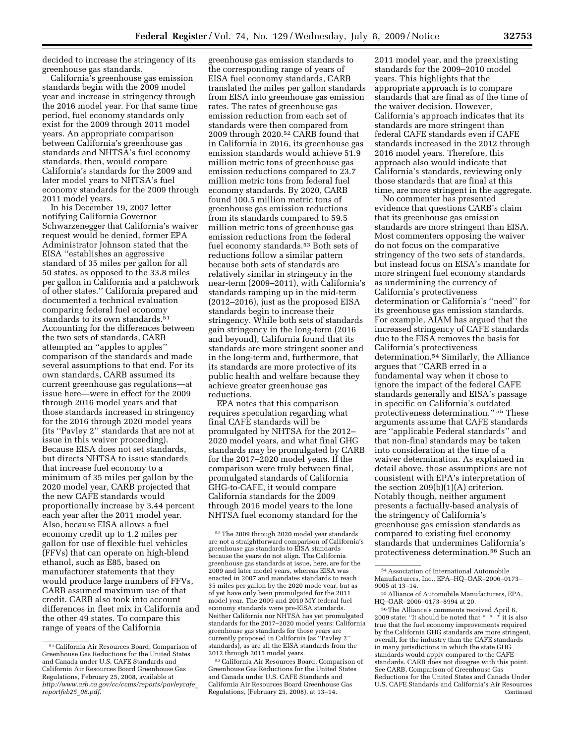decided to increase the stringency of its greenhouse gas standards.

California's greenhouse gas emission standards begin with the 2009 model year and increase in stringency through the 2016 model year. For that same time period, fuel economy standards only exist for the 2009 through 2011 model years. An appropriate comparison between California's greenhouse gas standards and NHTSA's fuel economy standards, then, would compare California's standards for the 2009 and later model years to NHTSA's fuel economy standards for the 2009 through 2011 model years.

In his December 19, 2007 letter notifying California Governor Schwarzenegger that California's waiver request would be denied, former EPA Administrator Johnson stated that the EISA ''establishes an aggressive standard of 35 miles per gallon for all 50 states, as opposed to the 33.8 miles per gallon in California and a patchwork of other states.'' California prepared and documented a technical evaluation comparing federal fuel economy standards to its own standards.[51] Accounting for the differences between the two sets of standards, CARB attempted an ''apples to apples'' comparison of the standards and made several assumptions to that end. For its own standards, CARB assumed its current greenhouse gas regulations—at issue here—were in effect for the 2009 through 2016 model years and that those standards increased in stringency for the 2016 through 2020 model years (its ''Pavley 2'' standards that are not at issue in this waiver proceeding). Because EISA does not set standards, but directs NHTSA to issue standards that increase fuel economy to a minimum of 35 miles per gallon by the 2020 model year, CARB projected that the new CAFE standards would proportionally increase by 3.44 percent each year after the 2011 model year. Also, because EISA allows a fuel economy credit up to 1.2 miles per gallon for use of flexible fuel vehicles (FFVs) that can operate on high-blend ethanol, such as E85, based on manufacturer statements that they would produce large numbers of FFVs, CARB assumed maximum use of that credit. CARB also took into account differences in fleet mix in California and the other 49 states. To compare this range of years of the California greenhouse gas emission standards to the corresponding range of years of EISA fuel economy standards, CARB translated the miles per gallon standards from EISA into greenhouse gas emission rates. The rates of greenhouse gas emission reduction from each set of standards were then compared from 2009 through 2020.[52] CARB found that in California in 2016, its greenhouse gas emission standards would achieve 51.9 million metric tons of greenhouse gas emission reductions compared to 23.7 million metric tons from federal fuel economy standards. By 2020, CARB found 100.5 million metric tons of greenhouse gas emission reductions from its standards compared to 59.5 million metric tons of greenhouse gas emission reductions from the federal fuel economy standards.[53] Both sets of reductions follow a similar pattern because both sets of standards are relatively similar in stringency in the near-term (2009–2011), with California's standards ramping up in the mid-term (2012–2016), just as the proposed EISA standards begin to increase their stringency. While both sets of standards gain stringency in the long-term (2016 and beyond), California found that its standards are more stringent sooner and in the long-term and, furthermore, that its standards are more protective of its public health and welfare because they achieve greater greenhouse gas reductions.

EPA notes that this comparison requires speculation regarding what final CAFE standards will be promulgated by NHTSA for the 2012–2020 model years, and what final GHG standards may be promulgated by CARB for the 2017–2020 model years. If the comparison were truly between final, promulgated standards of California GHG-to-CAFE, it would compare California standards for the 2009 through 2016 model years to the lone NHTSA fuel economy standard for the 2011 model year, and the preexisting standards for the 2009–2010 model years. This highlights that the appropriate approach is to compare standards that are final as of the time of the waiver decision. However, California's approach indicates that its standards are more stringent than federal CAFE standards even if CAFE standards increased in the 2012 through 2016 model years. Therefore, this approach also would indicate that California's standards, reviewing only those standards that are final at this time, are more stringent in the aggregate.

No commenter has presented evidence that questions CARB's claim that its greenhouse gas emission standards are more stringent than EISA. Most commenters opposing the waiver do not focus on the comparative stringency of the two sets of standards, but instead focus on EISA's mandate for more stringent fuel economy standards as undermining the currency of California's protectiveness determination or California's ''need'' for its greenhouse gas emission standards. For example, AIAM has argued that the increased stringency of CAFE standards due to the EISA removes the basis for California's protectiveness determination.[54] Similarly, the Alliance argues that ''CARB erred in a fundamental way when it chose to ignore the impact of the federal CAFE standards generally and EISA's passage in specific on California's outdated protectiveness determination.''[55] These arguments assume that CAFE standards are ''applicable Federal standards'' and that non-final standards may be taken into consideration at the time of a waiver determination. As explained in detail above, those assumptions are not consistent with EPA's interpretation of the section 209(b)(1)(A) criterion. Notably though, neither argument presents a factually-based analysis of the stringency of California's greenhouse gas emission standards as compared to existing fuel economy standards that undermines California's protectiveness determination.[56] Such an

---

[51] California Air Resources Board, Comparison of Greenhouse Gas Reductions for the United States and Canada under U.S. CAFE Standards and California Air Resources Board Greenhouse Gas Regulations, February 25, 2008, available at *http://www.arb.ca.gov/cc/ccms/reports/pavleycafe_reportfeb25_08.pdf*.

[52] The 2009 through 2020 model year standards are not a straightforward comparison of California's greenhouse gas standards to EISA standards because the years do not align. The California greenhouse gas standards at issue, here, are for the 2009 and later model years, whereas EISA was enacted in 2007 and mandates standards to reach 35 miles per gallon by the 2020 mode year, but as of yet have only been promulgated for the 2011 model year. The 2009 and 2010 MY federal fuel economy standards were pre-EISA standards. Neither California nor NHTSA has yet promulgated standards for the 2017–2020 model years: California greenhouse gas standards for those years are currently proposed in California (as ''Pavley 2'' standards), as are all the EISA standards from the 2012 through 2015 model years.

[53] California Air Resources Board, Comparison of Greenhouse Gas Reductions for the United States and Canada under U.S. CAFE Standards and California Air Resources Board Greenhouse Gas Regulations, (February 25, 2008), at 13–14.

[54] Association of International Automobile Manufacturers, Inc., EPA–HQ–OAR–2006–0173–9005 at 13–14.

[55] Alliance of Automobile Manufacturers, EPA, HQ–OAR–2006–0173–8994 at 20.

[56] The Alliance's comments received April 6, 2009 state: ''It should be noted that * * * it is also true that the fuel economy improvements required by the California GHG standards are more stringent, overall, for the industry than the CAFE standards in many jurisdictions in which the state GHG standards would apply compared to the CAFE standards. CARB does not disagree with this point. See CARB, Comparison of Greenhouse Gas Reductions for the United States and Canada Under U.S. CAFE Standards and California's Air Resources Continued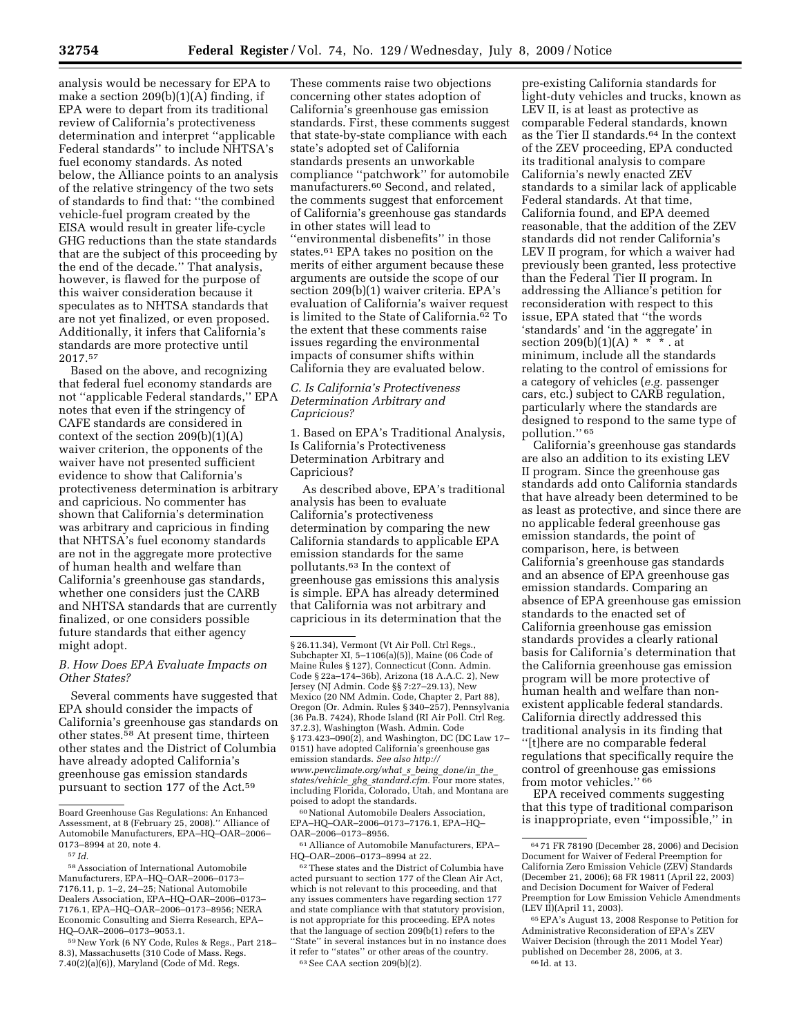analysis would be necessary for EPA to make a section 209(b)(1)(A) finding, if EPA were to depart from its traditional review of California's protectiveness determination and interpret ''applicable Federal standards'' to include NHTSA's fuel economy standards. As noted below, the Alliance points to an analysis of the relative stringency of the two sets of standards to find that: ''the combined vehicle-fuel program created by the EISA would result in greater life-cycle GHG reductions than the state standards that are the subject of this proceeding by the end of the decade.'' That analysis, however, is flawed for the purpose of this waiver consideration because it speculates as to NHTSA standards that are not yet finalized, or even proposed. Additionally, it infers that California's standards are more protective until 2017.[57]

Based on the above, and recognizing that federal fuel economy standards are not ''applicable Federal standards,'' EPA notes that even if the stringency of CAFE standards are considered in context of the section 209(b)(1)(A) waiver criterion, the opponents of the waiver have not presented sufficient evidence to show that California's protectiveness determination is arbitrary and capricious. No commenter has shown that California's determination was arbitrary and capricious in finding that NHTSA's fuel economy standards are not in the aggregate more protective of human health and welfare than California's greenhouse gas standards, whether one considers just the CARB and NHTSA standards that are currently finalized, or one considers possible future standards that either agency might adopt.

### B. How Does EPA Evaluate Impacts on Other States?

Several comments have suggested that EPA should consider the impacts of California's greenhouse gas standards on other states.[58] At present time, thirteen other states and the District of Columbia have already adopted California's greenhouse gas emission standards pursuant to section 177 of the Act.[59] These comments raise two objections concerning other states adoption of California's greenhouse gas emission standards. First, these comments suggest that state-by-state compliance with each state's adopted set of California standards presents an unworkable compliance ''patchwork'' for automobile manufacturers.[60] Second, and related, the comments suggest that enforcement of California's greenhouse gas standards in other states will lead to ''environmental disbenefits'' in those states.[61] EPA takes no position on the merits of either argument because these arguments are outside the scope of our section 209(b)(1) waiver criteria. EPA's evaluation of California's waiver request is limited to the State of California.[62] To the extent that these comments raise issues regarding the environmental impacts of consumer shifts within California they are evaluated below.

### C. Is California's Protectiveness Determination Arbitrary and Capricious?

#### 1. Based on EPA's Traditional Analysis, Is California's Protectiveness Determination Arbitrary and Capricious?

As described above, EPA's traditional analysis has been to evaluate California's protectiveness determination by comparing the new California standards to applicable EPA emission standards for the same pollutants.[63] In the context of greenhouse gas emissions this analysis is simple. EPA has already determined that California was not arbitrary and capricious in its determination that the pre-existing California standards for light-duty vehicles and trucks, known as LEV II, is at least as protective as comparable Federal standards, known as the Tier II standards.[64] In the context of the ZEV proceeding, EPA conducted its traditional analysis to compare California's newly enacted ZEV standards to a similar lack of applicable Federal standards. At that time, California found, and EPA deemed reasonable, that the addition of the ZEV standards did not render California's LEV II program, for which a waiver had previously been granted, less protective than the Federal Tier II program. In addressing the Alliance's petition for reconsideration with respect to this issue, EPA stated that ''the words 'standards' and 'in the aggregate' in section 209(b)(1)(A) * * * . at minimum, include all the standards relating to the control of emissions for a category of vehicles (*e.g.* passenger cars, etc.) subject to CARB regulation, particularly where the standards are designed to respond to the same type of pollution.''[65]

California's greenhouse gas standards are also an addition to its existing LEV II program. Since the greenhouse gas standards add onto California standards that have already been determined to be as least as protective, and since there are no applicable federal greenhouse gas emission standards, the point of comparison, here, is between California's greenhouse gas standards and an absence of EPA greenhouse gas emission standards. Comparing an absence of EPA greenhouse gas emission standards to the enacted set of California greenhouse gas emission standards provides a clearly rational basis for California's determination that the California greenhouse gas emission program will be more protective of human health and welfare than non-existent applicable federal standards. California directly addressed this traditional analysis in its finding that ''[t]here are no comparable federal regulations that specifically require the control of greenhouse gas emissions from motor vehicles.''[66]

EPA received comments suggesting that this type of traditional comparison is inappropriate, even ''impossible,'' in

---

Board Greenhouse Gas Regulations: An Enhanced Assessment, at 8 (February 25, 2008).'' Alliance of Automobile Manufacturers, EPA–HQ–OAR–2006–0173–8994 at 20, note 4.

[57] *Id.*

[58] Association of International Automobile Manufacturers, EPA–HQ–OAR–2006–0173–7176.11, p. 1–2, 24–25; National Automobile Dealers Association, EPA–HQ–OAR–2006–0173–7176.1, EPA–HQ–OAR–2006–0173–8956; NERA Economic Consulting and Sierra Research, EPA–HQ–OAR–2006–0173–9053.1.

[59] New York (6 NY Code, Rules & Regs., Part 218–8.3), Massachusetts (310 Code of Mass. Regs. 7.40(2)(a)(6)), Maryland (Code of Md. Regs. § 26.11.34), Vermont (Vt Air Poll. Ctrl Regs., Subchapter XI, 5–1106(a)(5)), Maine (06 Code of Maine Rules § 127), Connecticut (Conn. Admin. Code § 22a–174–36b), Arizona (18 A.A.C. 2), New Jersey (NJ Admin. Code §§ 7:27–29.13), New Mexico (20 NM Admin. Code, Chapter 2, Part 88), Oregon (Or. Admin. Rules § 340–257), Pennsylvania (36 Pa.B. 7424), Rhode Island (RI Air Poll. Ctrl Reg. 37.2.3), Washington (Wash. Admin. Code § 173.423–090(2), and Washington, DC (DC Law 17–0151) have adopted California's greenhouse gas emission standards. *See also http://www.pewclimate.org/what_s_being_done/in_the_states/vehicle_ghg_standard.cfm.* Four more states, including Florida, Colorado, Utah, and Montana are poised to adopt the standards.

[60] National Automobile Dealers Association, EPA–HQ–OAR–2006–0173–7176.1, EPA–HQ–OAR–2006–0173–8956.

[61] Alliance of Automobile Manufacturers, EPA–HQ–OAR–2006–0173–8994 at 22.

[62] These states and the District of Columbia have acted pursuant to section 177 of the Clean Air Act, which is not relevant to this proceeding, and that any issues commenters have regarding section 177 and state compliance with that statutory provision, is not appropriate for this proceeding. EPA notes that the language of section 209(b)(1) refers to the ''State'' in several instances but in no instance does it refer to ''states'' or other areas of the country.

[63] See CAA section 209(b)(2).

[64] 71 FR 78190 (December 28, 2006) and Decision Document for Waiver of Federal Preemption for California Zero Emission Vehicle (ZEV) Standards (December 21, 2006); 68 FR 19811 (April 22, 2003) and Decision Document for Waiver of Federal Preemption for Low Emission Vehicle Amendments (LEV II)(April 11, 2003).

[65] EPA's August 13, 2008 Response to Petition for Administrative Reconsideration of EPA's ZEV Waiver Decision (through the 2011 Model Year) published on December 28, 2006, at 3.

[66] Id. at 13.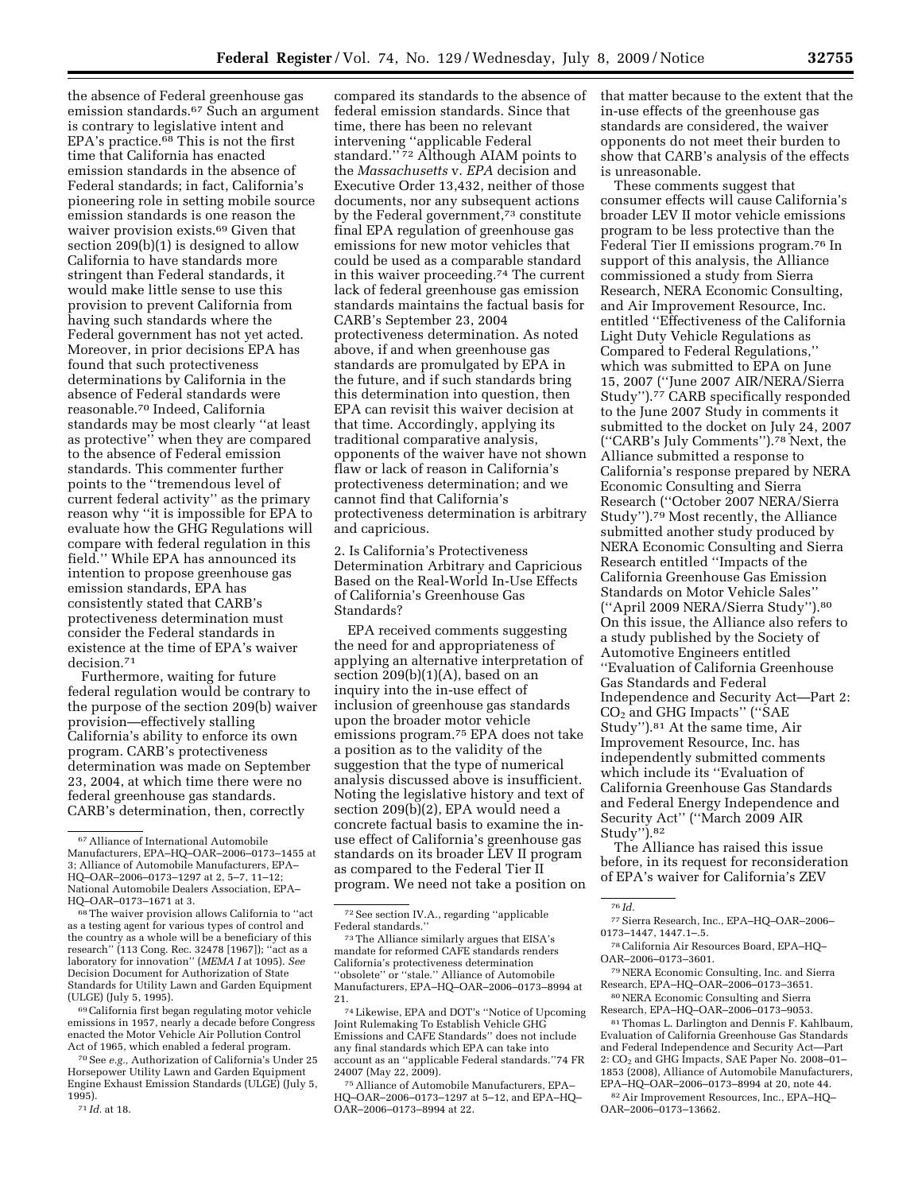the absence of Federal greenhouse gas emission standards.[67] Such an argument is contrary to legislative intent and EPA's practice.[68] This is not the first time that California has enacted emission standards in the absence of Federal standards; in fact, California's pioneering role in setting mobile source emission standards is one reason the waiver provision exists.[69] Given that section 209(b)(1) is designed to allow California to have standards more stringent than Federal standards, it would make little sense to use this provision to prevent California from having such standards where the Federal government has not yet acted. Moreover, in prior decisions EPA has found that such protectiveness determinations by California in the absence of Federal standards were reasonable.[70] Indeed, California standards may be most clearly ''at least as protective'' when they are compared to the absence of Federal emission standards. This commenter further points to the ''tremendous level of current federal activity'' as the primary reason why ''it is impossible for EPA to evaluate how the GHG Regulations will compare with federal regulation in this field.'' While EPA has announced its intention to propose greenhouse gas emission standards, EPA has consistently stated that CARB's protectiveness determination must consider the Federal standards in existence at the time of EPA's waiver decision.[71]

Furthermore, waiting for future federal regulation would be contrary to the purpose of the section 209(b) waiver provision—effectively stalling California's ability to enforce its own program. CARB's protectiveness determination was made on September 23, 2004, at which time there were no federal greenhouse gas standards. CARB's determination, then, correctly compared its standards to the absence of federal emission standards. Since that time, there has been no relevant intervening ''applicable Federal standard.'' [72] Although AIAM points to the *Massachusetts* v. *EPA* decision and Executive Order 13,432, neither of those documents, nor any subsequent actions by the Federal government,[73] constitute final EPA regulation of greenhouse gas emissions for new motor vehicles that could be used as a comparable standard in this waiver proceeding.[74] The current lack of federal greenhouse gas emission standards maintains the factual basis for CARB's September 23, 2004 protectiveness determination. As noted above, if and when greenhouse gas standards are promulgated by EPA in the future, and if such standards bring this determination into question, then EPA can revisit this waiver decision at that time. Accordingly, applying its traditional comparative analysis, opponents of the waiver have not shown flaw or lack of reason in California's protectiveness determination; and we cannot find that California's protectiveness determination is arbitrary and capricious.

2. Is California's Protectiveness Determination Arbitrary and Capricious Based on the Real-World In-Use Effects of California's Greenhouse Gas Standards?

EPA received comments suggesting the need for and appropriateness of applying an alternative interpretation of section 209(b)(1)(A), based on an inquiry into the in-use effect of inclusion of greenhouse gas standards upon the broader motor vehicle emissions program.[75] EPA does not take a position as to the validity of the suggestion that the type of numerical analysis discussed above is insufficient. Noting the legislative history and text of section 209(b)(2), EPA would need a concrete factual basis to examine the in-use effect of California's greenhouse gas standards on its broader LEV II program as compared to the Federal Tier II program. We need not take a position on that matter because to the extent that the in-use effects of the greenhouse gas standards are considered, the waiver opponents do not meet their burden to show that CARB's analysis of the effects is unreasonable.

These comments suggest that consumer effects will cause California's broader LEV II motor vehicle emissions program to be less protective than the Federal Tier II emissions program.[76] In support of this analysis, the Alliance commissioned a study from Sierra Research, NERA Economic Consulting, and Air Improvement Resource, Inc. entitled ''Effectiveness of the California Light Duty Vehicle Regulations as Compared to Federal Regulations,'' which was submitted to EPA on June 15, 2007 (''June 2007 AIR/NERA/Sierra Study'').[77] CARB specifically responded to the June 2007 Study in comments it submitted to the docket on July 24, 2007 (''CARB's July Comments'').[78] Next, the Alliance submitted a response to California's response prepared by NERA Economic Consulting and Sierra Research (''October 2007 NERA/Sierra Study'').[79] Most recently, the Alliance submitted another study produced by NERA Economic Consulting and Sierra Research entitled ''Impacts of the California Greenhouse Gas Emission Standards on Motor Vehicle Sales'' (''April 2009 NERA/Sierra Study'').[80] On this issue, the Alliance also refers to a study published by the Society of Automotive Engineers entitled ''Evaluation of California Greenhouse Gas Standards and Federal Independence and Security Act—Part 2: $CO_2$ and GHG Impacts'' (''SAE Study'').[81] At the same time, Air Improvement Resource, Inc. has independently submitted comments which include its ''Evaluation of California Greenhouse Gas Standards and Federal Energy Independence and Security Act'' (''March 2009 AIR Study'').[82]

The Alliance has raised this issue before, in its request for reconsideration of EPA's waiver for California's ZEV

---

[67] Alliance of International Automobile Manufacturers, EPA–HQ–OAR–2006–0173–1455 at 3; Alliance of Automobile Manufacturers, EPA–HQ–OAR–2006–0173–1297 at 2, 5–7, 11–12; National Automobile Dealers Association, EPA–HQ–OAR–0173–1671 at 3.

[68] The waiver provision allows California to ''act as a testing agent for various types of control and the country as a whole will be a beneficiary of this research'' (113 Cong. Rec. 32478 [1967]); ''act as a laboratory for innovation'' (*MEMA I* at 1095). *See* Decision Document for Authorization of State Standards for Utility Lawn and Garden Equipment (ULGE) (July 5, 1995).

[69] California first began regulating motor vehicle emissions in 1957, nearly a decade before Congress enacted the Motor Vehicle Air Pollution Control Act of 1965, which enabled a federal program.

[70] See *e.g.,* Authorization of California's Under 25 Horsepower Utility Lawn and Garden Equipment Engine Exhaust Emission Standards (ULGE) (July 5, 1995).

[71] *Id.* at 18.

[72] See section IV.A., regarding ''applicable Federal standards.''

[73] The Alliance similarly argues that EISA's mandate for reformed CAFE standards renders California's protectiveness determination ''obsolete'' or ''stale.'' Alliance of Automobile Manufacturers, EPA–HQ–OAR–2006–0173–8994 at 21.

[74] Likewise, EPA and DOT's ''Notice of Upcoming Joint Rulemaking To Establish Vehicle GHG Emissions and CAFE Standards'' does not include any final standards which EPA can take into account as an ''applicable Federal standards.''74 FR 24007 (May 22, 2009).

[75] Alliance of Automobile Manufacturers, EPA–HQ–OAR–2006–0173–1297 at 5–12, and EPA–HQ–OAR–2006–0173–8994 at 22.

[76] *Id.*

[77] Sierra Research, Inc., EPA–HQ–OAR–2006–0173–1447, 1447.1–.5.

[78] California Air Resources Board, EPA–HQ–OAR–2006–0173–3601.

[79] NERA Economic Consulting, Inc. and Sierra Research, EPA–HQ–OAR–2006–0173–3651.

[80] NERA Economic Consulting and Sierra Research, EPA–HQ–OAR–2006–0173–9053.

[81] Thomas L. Darlington and Dennis F. Kahlbaum, Evaluation of California Greenhouse Gas Standards and Federal Independence and Security Act—Part 2: $CO_2$ and GHG Impacts, SAE Paper No. 2008–01–1853 (2008), Alliance of Automobile Manufacturers, EPA–HQ–OAR–2006–0173–8994 at 20, note 44.

[82] Air Improvement Resources, Inc., EPA–HQ–OAR–2006–0173–13662.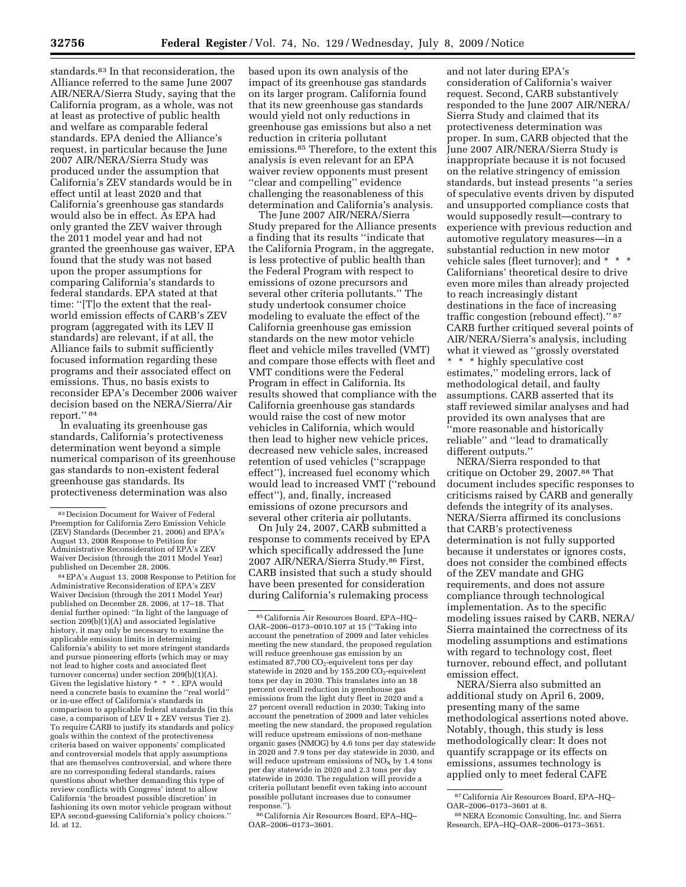standards.[83] In that reconsideration, the Alliance referred to the same June 2007 AIR/NERA/Sierra Study, saying that the California program, as a whole, was not at least as protective of public health and welfare as comparable federal standards. EPA denied the Alliance's request, in particular because the June 2007 AIR/NERA/Sierra Study was produced under the assumption that California's ZEV standards would be in effect until at least 2020 and that California's greenhouse gas standards would also be in effect. As EPA had only granted the ZEV waiver through the 2011 model year and had not granted the greenhouse gas waiver, EPA found that the study was not based upon the proper assumptions for comparing California's standards to federal standards. EPA stated at that time: ''[T]o the extent that the real-world emission effects of CARB's ZEV program (aggregated with its LEV II standards) are relevant, if at all, the Alliance fails to submit sufficiently focused information regarding these programs and their associated effect on emissions. Thus, no basis exists to reconsider EPA's December 2006 waiver decision based on the NERA/Sierra/Air report.'' [84]

In evaluating its greenhouse gas standards, California's protectiveness determination went beyond a simple numerical comparison of its greenhouse gas standards to non-existent federal greenhouse gas standards. Its protectiveness determination was also based upon its own analysis of the impact of its greenhouse gas standards on its larger program. California found that its new greenhouse gas standards would yield not only reductions in greenhouse gas emissions but also a net reduction in criteria pollutant emissions.[85] Therefore, to the extent this analysis is even relevant for an EPA waiver review opponents must present ''clear and compelling'' evidence challenging the reasonableness of this determination and California's analysis.

The June 2007 AIR/NERA/Sierra Study prepared for the Alliance presents a finding that its results ''indicate that the California Program, in the aggregate, is less protective of public health than the Federal Program with respect to emissions of ozone precursors and several other criteria pollutants.'' The study undertook consumer choice modeling to evaluate the effect of the California greenhouse gas emission standards on the new motor vehicle fleet and vehicle miles travelled (VMT) and compare those effects with fleet and VMT conditions were the Federal Program in effect in California. Its results showed that compliance with the California greenhouse gas standards would raise the cost of new motor vehicles in California, which would then lead to higher new vehicle prices, decreased new vehicle sales, increased retention of used vehicles (''scrappage effect''), increased fuel economy which would lead to increased VMT (''rebound effect''), and, finally, increased emissions of ozone precursors and several other criteria air pollutants.

On July 24, 2007, CARB submitted a response to comments received by EPA which specifically addressed the June 2007 AIR/NERA/Sierra Study.[86] First, CARB insisted that such a study should have been presented for consideration during California's rulemaking process and not later during EPA's consideration of California's waiver request. Second, CARB substantively responded to the June 2007 AIR/NERA/Sierra Study and claimed that its protectiveness determination was proper. In sum, CARB objected that the June 2007 AIR/NERA/Sierra Study is inappropriate because it is not focused on the relative stringency of emission standards, but instead presents ''a series of speculative events driven by disputed and unsupported compliance costs that would supposedly result—contrary to experience with previous reduction and automotive regulatory measures—in a substantial reduction in new motor vehicle sales (fleet turnover); and * * * Californians' theoretical desire to drive even more miles than already projected to reach increasingly distant destinations in the face of increasing traffic congestion (rebound effect).'' [87] CARB further critiqued several points of AIR/NERA/Sierra's analysis, including what it viewed as ''grossly overstated * * * highly speculative cost estimates,'' modeling errors, lack of methodological detail, and faulty assumptions. CARB asserted that its staff reviewed similar analyses and had provided its own analyses that are ''more reasonable and historically reliable'' and ''lead to dramatically different outputs.''

NERA/Sierra responded to that critique on October 29, 2007.[88] That document includes specific responses to criticisms raised by CARB and generally defends the integrity of its analyses. NERA/Sierra affirmed its conclusions that CARB's protectiveness determination is not fully supported because it understates or ignores costs, does not consider the combined effects of the ZEV mandate and GHG requirements, and does not assure compliance through technological implementation. As to the specific modeling issues raised by CARB, NERA/Sierra maintained the correctness of its modeling assumptions and estimations with regard to technology cost, fleet turnover, rebound effect, and pollutant emission effect.

NERA/Sierra also submitted an additional study on April 6, 2009, presenting many of the same methodological assertions noted above. Notably, though, this study is less methodologically clear: It does not quantify scrappage or its effects on emissions, assumes technology is applied only to meet federal CAFE

---

[83] Decision Document for Waiver of Federal Preemption for California Zero Emission Vehicle (ZEV) Standards (December 21, 2006) and EPA's August 13, 2008 Response to Petition for Administrative Reconsideration of EPA's ZEV Waiver Decision (through the 2011 Model Year) published on December 28, 2006.

[84] EPA's August 13, 2008 Response to Petition for Administrative Reconsideration of EPA's ZEV Waiver Decision (through the 2011 Model Year) published on December 28, 2006, at 17–18. That denial further opined: ''In light of the language of section 209(b)(1)(A) and associated legislative history, it may only be necessary to examine the applicable emission limits in determining California's ability to set more stringent standards and pursue pioneering efforts (which may or may not lead to higher costs and associated fleet turnover concerns) under section 209(b)(1)(A). Given the legislative history * * *. EPA would need a concrete basis to examine the ''real world'' or in-use effect of California's standards in comparison to applicable federal standards (in this case, a comparison of LEV II + ZEV versus Tier 2). To require CARB to justify its standards and policy goals within the context of the protectiveness criteria based on waiver opponents' complicated and controversial models that apply assumptions that are themselves controversial, and where there are no corresponding federal standards, raises questions about whether demanding this type of review conflicts with Congress' intent to allow California 'the broadest possible discretion' in fashioning its own motor vehicle program without EPA second-guessing California's policy choices.'' Id. at 12.

[85] California Air Resources Board, EPA–HQ–OAR–2006–0173–0010.107 at 15 (''Taking into account the penetration of 2009 and later vehicles meeting the new standard, the proposed regulation will reduce greenhouse gas emission by an estimated 87,700 $CO_2$-equivelent tons per day statewide in 2020 and by 155,200 $CO_2$-equivelent tons per day in 2030. This translates into an 18 percent overall reduction in greenhouse gas emissions from the light duty fleet in 2020 and a 27 percent overall reduction in 2030; Taking into account the penetration of 2009 and later vehicles meeting the new standard, the proposed regulation will reduce upstream emissions of non-methane organic gases (NMOG) by 4.6 tons per day statewide in 2020 and 7.9 tons per day statewide in 2030, and will reduce upstream emissions of $NO_X$ by 1.4 tons per day statewide in 2020 and 2.3 tons per day statewide in 2030. The regulation will provide a criteria pollutant benefit even taking into account possible pollutant increases due to consumer response.'').

[86] California Air Resources Board, EPA–HQ–OAR–2006–0173–3601.

[87] California Air Resources Board, EPA–HQ–OAR–2006–0173–3601 at 8.

[88] NERA Economic Consulting, Inc. and Sierra Research, EPA–HQ–OAR–2006–0173–3651.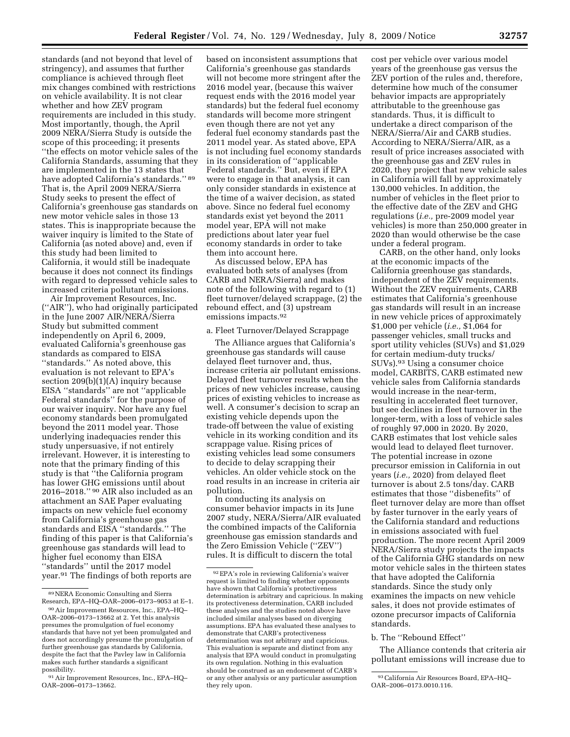standards (and not beyond that level of stringency), and assumes that further compliance is achieved through fleet mix changes combined with restrictions on vehicle availability. It is not clear whether and how ZEV program requirements are included in this study. Most importantly, though, the April 2009 NERA/Sierra Study is outside the scope of this proceeding; it presents "the effects on motor vehicle sales of the California Standards, assuming that they are implemented in the 13 states that have adopted California's standards." [89] That is, the April 2009 NERA/Sierra Study seeks to present the effect of California's greenhouse gas standards on new motor vehicle sales in those 13 states. This is inappropriate because the waiver inquiry is limited to the State of California (as noted above) and, even if this study had been limited to California, it would still be inadequate because it does not connect its findings with regard to depressed vehicle sales to increased criteria pollutant emissions.

Air Improvement Resources, Inc. ("AIR"), who had originally participated in the June 2007 AIR/NERA/Sierra Study but submitted comment independently on April 6, 2009, evaluated California's greenhouse gas standards as compared to EISA "standards." As noted above, this evaluation is not relevant to EPA's section 209(b)(1)(A) inquiry because EISA "standards" are not "applicable Federal standards" for the purpose of our waiver inquiry. Nor have any fuel economy standards been promulgated beyond the 2011 model year. Those underlying inadequacies render this study unpersuasive, if not entirely irrelevant. However, it is interesting to note that the primary finding of this study is that "the California program has lower GHG emissions until about 2016–2018." [90] AIR also included as an attachment an SAE Paper evaluating impacts on new vehicle fuel economy from California's greenhouse gas standards and EISA "standards." The finding of this paper is that California's greenhouse gas standards will lead to higher fuel economy than EISA "standards" until the 2017 model year.[91] The findings of both reports are based on inconsistent assumptions that California's greenhouse gas standards will not become more stringent after the 2016 model year, (because this waiver request ends with the 2016 model year standards) but the federal fuel economy standards will become more stringent even though there are not yet any federal fuel economy standards past the 2011 model year. As stated above, EPA is not including fuel economy standards in its consideration of "applicable Federal standards." But, even if EPA were to engage in that analysis, it can only consider standards in existence at the time of a waiver decision, as stated above. Since no federal fuel economy standards exist yet beyond the 2011 model year, EPA will not make predictions about later year fuel economy standards in order to take them into account here.

As discussed below, EPA has evaluated both sets of analyses (from CARB and NERA/Sierra) and makes note of the following with regard to (1) fleet turnover/delayed scrappage, (2) the rebound effect, and (3) upstream emissions impacts.[92]

### a. Fleet Turnover/Delayed Scrappage

The Alliance argues that California's greenhouse gas standards will cause delayed fleet turnover and, thus, increase criteria air pollutant emissions. Delayed fleet turnover results when the prices of new vehicles increase, causing prices of existing vehicles to increase as well. A consumer's decision to scrap an existing vehicle depends upon the trade-off between the value of existing vehicle in its working condition and its scrappage value. Rising prices of existing vehicles lead some consumers to decide to delay scrapping their vehicles. An older vehicle stock on the road results in an increase in criteria air pollution.

In conducting its analysis on consumer behavior impacts in its June 2007 study, NERA/Sierra/AIR evaluated the combined impacts of the California greenhouse gas emission standards and the Zero Emission Vehicle ("ZEV") rules. It is difficult to discern the total cost per vehicle over various model years of the greenhouse gas versus the ZEV portion of the rules and, therefore, determine how much of the consumer behavior impacts are appropriately attributable to the greenhouse gas standards. Thus, it is difficult to undertake a direct comparison of the NERA/Sierra/Air and CARB studies. According to NERA/Sierra/AIR, as a result of price increases associated with the greenhouse gas and ZEV rules in 2020, they project that new vehicle sales in California will fall by approximately 130,000 vehicles. In addition, the number of vehicles in the fleet prior to the effective date of the ZEV and GHG regulations (*i.e.,* pre-2009 model year vehicles) is more than 250,000 greater in 2020 than would otherwise be the case under a federal program.

CARB, on the other hand, only looks at the economic impacts of the California greenhouse gas standards, independent of the ZEV requirements. Without the ZEV requirements, CARB estimates that California's greenhouse gas standards will result in an increase in new vehicle prices of approximately $1,000 per vehicle (*i.e.,* $1,064 for passenger vehicles, small trucks and sport utility vehicles (SUVs) and $1,029 for certain medium-duty trucks/SUVs).[93] Using a consumer choice model, CARBITS, CARB estimated new vehicle sales from California standards would increase in the near-term, resulting in accelerated fleet turnover, but see declines in fleet turnover in the longer-term, with a loss of vehicle sales of roughly 97,000 in 2020. By 2020, CARB estimates that lost vehicle sales would lead to delayed fleet turnover. The potential increase in ozone precursor emission in California in out years (*i.e.,* 2020) from delayed fleet turnover is about 2.5 tons/day. CARB estimates that those "disbenefits" of fleet turnover delay are more than offset by faster turnover in the early years of the California standard and reductions in emissions associated with fuel production. The more recent April 2009 NERA/Sierra study projects the impacts of the California GHG standards on new motor vehicle sales in the thirteen states that have adopted the California standards. Since the study only examines the impacts on new vehicle sales, it does not provide estimates of ozone precursor impacts of California standards.

### b. The "Rebound Effect"

The Alliance contends that criteria air pollutant emissions will increase due to

---

[89] NERA Economic Consulting and Sierra Research, EPA–HQ–OAR–2006–0173–9053 at E–1.

[90] Air Improvement Resources, Inc., EPA–HQ–OAR–2006–0173–13662 at 2. Yet this analysis presumes the promulgation of fuel economy standards that have not yet been promulgated and does not accordingly presume the promulgation of further greenhouse gas standards by California, despite the fact that the Pavley law in California makes such further standards a significant possibility.

[91] Air Improvement Resources, Inc., EPA–HQ–OAR–2006–0173–13662.

[92] EPA's role in reviewing California's waiver request is limited to finding whether opponents have shown that California's protectiveness determination is arbitrary and capricious. In making its protectiveness determination, CARB included these analyses and the studies noted above have included similar analyses based on diverging assumptions. EPA has evaluated these analyses to demonstrate that CARB's protectiveness determination was not arbitrary and capricious. This evaluation is separate and distinct from any analysis that EPA would conduct in promulgating its own regulation. Nothing in this evaluation should be construed as an endorsement of CARB's or any other analysis or any particular assumption they rely upon.

[93] California Air Resources Board, EPA–HQ–OAR–2006–0173.0010.116.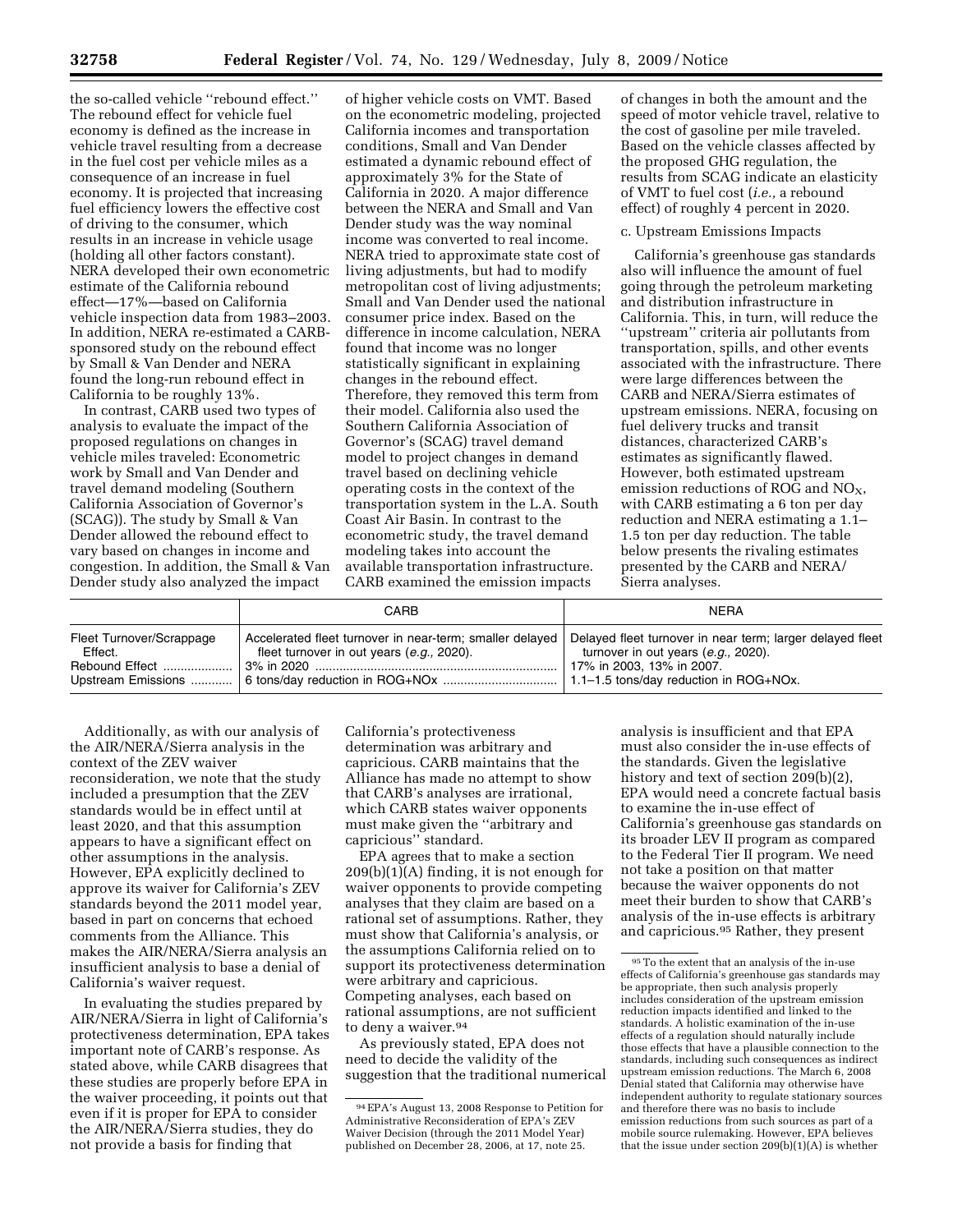the so-called vehicle "rebound effect." The rebound effect for vehicle fuel economy is defined as the increase in vehicle travel resulting from a decrease in the fuel cost per vehicle miles as a consequence of an increase in fuel economy. It is projected that increasing fuel efficiency lowers the effective cost of driving to the consumer, which results in an increase in vehicle usage (holding all other factors constant). NERA developed their own econometric estimate of the California rebound effect—17%—based on California vehicle inspection data from 1983–2003. In addition, NERA re-estimated a CARB-sponsored study on the rebound effect by Small & Van Dender and NERA found the long-run rebound effect in California to be roughly 13%.

In contrast, CARB used two types of analysis to evaluate the impact of the proposed regulations on changes in vehicle miles traveled: Econometric work by Small and Van Dender and travel demand modeling (Southern California Association of Governor's (SCAG)). The study by Small & Van Dender allowed the rebound effect to vary based on changes in income and congestion. In addition, the Small & Van Dender study also analyzed the impact of higher vehicle costs on VMT. Based on the econometric modeling, projected California incomes and transportation conditions, Small and Van Dender estimated a dynamic rebound effect of approximately 3% for the State of California in 2020. A major difference between the NERA and Small and Van Dender study was the way nominal income was converted to real income. NERA tried to approximate state cost of living adjustments, but had to modify metropolitan cost of living adjustments; Small and Van Dender used the national consumer price index. Based on the difference in income calculation, NERA found that income was no longer statistically significant in explaining changes in the rebound effect. Therefore, they removed this term from their model. California also used the Southern California Association of Governor's (SCAG) travel demand model to project changes in demand travel based on declining vehicle operating costs in the context of the transportation system in the L.A. South Coast Air Basin. In contrast to the econometric study, the travel demand modeling takes into account the available transportation infrastructure. CARB examined the emission impacts of changes in both the amount and the speed of motor vehicle travel, relative to the cost of gasoline per mile traveled. Based on the vehicle classes affected by the proposed GHG regulation, the results from SCAG indicate an elasticity of VMT to fuel cost (*i.e.,* a rebound effect) of roughly 4 percent in 2020.

c. Upstream Emissions Impacts

California's greenhouse gas standards also will influence the amount of fuel going through the petroleum marketing and distribution infrastructure in California. This, in turn, will reduce the "upstream" criteria air pollutants from transportation, spills, and other events associated with the infrastructure. There were large differences between the CARB and NERA/Sierra estimates of upstream emissions. NERA, focusing on fuel delivery trucks and transit distances, characterized CARB's estimates as significantly flawed. However, both estimated upstream emission reductions of ROG and $NO_X$, with CARB estimating a 6 ton per day reduction and NERA estimating a 1.1–1.5 ton per day reduction. The table below presents the rivaling estimates presented by the CARB and NERA/Sierra analyses.

| | CARB | NERA |
|---|---|---|
| Fleet Turnover/Scrappage Effect. | Accelerated fleet turnover in near-term; smaller delayed fleet turnover in out years (*e.g.,* 2020). | Delayed fleet turnover in near term; larger delayed fleet turnover in out years (*e.g.,* 2020). |
| Rebound Effect | 3% in 2020 | 17% in 2003, 13% in 2007. |
| Upstream Emissions | 6 tons/day reduction in ROG+NOx | 1.1–1.5 tons/day reduction in ROG+NOx. |

Additionally, as with our analysis of the AIR/NERA/Sierra analysis in the context of the ZEV waiver reconsideration, we note that the study included a presumption that the ZEV standards would be in effect until at least 2020, and that this assumption appears to have a significant effect on other assumptions in the analysis. However, EPA explicitly declined to approve its waiver for California's ZEV standards beyond the 2011 model year, based in part on concerns that echoed comments from the Alliance. This makes the AIR/NERA/Sierra analysis an insufficient analysis to base a denial of California's waiver request.

In evaluating the studies prepared by AIR/NERA/Sierra in light of California's protectiveness determination, EPA takes important note of CARB's response. As stated above, while CARB disagrees that these studies are properly before EPA in the waiver proceeding, it points out that even if it is proper for EPA to consider the AIR/NERA/Sierra studies, they do not provide a basis for finding that California's protectiveness determination was arbitrary and capricious. CARB maintains that the Alliance has made no attempt to show that CARB's analyses are irrational, which CARB states waiver opponents must make given the "arbitrary and capricious" standard.

EPA agrees that to make a section 209(b)(1)(A) finding, it is not enough for waiver opponents to provide competing analyses that they claim are based on a rational set of assumptions. Rather, they must show that California's analysis, or the assumptions California relied on to support its protectiveness determination were arbitrary and capricious. Competing analyses, each based on rational assumptions, are not sufficient to deny a waiver.[94]

As previously stated, EPA does not need to decide the validity of the suggestion that the traditional numerical analysis is insufficient and that EPA must also consider the in-use effects of the standards. Given the legislative history and text of section 209(b)(2), EPA would need a concrete factual basis to examine the in-use effect of California's greenhouse gas standards on its broader LEV II program as compared to the Federal Tier II program. We need not take a position on that matter because the waiver opponents do not meet their burden to show that CARB's analysis of the in-use effects is arbitrary and capricious.[95] Rather, they present

---

[94] EPA's August 13, 2008 Response to Petition for Administrative Reconsideration of EPA's ZEV Waiver Decision (through the 2011 Model Year) published on December 28, 2006, at 17, note 25.

[95] To the extent that an analysis of the in-use effects of California's greenhouse gas standards may be appropriate, then such analysis properly includes consideration of the upstream emission reduction impacts identified and linked to the standards. A holistic examination of the in-use effects of a regulation should naturally include those effects that have a plausible connection to the standards, including such consequences as indirect upstream emission reductions. The March 6, 2008 Denial stated that California may otherwise have independent authority to regulate stationary sources and therefore there was no basis to include emission reductions from such sources as part of a mobile source rulemaking. However, EPA believes that the issue under section 209(b)(1)(A) is whether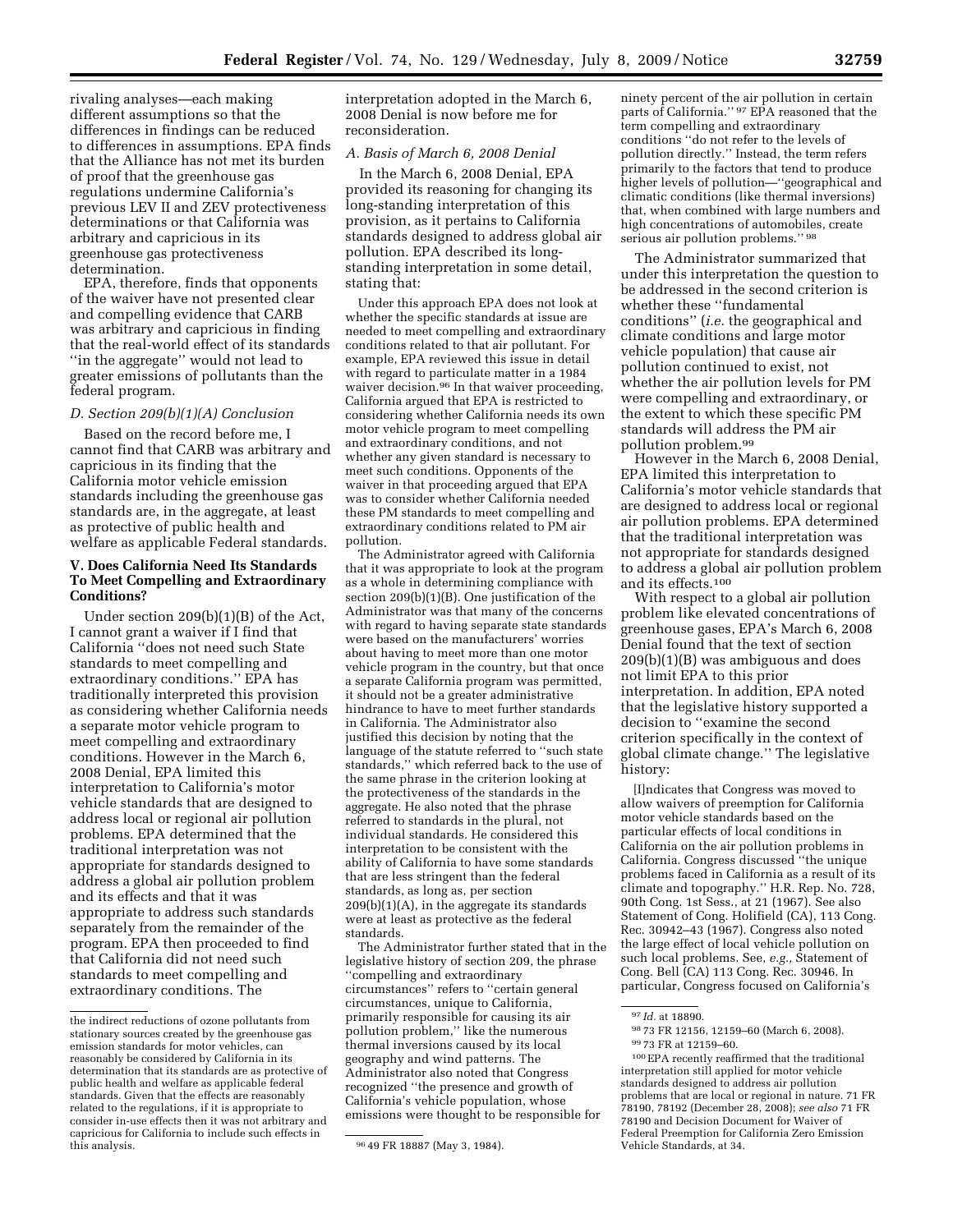rivaling analyses—each making different assumptions so that the differences in findings can be reduced to differences in assumptions. EPA finds that the Alliance has not met its burden of proof that the greenhouse gas regulations undermine California's previous LEV II and ZEV protectiveness determinations or that California was arbitrary and capricious in its greenhouse gas protectiveness determination.

EPA, therefore, finds that opponents of the waiver have not presented clear and compelling evidence that CARB was arbitrary and capricious in finding that the real-world effect of its standards ''in the aggregate'' would not lead to greater emissions of pollutants than the federal program.

### *D. Section 209(b)(1)(A) Conclusion*

Based on the record before me, I cannot find that CARB was arbitrary and capricious in its finding that the California motor vehicle emission standards including the greenhouse gas standards are, in the aggregate, at least as protective of public health and welfare as applicable Federal standards.

## V. Does California Need Its Standards To Meet Compelling and Extraordinary Conditions?

Under section 209(b)(1)(B) of the Act, I cannot grant a waiver if I find that California ''does not need such State standards to meet compelling and extraordinary conditions.'' EPA has traditionally interpreted this provision as considering whether California needs a separate motor vehicle program to meet compelling and extraordinary conditions. However in the March 6, 2008 Denial, EPA limited this interpretation to California's motor vehicle standards that are designed to address local or regional air pollution problems. EPA determined that the traditional interpretation was not appropriate for standards designed to address a global air pollution problem and its effects and that it was appropriate to address such standards separately from the remainder of the program. EPA then proceeded to find that California did not need such standards to meet compelling and extraordinary conditions. The interpretation adopted in the March 6, 2008 Denial is now before me for reconsideration.

### *A. Basis of March 6, 2008 Denial*

In the March 6, 2008 Denial, EPA provided its reasoning for changing its long-standing interpretation of this provision, as it pertains to California standards designed to address global air pollution. EPA described its long-standing interpretation in some detail, stating that:

> Under this approach EPA does not look at whether the specific standards at issue are needed to meet compelling and extraordinary conditions related to that air pollutant. For example, EPA reviewed this issue in detail with regard to particulate matter in a 1984 waiver decision.[96] In that waiver proceeding, California argued that EPA is restricted to considering whether California needs its own motor vehicle program to meet compelling and extraordinary conditions, and not whether any given standard is necessary to meet such conditions. Opponents of the waiver in that proceeding argued that EPA was to consider whether California needed these PM standards to meet compelling and extraordinary conditions related to PM air pollution.
>
> The Administrator agreed with California that it was appropriate to look at the program as a whole in determining compliance with section 209(b)(1)(B). One justification of the Administrator was that many of the concerns with regard to having separate state standards were based on the manufacturers' worries about having to meet more than one motor vehicle program in the country, but that once a separate California program was permitted, it should not be a greater administrative hindrance to have to meet further standards in California. The Administrator also justified this decision by noting that the language of the statute referred to ''such state standards,'' which referred back to the use of the same phrase in the criterion looking at the protectiveness of the standards in the aggregate. He also noted that the phrase referred to standards in the plural, not individual standards. He considered this interpretation to be consistent with the ability of California to have some standards that are less stringent than the federal standards, as long as, per section 209(b)(1)(A), in the aggregate its standards were at least as protective as the federal standards.
>
> The Administrator further stated that in the legislative history of section 209, the phrase ''compelling and extraordinary circumstances'' refers to ''certain general circumstances, unique to California, primarily responsible for causing its air pollution problem,'' like the numerous thermal inversions caused by its local geography and wind patterns. The Administrator also noted that Congress recognized ''the presence and growth of California's vehicle population, whose emissions were thought to be responsible for ninety percent of the air pollution in certain parts of California.''[97] EPA reasoned that the term compelling and extraordinary conditions ''do not refer to the levels of pollution directly.'' Instead, the term refers primarily to the factors that tend to produce higher levels of pollution—''geographical and climatic conditions (like thermal inversions) that, when combined with large numbers and high concentrations of automobiles, create serious air pollution problems.''[98]
>
> The Administrator summarized that under this interpretation the question to be addressed in the second criterion is whether these ''fundamental conditions'' (*i.e.* the geographical and climate conditions and large motor vehicle population) that cause air pollution continued to exist, not whether the air pollution levels for PM were compelling and extraordinary, or the extent to which these specific PM standards will address the PM air pollution problem.[99]

However in the March 6, 2008 Denial, EPA limited this interpretation to California's motor vehicle standards that are designed to address local or regional air pollution problems. EPA determined that the traditional interpretation was not appropriate for standards designed to address a global air pollution problem and its effects.[100]

With respect to a global air pollution problem like elevated concentrations of greenhouse gases, EPA's March 6, 2008 Denial found that the text of section 209(b)(1)(B) was ambiguous and does not limit EPA to this prior interpretation. In addition, EPA noted that the legislative history supported a decision to ''examine the second criterion specifically in the context of global climate change.'' The legislative history:

> [I]ndicates that Congress was moved to allow waivers of preemption for California motor vehicle standards based on the particular effects of local conditions in California on the air pollution problems in California. Congress discussed ''the unique problems faced in California as a result of its climate and topography.'' H.R. Rep. No. 728, 90th Cong. 1st Sess., at 21 (1967). See also Statement of Cong. Holifield (CA), 113 Cong. Rec. 30942–43 (1967). Congress also noted the large effect of local vehicle pollution on such local problems. See, *e.g.,* Statement of Cong. Bell (CA) 113 Cong. Rec. 30946. In particular, Congress focused on California's

---

the indirect reductions of ozone pollutants from stationary sources created by the greenhouse gas emission standards for motor vehicles, can reasonably be considered by California in its determination that its standards are as protective of public health and welfare as applicable federal standards. Given that the effects are reasonably related to the regulations, if it is appropriate to consider in-use effects then it was not arbitrary and capricious for California to include such effects in this analysis.

[96] 49 FR 18887 (May 3, 1984).

[97] *Id.* at 18890.

[98] 73 FR 12156, 12159–60 (March 6, 2008).

[99] 73 FR at 12159–60.

[100] EPA recently reaffirmed that the traditional interpretation still applied for motor vehicle standards designed to address air pollution problems that are local or regional in nature. 71 FR 78190, 78192 (December 28, 2008); *see also* 71 FR 78190 and Decision Document for Waiver of Federal Preemption for California Zero Emission Vehicle Standards, at 34.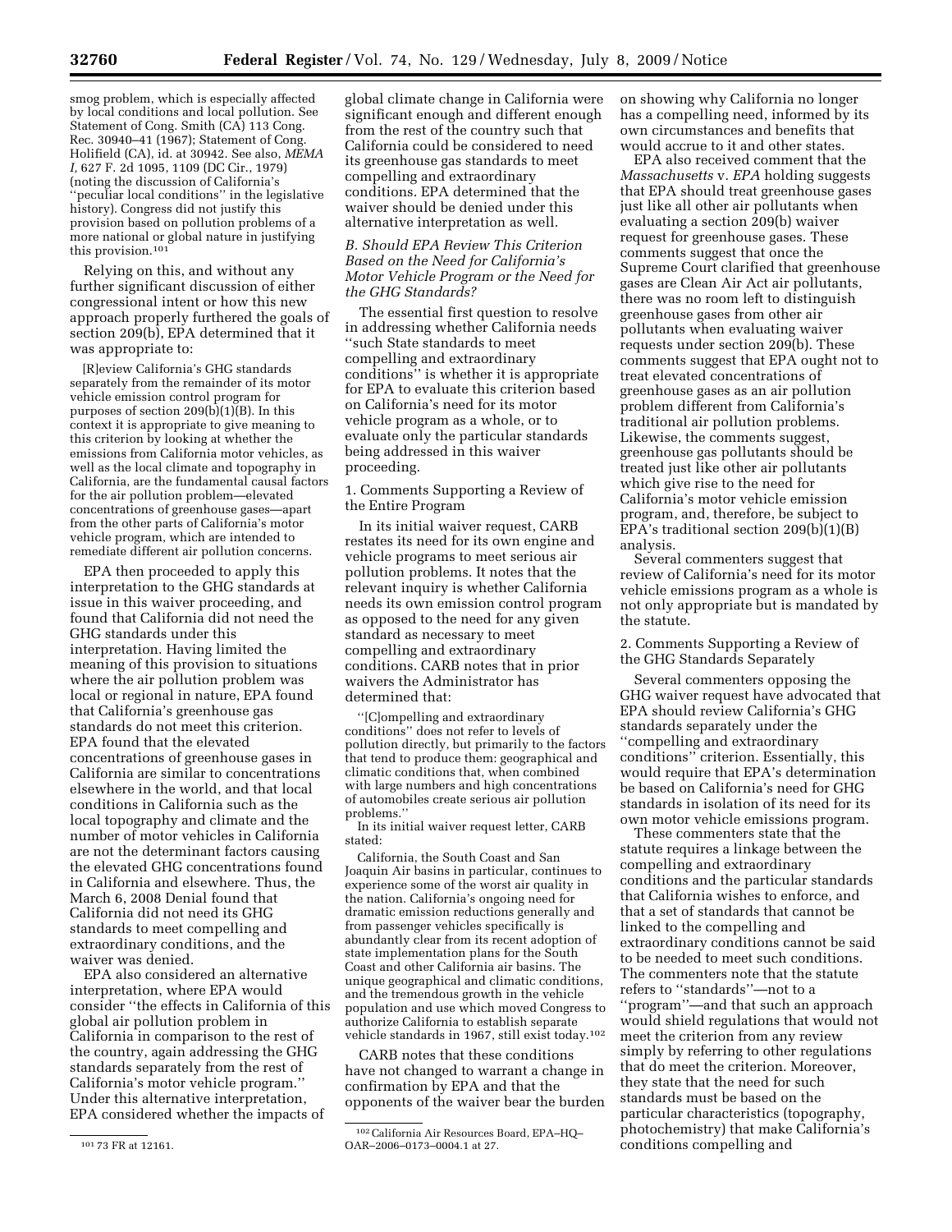smog problem, which is especially affected by local conditions and local pollution. See Statement of Cong. Smith (CA) 113 Cong. Rec. 30940–41 (1967); Statement of Cong. Holifield (CA), id. at 30942. See also, *MEMA I,* 627 F. 2d 1095, 1109 (DC Cir., 1979) (noting the discussion of California's ''peculiar local conditions'' in the legislative history). Congress did not justify this provision based on pollution problems of a more national or global nature in justifying this provision.[101]

Relying on this, and without any further significant discussion of either congressional intent or how this new approach properly furthered the goals of section 209(b), EPA determined that it was appropriate to:

> [R]eview California's GHG standards separately from the remainder of its motor vehicle emission control program for purposes of section 209(b)(1)(B). In this context it is appropriate to give meaning to this criterion by looking at whether the emissions from California motor vehicles, as well as the local climate and topography in California, are the fundamental causal factors for the air pollution problem—elevated concentrations of greenhouse gases—apart from the other parts of California's motor vehicle program, which are intended to remediate different air pollution concerns.

EPA then proceeded to apply this interpretation to the GHG standards at issue in this waiver proceeding, and found that California did not need the GHG standards under this interpretation. Having limited the meaning of this provision to situations where the air pollution problem was local or regional in nature, EPA found that California's greenhouse gas standards do not meet this criterion. EPA found that the elevated concentrations of greenhouse gases in California are similar to concentrations elsewhere in the world, and that local conditions in California such as the local topography and climate and the number of motor vehicles in California are not the determinant factors causing the elevated GHG concentrations found in California and elsewhere. Thus, the March 6, 2008 Denial found that California did not need its GHG standards to meet compelling and extraordinary conditions, and the waiver was denied.

EPA also considered an alternative interpretation, where EPA would consider ''the effects in California of this global air pollution problem in California in comparison to the rest of the country, again addressing the GHG standards separately from the rest of California's motor vehicle program.'' Under this alternative interpretation, EPA considered whether the impacts of global climate change in California were significant enough and different enough from the rest of the country such that California could be considered to need its greenhouse gas standards to meet compelling and extraordinary conditions. EPA determined that the waiver should be denied under this alternative interpretation as well.

### *B. Should EPA Review This Criterion Based on the Need for California's Motor Vehicle Program or the Need for the GHG Standards?*

The essential first question to resolve in addressing whether California needs ''such State standards to meet compelling and extraordinary conditions'' is whether it is appropriate for EPA to evaluate this criterion based on California's need for its motor vehicle program as a whole, or to evaluate only the particular standards being addressed in this waiver proceeding.

#### 1. Comments Supporting a Review of the Entire Program

In its initial waiver request, CARB restates its need for its own engine and vehicle programs to meet serious air pollution problems. It notes that the relevant inquiry is whether California needs its own emission control program as opposed to the need for any given standard as necessary to meet compelling and extraordinary conditions. CARB notes that in prior waivers the Administrator has determined that:

> ''[C]ompelling and extraordinary conditions'' does not refer to levels of pollution directly, but primarily to the factors that tend to produce them: geographical and climatic conditions that, when combined with large numbers and high concentrations of automobiles create serious air pollution problems.''

In its initial waiver request letter, CARB stated:

> California, the South Coast and San Joaquin Air basins in particular, continues to experience some of the worst air quality in the nation. California's ongoing need for dramatic emission reductions generally and from passenger vehicles specifically is abundantly clear from its recent adoption of state implementation plans for the South Coast and other California air basins. The unique geographical and climatic conditions, and the tremendous growth in the vehicle population and use which moved Congress to authorize California to establish separate vehicle standards in 1967, still exist today.[102]

CARB notes that these conditions have not changed to warrant a change in confirmation by EPA and that the opponents of the waiver bear the burden on showing why California no longer has a compelling need, informed by its own circumstances and benefits that would accrue to it and other states.

EPA also received comment that the *Massachusetts* v. *EPA* holding suggests that EPA should treat greenhouse gases just like all other air pollutants when evaluating a section 209(b) waiver request for greenhouse gases. These comments suggest that once the Supreme Court clarified that greenhouse gases are Clean Air Act air pollutants, there was no room left to distinguish greenhouse gases from other air pollutants when evaluating waiver requests under section 209(b). These comments suggest that EPA ought not to treat elevated concentrations of greenhouse gases as an air pollution problem different from California's traditional air pollution problems. Likewise, the comments suggest, greenhouse gas pollutants should be treated just like other air pollutants which give rise to the need for California's motor vehicle emission program, and, therefore, be subject to EPA's traditional section 209(b)(1)(B) analysis.

Several commenters suggest that review of California's need for its motor vehicle emissions program as a whole is not only appropriate but is mandated by the statute.

#### 2. Comments Supporting a Review of the GHG Standards Separately

Several commenters opposing the GHG waiver request have advocated that EPA should review California's GHG standards separately under the ''compelling and extraordinary conditions'' criterion. Essentially, this would require that EPA's determination be based on California's need for GHG standards in isolation of its need for its own motor vehicle emissions program.

These commenters state that the statute requires a linkage between the compelling and extraordinary conditions and the particular standards that California wishes to enforce, and that a set of standards that cannot be linked to the compelling and extraordinary conditions cannot be said to be needed to meet such conditions. The commenters note that the statute refers to ''standards''—not to a ''program''—and that such an approach would shield regulations that would not meet the criterion from any review simply by referring to other regulations that do meet the criterion. Moreover, they state that the need for such standards must be based on the particular characteristics (topography, photochemistry) that make California's conditions compelling and

---

[101] 73 FR at 12161.

[102] California Air Resources Board, EPA–HQ–OAR–2006–0173–0004.1 at 27.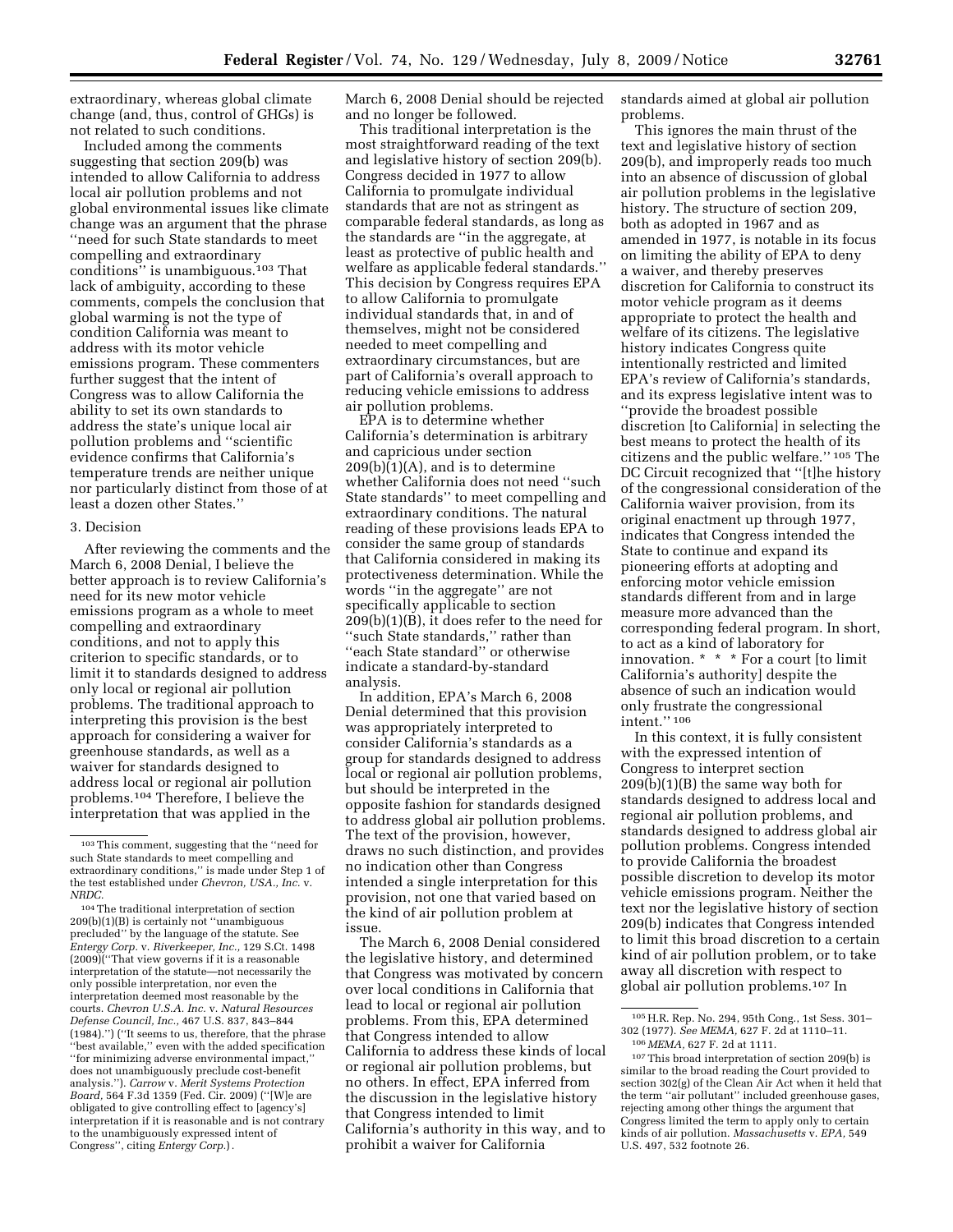extraordinary, whereas global climate change (and, thus, control of GHGs) is not related to such conditions.

Included among the comments suggesting that section 209(b) was intended to allow California to address local air pollution problems and not global environmental issues like climate change was an argument that the phrase ''need for such State standards to meet compelling and extraordinary conditions'' is unambiguous.[103] That lack of ambiguity, according to these comments, compels the conclusion that global warming is not the type of condition California was meant to address with its motor vehicle emissions program. These commenters further suggest that the intent of Congress was to allow California the ability to set its own standards to address the state's unique local air pollution problems and ''scientific evidence confirms that California's temperature trends are neither unique nor particularly distinct from those of at least a dozen other States.''

### 3. Decision

After reviewing the comments and the March 6, 2008 Denial, I believe the better approach is to review California's need for its new motor vehicle emissions program as a whole to meet compelling and extraordinary conditions, and not to apply this criterion to specific standards, or to limit it to standards designed to address only local or regional air pollution problems. The traditional approach to interpreting this provision is the best approach for considering a waiver for greenhouse standards, as well as a waiver for standards designed to address local or regional air pollution problems.[104] Therefore, I believe the interpretation that was applied in the March 6, 2008 Denial should be rejected and no longer be followed.

This traditional interpretation is the most straightforward reading of the text and legislative history of section 209(b). Congress decided in 1977 to allow California to promulgate individual standards that are not as stringent as comparable federal standards, as long as the standards are ''in the aggregate, at least as protective of public health and welfare as applicable federal standards.'' This decision by Congress requires EPA to allow California to promulgate individual standards that, in and of themselves, might not be considered needed to meet compelling and extraordinary circumstances, but are part of California's overall approach to reducing vehicle emissions to address air pollution problems.

EPA is to determine whether California's determination is arbitrary and capricious under section 209(b)(1)(A), and is to determine whether California does not need ''such State standards'' to meet compelling and extraordinary conditions. The natural reading of these provisions leads EPA to consider the same group of standards that California considered in making its protectiveness determination. While the words ''in the aggregate'' are not specifically applicable to section 209(b)(1)(B), it does refer to the need for ''such State standards,'' rather than ''each State standard'' or otherwise indicate a standard-by-standard analysis.

In addition, EPA's March 6, 2008 Denial determined that this provision was appropriately interpreted to consider California's standards as a group for standards designed to address local or regional air pollution problems, but should be interpreted in the opposite fashion for standards designed to address global air pollution problems. The text of the provision, however, draws no such distinction, and provides no indication other than Congress intended a single interpretation for this provision, not one that varied based on the kind of air pollution problem at issue.

The March 6, 2008 Denial considered the legislative history, and determined that Congress was motivated by concern over local conditions in California that lead to local or regional air pollution problems. From this, EPA determined that Congress intended to allow California to address these kinds of local or regional air pollution problems, but no others. In effect, EPA inferred from the discussion in the legislative history that Congress intended to limit California's authority in this way, and to prohibit a waiver for California standards aimed at global air pollution problems.

This ignores the main thrust of the text and legislative history of section 209(b), and improperly reads too much into an absence of discussion of global air pollution problems in the legislative history. The structure of section 209, both as adopted in 1967 and as amended in 1977, is notable in its focus on limiting the ability of EPA to deny a waiver, and thereby preserves discretion for California to construct its motor vehicle program as it deems appropriate to protect the health and welfare of its citizens. The legislative history indicates Congress quite intentionally restricted and limited EPA's review of California's standards, and its express legislative intent was to ''provide the broadest possible discretion [to California] in selecting the best means to protect the health of its citizens and the public welfare.''[105] The DC Circuit recognized that ''[t]he history of the congressional consideration of the California waiver provision, from its original enactment up through 1977, indicates that Congress intended the State to continue and expand its pioneering efforts at adopting and enforcing motor vehicle emission standards different from and in large measure more advanced than the corresponding federal program. In short, to act as a kind of laboratory for innovation. * * * For a court [to limit California's authority] despite the absence of such an indication would only frustrate the congressional intent.''[106]

In this context, it is fully consistent with the expressed intention of Congress to interpret section 209(b)(1)(B) the same way both for standards designed to address local and regional air pollution problems, and standards designed to address global air pollution problems. Congress intended to provide California the broadest possible discretion to develop its motor vehicle emissions program. Neither the text nor the legislative history of section 209(b) indicates that Congress intended to limit this broad discretion to a certain kind of air pollution problem, or to take away all discretion with respect to global air pollution problems.[107] In

---

[103] This comment, suggesting that the ''need for such State standards to meet compelling and extraordinary conditions,'' is made under Step 1 of the test established under *Chevron, USA., Inc.* v. *NRDC.*

[104] The traditional interpretation of section 209(b)(1)(B) is certainly not ''unambiguous precluded'' by the language of the statute. See *Entergy Corp.* v. *Riverkeeper, Inc.,* 129 S.Ct. 1498 (2009)(''That view governs if it is a reasonable interpretation of the statute—not necessarily the only possible interpretation, nor even the interpretation deemed most reasonable by the courts. *Chevron U.S.A. Inc.* v. *Natural Resources Defense Council, Inc.,* 467 U.S. 837, 843–844 (1984).'') (''It seems to us, therefore, that the phrase ''best available,'' even with the added specification ''for minimizing adverse environmental impact,'' does not unambiguously preclude cost-benefit analysis.''). *Carrow* v. *Merit Systems Protection Board,* 564 F.3d 1359 (Fed. Cir. 2009) (''[W]e are obligated to give controlling effect to [agency's] interpretation if it is reasonable and is not contrary to the unambiguously expressed intent of Congress'', citing *Entergy Corp.*).

[105] H.R. Rep. No. 294, 95th Cong., 1st Sess. 301–302 (1977). *See MEMA,* 627 F. 2d at 1110–11.

[106] *MEMA,* 627 F. 2d at 1111.

[107] This broad interpretation of section 209(b) is similar to the broad reading the Court provided to section 302(g) of the Clean Air Act when it held that the term ''air pollutant'' included greenhouse gases, rejecting among other things the argument that Congress limited the term to apply only to certain kinds of air pollution. *Massachusetts* v. *EPA,* 549 U.S. 497, 532 footnote 26.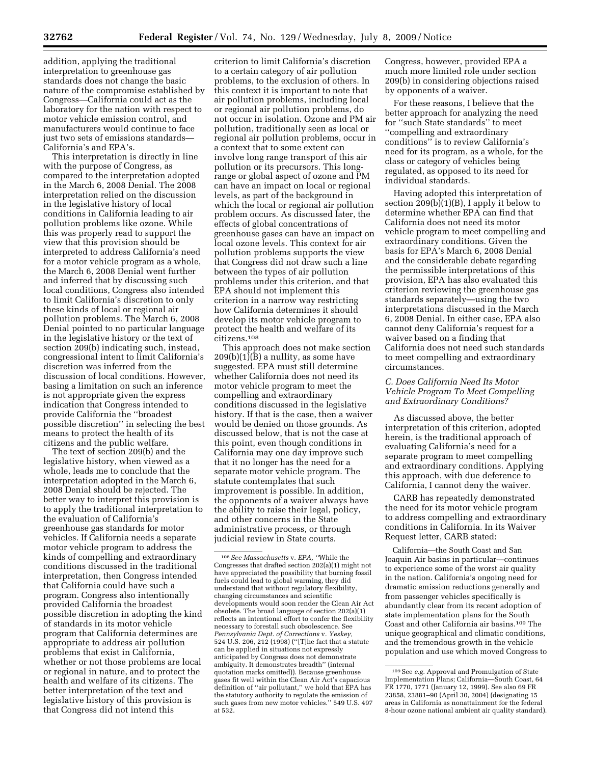addition, applying the traditional interpretation to greenhouse gas standards does not change the basic nature of the compromise established by Congress—California could act as the laboratory for the nation with respect to motor vehicle emission control, and manufacturers would continue to face just two sets of emissions standards—California's and EPA's.

This interpretation is directly in line with the purpose of Congress, as compared to the interpretation adopted in the March 6, 2008 Denial. The 2008 interpretation relied on the discussion in the legislative history of local conditions in California leading to air pollution problems like ozone. While this was properly read to support the view that this provision should be interpreted to address California's need for a motor vehicle program as a whole, the March 6, 2008 Denial went further and inferred that by discussing such local conditions, Congress also intended to limit California's discretion to only these kinds of local or regional air pollution problems. The March 6, 2008 Denial pointed to no particular language in the legislative history or the text of section 209(b) indicating such, instead, congressional intent to limit California's discretion was inferred from the discussion of local conditions. However, basing a limitation on such an inference is not appropriate given the express indication that Congress intended to provide California the "broadest possible discretion" in selecting the best means to protect the health of its citizens and the public welfare.

The text of section 209(b) and the legislative history, when viewed as a whole, leads me to conclude that the interpretation adopted in the March 6, 2008 Denial should be rejected. The better way to interpret this provision is to apply the traditional interpretation to the evaluation of California's greenhouse gas standards for motor vehicles. If California needs a separate motor vehicle program to address the kinds of compelling and extraordinary conditions discussed in the traditional interpretation, then Congress intended that California could have such a program. Congress also intentionally provided California the broadest possible discretion in adopting the kind of standards in its motor vehicle program that California determines are appropriate to address air pollution problems that exist in California, whether or not those problems are local or regional in nature, and to protect the health and welfare of its citizens. The better interpretation of the text and legislative history of this provision is that Congress did not intend this criterion to limit California's discretion to a certain category of air pollution problems, to the exclusion of others. In this context it is important to note that air pollution problems, including local or regional air pollution problems, do not occur in isolation. Ozone and PM air pollution, traditionally seen as local or regional air pollution problems, occur in a context that to some extent can involve long range transport of this air pollution or its precursors. This long-range or global aspect of ozone and PM can have an impact on local or regional levels, as part of the background in which the local or regional air pollution problem occurs. As discussed later, the effects of global concentrations of greenhouse gases can have an impact on local ozone levels. This context for air pollution problems supports the view that Congress did not draw such a line between the types of air pollution problems under this criterion, and that EPA should not implement this criterion in a narrow way restricting how California determines it should develop its motor vehicle program to protect the health and welfare of its citizens.[108]

This approach does not make section 209(b)(1)(B) a nullity, as some have suggested. EPA must still determine whether California does not need its motor vehicle program to meet the compelling and extraordinary conditions discussed in the legislative history. If that is the case, then a waiver would be denied on those grounds. As discussed below, that is not the case at this point, even though conditions in California may one day improve such that it no longer has the need for a separate motor vehicle program. The statute contemplates that such improvement is possible. In addition, the opponents of a waiver always have the ability to raise their legal, policy, and other concerns in the State administrative process, or through judicial review in State courts. Congress, however, provided EPA a much more limited role under section 209(b) in considering objections raised by opponents of a waiver.

For these reasons, I believe that the better approach for analyzing the need for "such State standards" to meet "compelling and extraordinary conditions" is to review California's need for its program, as a whole, for the class or category of vehicles being regulated, as opposed to its need for individual standards.

Having adopted this interpretation of section 209(b)(1)(B), I apply it below to determine whether EPA can find that California does not need its motor vehicle program to meet compelling and extraordinary conditions. Given the basis for EPA's March 6, 2008 Denial and the considerable debate regarding the permissible interpretations of this provision, EPA has also evaluated this criterion reviewing the greenhouse gas standards separately—using the two interpretations discussed in the March 6, 2008 Denial. In either case, EPA also cannot deny California's request for a waiver based on a finding that California does not need such standards to meet compelling and extraordinary circumstances.

### *C. Does California Need Its Motor Vehicle Program To Meet Compelling and Extraordinary Conditions?*

As discussed above, the better interpretation of this criterion, adopted herein, is the traditional approach of evaluating California's need for a separate program to meet compelling and extraordinary conditions. Applying this approach, with due deference to California, I cannot deny the waiver.

CARB has repeatedly demonstrated the need for its motor vehicle program to address compelling and extraordinary conditions in California. In its Waiver Request letter, CARB stated:

> California—the South Coast and San Joaquin Air basins in particular—continues to experience some of the worst air quality in the nation. California's ongoing need for dramatic emission reductions generally and from passenger vehicles specifically is abundantly clear from its recent adoption of state implementation plans for the South Coast and other California air basins.[109] The unique geographical and climatic conditions, and the tremendous growth in the vehicle population and use which moved Congress to

---

[108] *See Massachusetts* v. *EPA*, "While the Congresses that drafted section 202(a)(1) might not have appreciated the possibility that burning fossil fuels could lead to global warming, they did understand that without regulatory flexibility, changing circumstances and scientific developments would soon render the Clean Air Act obsolete. The broad language of section 202(a)(1) reflects an intentional effort to confer the flexibility necessary to forestall such obsolescence. See *Pennsylvania Dept. of Corrections* v. *Yeskey*, 524 U.S. 206, 212 (1998) ("[T]he fact that a statute can be applied in situations not expressly anticipated by Congress does not demonstrate ambiguity. It demonstrates breadth" (internal quotation marks omitted)). Because greenhouse gases fit well within the Clean Air Act's capacious definition of "air pollutant," we hold that EPA has the statutory authority to regulate the emission of such gases from new motor vehicles." 549 U.S. 497 at 532.

[109] See *e.g.* Approval and Promulgation of State Implementation Plans; California—South Coast, 64 FR 1770, 1771 (January 12, 1999). See also 69 FR 23858, 23881–90 (April 30, 2004) (designating 15 areas in California as nonattainment for the federal 8-hour ozone national ambient air quality standard).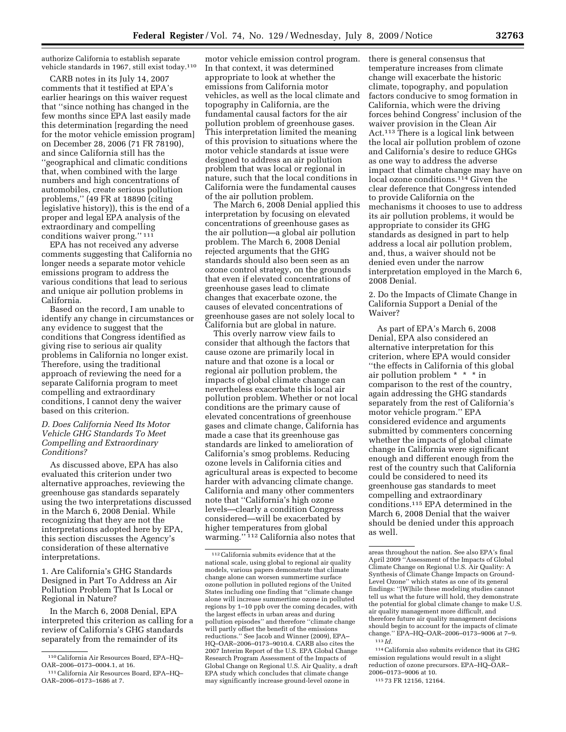authorize California to establish separate vehicle standards in 1967, still exist today.[110]

CARB notes in its July 14, 2007 comments that it testified at EPA's earlier hearings on this waiver request that ''since nothing has changed in the few months since EPA last easily made this determination [regarding the need for the motor vehicle emission program] on December 28, 2006 (71 FR 78190), and since California still has the ''geographical and climatic conditions that, when combined with the large numbers and high concentrations of automobiles, create serious pollution problems,'' (49 FR at 18890 (citing legislative history)), this is the end of a proper and legal EPA analysis of the extraordinary and compelling conditions waiver prong.'' [111]

EPA has not received any adverse comments suggesting that California no longer needs a separate motor vehicle emissions program to address the various conditions that lead to serious and unique air pollution problems in California.

Based on the record, I am unable to identify any change in circumstances or any evidence to suggest that the conditions that Congress identified as giving rise to serious air quality problems in California no longer exist. Therefore, using the traditional approach of reviewing the need for a separate California program to meet compelling and extraordinary conditions, I cannot deny the waiver based on this criterion.

### *D. Does California Need Its Motor Vehicle GHG Standards To Meet Compelling and Extraordinary Conditions?*

As discussed above, EPA has also evaluated this criterion under two alternative approaches, reviewing the greenhouse gas standards separately using the two interpretations discussed in the March 6, 2008 Denial. While recognizing that they are not the interpretations adopted here by EPA, this section discusses the Agency's consideration of these alternative interpretations.

#### 1. Are California's GHG Standards Designed in Part To Address an Air Pollution Problem That Is Local or Regional in Nature?

In the March 6, 2008 Denial, EPA interpreted this criterion as calling for a review of California's GHG standards separately from the remainder of its motor vehicle emission control program. In that context, it was determined appropriate to look at whether the emissions from California motor vehicles, as well as the local climate and topography in California, are the fundamental causal factors for the air pollution problem of greenhouse gases. This interpretation limited the meaning of this provision to situations where the motor vehicle standards at issue were designed to address an air pollution problem that was local or regional in nature, such that the local conditions in California were the fundamental causes of the air pollution problem.

The March 6, 2008 Denial applied this interpretation by focusing on elevated concentrations of greenhouse gases as the air pollution—a global air pollution problem. The March 6, 2008 Denial rejected arguments that the GHG standards should also been seen as an ozone control strategy, on the grounds that even if elevated concentrations of greenhouse gases lead to climate changes that exacerbate ozone, the causes of elevated concentrations of greenhouse gases are not solely local to California but are global in nature.

This overly narrow view fails to consider that although the factors that cause ozone are primarily local in nature and that ozone is a local or regional air pollution problem, the impacts of global climate change can nevertheless exacerbate this local air pollution problem. Whether or not local conditions are the primary cause of elevated concentrations of greenhouse gases and climate change, California has made a case that its greenhouse gas standards are linked to amelioration of California's smog problems. Reducing ozone levels in California cities and agricultural areas is expected to become harder with advancing climate change. California and many other commenters note that ''California's high ozone levels—clearly a condition Congress considered—will be exacerbated by higher temperatures from global warming.'' [112] California also notes that there is general consensus that temperature increases from climate change will exacerbate the historic climate, topography, and population factors conducive to smog formation in California, which were the driving forces behind Congress' inclusion of the waiver provision in the Clean Air Act.[113] There is a logical link between the local air pollution problem of ozone and California's desire to reduce GHGs as one way to address the adverse impact that climate change may have on local ozone conditions.[114] Given the clear deference that Congress intended to provide California on the mechanisms it chooses to use to address its air pollution problems, it would be appropriate to consider its GHG standards as designed in part to help address a local air pollution problem, and, thus, a waiver should not be denied even under the narrow interpretation employed in the March 6, 2008 Denial.

#### 2. Do the Impacts of Climate Change in California Support a Denial of the Waiver?

As part of EPA's March 6, 2008 Denial, EPA also considered an alternative interpretation for this criterion, where EPA would consider ''the effects in California of this global air pollution problem * * * in comparison to the rest of the country, again addressing the GHG standards separately from the rest of California's motor vehicle program.'' EPA considered evidence and arguments submitted by commenters concerning whether the impacts of global climate change in California were significant enough and different enough from the rest of the country such that California could be considered to need its greenhouse gas standards to meet compelling and extraordinary conditions.[115] EPA determined in the March 6, 2008 Denial that the waiver should be denied under this approach as well.

---

[110] California Air Resources Board, EPA–HQ–OAR–2006–0173–0004.1, at 16.

[111] California Air Resources Board, EPA–HQ–OAR–2006–0173–1686 at 7.

[112] California submits evidence that at the national scale, using global to regional air quality models, various papers demonstrate that climate change alone can worsen summertime surface ozone pollution in polluted regions of the United States including one finding that ''climate change alone will increase summertime ozone in polluted regions by 1–10 ppb over the coming decades, with the largest effects in urban areas and during pollution episodes'' and therefore ''climate change will partly offset the benefit of the emissions reductions.'' See Jacob and Winner (2009), EPA–HQ–OAR–2006–0173–9010.4. CARB also cites the 2007 Interim Report of the U.S. EPA Global Change Research Program Assessment of the Impacts of Global Change on Regional U.S. Air Quality, a draft EPA study which concludes that climate change may significantly increase ground-level ozone in areas throughout the nation. See also EPA's final April 2009 ''Assessment of the Impacts of Global Climate Change on Regional U.S. Air Quality: A Synthesis of Climate Change Impacts on Ground-Level Ozone'' which states as one of its general findings: ''[W]hile these modeling studies cannot tell us what the future will hold, they demonstrate the potential for global climate change to make U.S. air quality management more difficult, and therefore future air quality management decisions should begin to account for the impacts of climate change.'' EPA–HQ–OAR–2006–0173–9006 at 7–9.

[113] *Id.*

[114] California also submits evidence that its GHG emission regulations would result in a slight reduction of ozone precursors. EPA–HQ–OAR–2006–0173–9006 at 10.

[115] 73 FR 12156, 12164.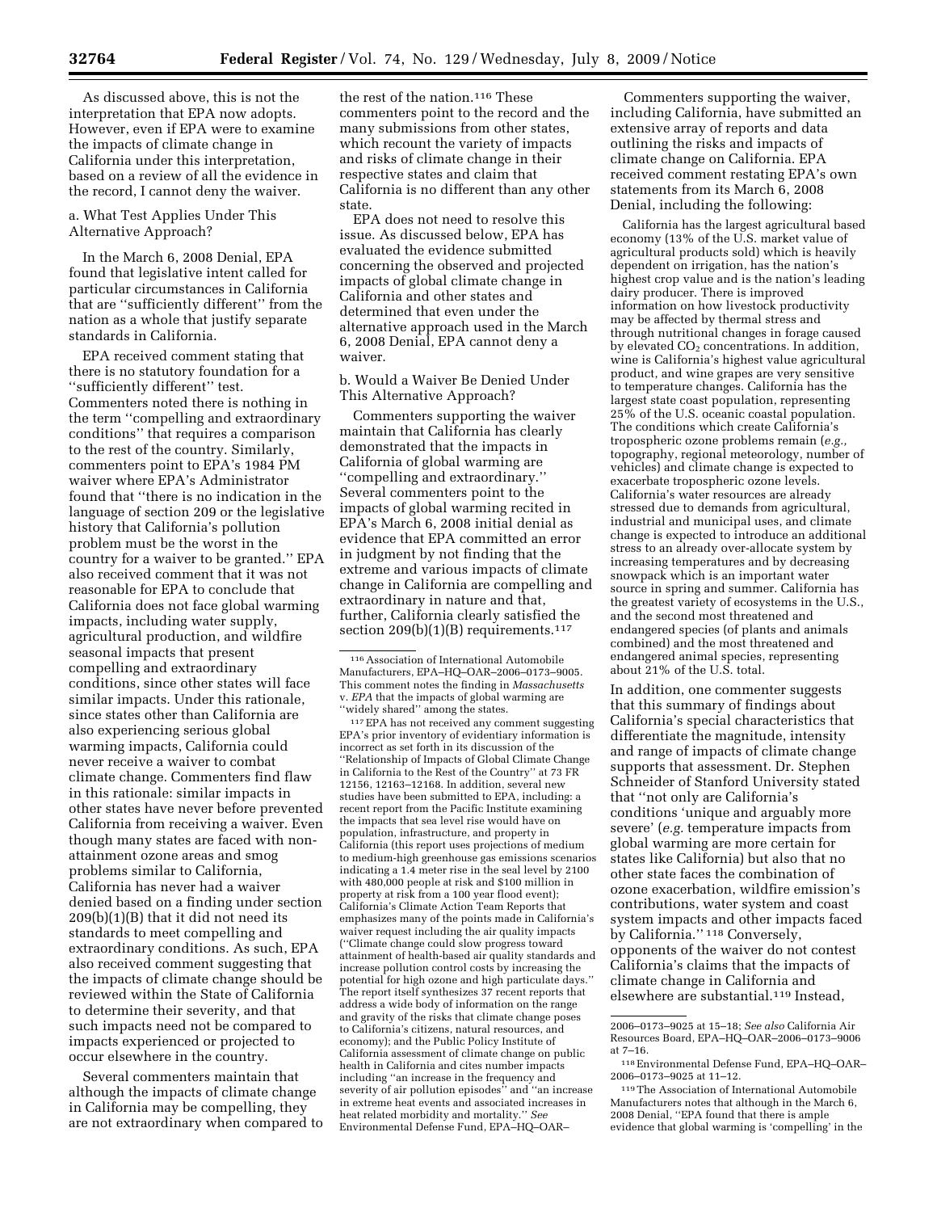As discussed above, this is not the interpretation that EPA now adopts. However, even if EPA were to examine the impacts of climate change in California under this interpretation, based on a review of all the evidence in the record, I cannot deny the waiver.

a. What Test Applies Under This Alternative Approach?

In the March 6, 2008 Denial, EPA found that legislative intent called for particular circumstances in California that are ''sufficiently different'' from the nation as a whole that justify separate standards in California.

EPA received comment stating that there is no statutory foundation for a ''sufficiently different'' test. Commenters noted there is nothing in the term ''compelling and extraordinary conditions'' that requires a comparison to the rest of the country. Similarly, commenters point to EPA's 1984 PM waiver where EPA's Administrator found that ''there is no indication in the language of section 209 or the legislative history that California's pollution problem must be the worst in the country for a waiver to be granted.'' EPA also received comment that it was not reasonable for EPA to conclude that California does not face global warming impacts, including water supply, agricultural production, and wildfire seasonal impacts that present compelling and extraordinary conditions, since other states will face similar impacts. Under this rationale, since states other than California are also experiencing serious global warming impacts, California could never receive a waiver to combat climate change. Commenters find flaw in this rationale: similar impacts in other states have never before prevented California from receiving a waiver. Even though many states are faced with non-attainment ozone areas and smog problems similar to California, California has never had a waiver denied based on a finding under section 209(b)(1)(B) that it did not need its standards to meet compelling and extraordinary conditions. As such, EPA also received comment suggesting that the impacts of climate change should be reviewed within the State of California to determine their severity, and that such impacts need not be compared to impacts experienced or projected to occur elsewhere in the country.

Several commenters maintain that although the impacts of climate change in California may be compelling, they are not extraordinary when compared to the rest of the nation.[116] These commenters point to the record and the many submissions from other states, which recount the variety of impacts and risks of climate change in their respective states and claim that California is no different than any other state.

EPA does not need to resolve this issue. As discussed below, EPA has evaluated the evidence submitted concerning the observed and projected impacts of global climate change in California and other states and determined that even under the alternative approach used in the March 6, 2008 Denial, EPA cannot deny a waiver.

b. Would a Waiver Be Denied Under This Alternative Approach?

Commenters supporting the waiver maintain that California has clearly demonstrated that the impacts in California of global warming are ''compelling and extraordinary.'' Several commenters point to the impacts of global warming recited in EPA's March 6, 2008 initial denial as evidence that EPA committed an error in judgment by not finding that the extreme and various impacts of climate change in California are compelling and extraordinary in nature and that, further, California clearly satisfied the section 209(b)(1)(B) requirements.[117]

Commenters supporting the waiver, including California, have submitted an extensive array of reports and data outlining the risks and impacts of climate change on California. EPA received comment restating EPA's own statements from its March 6, 2008 Denial, including the following:

> California has the largest agricultural based economy (13% of the U.S. market value of agricultural products sold) which is heavily dependent on irrigation, has the nation's highest crop value and is the nation's leading dairy producer. There is improved information on how livestock productivity may be affected by thermal stress and through nutritional changes in forage caused by elevated $CO_2$ concentrations. In addition, wine is California's highest value agricultural product, and wine grapes are very sensitive to temperature changes. California has the largest state coast population, representing 25% of the U.S. oceanic coastal population. The conditions which create California's tropospheric ozone problems remain (*e.g.,* topography, regional meteorology, number of vehicles) and climate change is expected to exacerbate tropospheric ozone levels. California's water resources are already stressed due to demands from agricultural, industrial and municipal uses, and climate change is expected to introduce an additional stress to an already over-allocate system by increasing temperatures and by decreasing snowpack which is an important water source in spring and summer. California has the greatest variety of ecosystems in the U.S., and the second most threatened and endangered species (of plants and animals combined) and the most threatened and endangered animal species, representing about 21% of the U.S. total.

In addition, one commenter suggests that this summary of findings about California's special characteristics that differentiate the magnitude, intensity and range of impacts of climate change supports that assessment. Dr. Stephen Schneider of Stanford University stated that ''not only are California's conditions 'unique and arguably more severe' (*e.g.* temperature impacts from global warming are more certain for states like California) but also that no other state faces the combination of ozone exacerbation, wildfire emission's contributions, water system and coast system impacts and other impacts faced by California.'' [118] Conversely, opponents of the waiver do not contest California's claims that the impacts of climate change in California and elsewhere are substantial.[119] Instead,

---

[116] Association of International Automobile Manufacturers, EPA–HQ–OAR–2006–0173–9005. This comment notes the finding in *Massachusetts* v. *EPA* that the impacts of global warming are ''widely shared'' among the states.

[117] EPA has not received any comment suggesting EPA's prior inventory of evidentiary information is incorrect as set forth in its discussion of the ''Relationship of Impacts of Global Climate Change in California to the Rest of the Country'' at 73 FR 12156, 12163–12168. In addition, several new studies have been submitted to EPA, including: a recent report from the Pacific Institute examining the impacts that sea level rise would have on population, infrastructure, and property in California (this report uses projections of medium to medium-high greenhouse gas emissions scenarios indicating a 1.4 meter rise in the seal level by 2100 with 480,000 people at risk and $100 million in property at risk from a 100 year flood event); California's Climate Action Team Reports that emphasizes many of the points made in California's waiver request including the air quality impacts (''Climate change could slow progress toward attainment of health-based air quality standards and increase pollution control costs by increasing the potential for high ozone and high particulate days.'' The report itself synthesizes 37 recent reports that address a wide body of information on the range and gravity of the risks that climate change poses to California's citizens, natural resources, and economy); and the Public Policy Institute of California assessment of climate change on public health in California and cites number impacts including ''an increase in the frequency and severity of air pollution episodes'' and ''an increase in extreme heat events and associated increases in heat related morbidity and mortality.'' *See* Environmental Defense Fund, EPA–HQ–OAR–2006–0173–9025 at 15–18; *See also* California Air Resources Board, EPA–HQ–OAR–2006–0173–9006 at 7–16.

[118] Environmental Defense Fund, EPA–HQ–OAR–2006–0173–9025 at 11–12.

[119] The Association of International Automobile Manufacturers notes that although in the March 6, 2008 Denial, ''EPA found that there is ample evidence that global warming is 'compelling' in the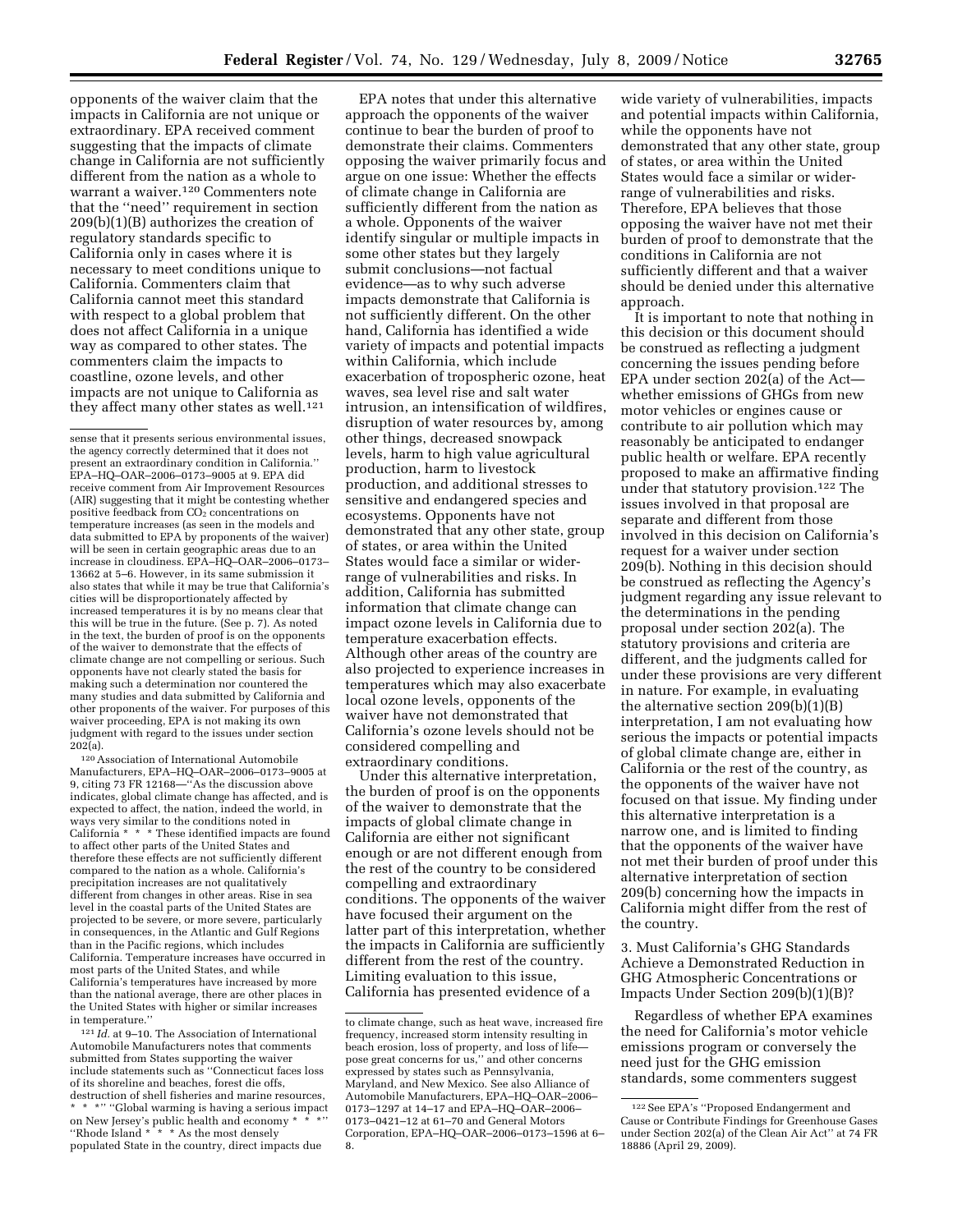opponents of the waiver claim that the impacts in California are not unique or extraordinary. EPA received comment suggesting that the impacts of climate change in California are not sufficiently different from the nation as a whole to warrant a waiver.[120] Commenters note that the ''need'' requirement in section 209(b)(1)(B) authorizes the creation of regulatory standards specific to California only in cases where it is necessary to meet conditions unique to California. Commenters claim that California cannot meet this standard with respect to a global problem that does not affect California in a unique way as compared to other states. The commenters claim the impacts to coastline, ozone levels, and other impacts are not unique to California as they affect many other states as well.[121]

EPA notes that under this alternative approach the opponents of the waiver continue to bear the burden of proof to demonstrate their claims. Commenters opposing the waiver primarily focus and argue on one issue: Whether the effects of climate change in California are sufficiently different from the nation as a whole. Opponents of the waiver identify singular or multiple impacts in some other states but they largely submit conclusions—not factual evidence—as to why such adverse impacts demonstrate that California is not sufficiently different. On the other hand, California has identified a wide variety of impacts and potential impacts within California, which include exacerbation of tropospheric ozone, heat waves, sea level rise and salt water intrusion, an intensification of wildfires, disruption of water resources by, among other things, decreased snowpack levels, harm to high value agricultural production, harm to livestock production, and additional stresses to sensitive and endangered species and ecosystems. Opponents have not demonstrated that any other state, group of states, or area within the United States would face a similar or wider-range of vulnerabilities and risks. In addition, California has submitted information that climate change can impact ozone levels in California due to temperature exacerbation effects. Although other areas of the country are also projected to experience increases in temperatures which may also exacerbate local ozone levels, opponents of the waiver have not demonstrated that California's ozone levels should not be considered compelling and extraordinary conditions.

Under this alternative interpretation, the burden of proof is on the opponents of the waiver to demonstrate that the impacts of global climate change in California are either not significant enough or are not different enough from the rest of the country to be considered compelling and extraordinary conditions. The opponents of the waiver have focused their argument on the latter part of this interpretation, whether the impacts in California are sufficiently different from the rest of the country. Limiting evaluation to this issue, California has presented evidence of a wide variety of vulnerabilities, impacts and potential impacts within California, while the opponents have not demonstrated that any other state, group of states, or area within the United States would face a similar or wider-range of vulnerabilities and risks. Therefore, EPA believes that those opposing the waiver have not met their burden of proof to demonstrate that the conditions in California are not sufficiently different and that a waiver should be denied under this alternative approach.

It is important to note that nothing in this decision or this document should be construed as reflecting a judgment concerning the issues pending before EPA under section 202(a) of the Act—whether emissions of GHGs from new motor vehicles or engines cause or contribute to air pollution which may reasonably be anticipated to endanger public health or welfare. EPA recently proposed to make an affirmative finding under that statutory provision.[122] The issues involved in that proposal are separate and different from those involved in this decision on California's request for a waiver under section 209(b). Nothing in this decision should be construed as reflecting the Agency's judgment regarding any issue relevant to the determinations in the pending proposal under section 202(a). The statutory provisions and criteria are different, and the judgments called for under these provisions are very different in nature. For example, in evaluating the alternative section 209(b)(1)(B) interpretation, I am not evaluating how serious the impacts or potential impacts of global climate change are, either in California or the rest of the country, as the opponents of the waiver have not focused on that issue. My finding under this alternative interpretation is a narrow one, and is limited to finding that the opponents of the waiver have not met their burden of proof under this alternative interpretation of section 209(b) concerning how the impacts in California might differ from the rest of the country.

### 3. Must California's GHG Standards Achieve a Demonstrated Reduction in GHG Atmospheric Concentrations or Impacts Under Section 209(b)(1)(B)?

Regardless of whether EPA examines the need for California's motor vehicle emissions program or conversely the need just for the GHG emission standards, some commenters suggest

---

sense that it presents serious environmental issues, the agency correctly determined that it does not present an extraordinary condition in California.'' EPA–HQ–OAR–2006–0173–9005 at 9. EPA did receive comment from Air Improvement Resources (AIR) suggesting that it might be contesting whether positive feedback from $CO_2$ concentrations on temperature increases (as seen in the models and data submitted to EPA by proponents of the waiver) will be seen in certain geographic areas due to an increase in cloudiness. EPA–HQ–OAR–2006–0173–13662 at 5–6. However, in its same submission it also states that while it may be true that California's cities will be disproportionately affected by increased temperatures it is by no means clear that this will be true in the future. (See p. 7). As noted in the text, the burden of proof is on the opponents of the waiver to demonstrate that the effects of climate change are not compelling or serious. Such opponents have not clearly stated the basis for making such a determination nor countered the many studies and data submitted by California and other proponents of the waiver. For purposes of this waiver proceeding, EPA is not making its own judgment with regard to the issues under section 202(a).

[120] Association of International Automobile Manufacturers, EPA–HQ–OAR–2006–0173–9005 at 9, citing 73 FR 12168—''As the discussion above indicates, global climate change has affected, and is expected to affect, the nation, indeed the world, in ways very similar to the conditions noted in California * * * These identified impacts are found to affect other parts of the United States and therefore these effects are not sufficiently different compared to the nation as a whole. California's precipitation increases are not qualitatively different from changes in other areas. Rise in sea level in the coastal parts of the United States are projected to be severe, or more severe, particularly in consequences, in the Atlantic and Gulf Regions than in the Pacific regions, which includes California. Temperature increases have occurred in most parts of the United States, and while California's temperatures have increased by more than the national average, there are other places in the United States with higher or similar increases in temperature.''

[121] *Id.* at 9–10. The Association of International Automobile Manufacturers notes that comments submitted from States supporting the waiver include statements such as ''Connecticut faces loss of its shoreline and beaches, forest die offs, destruction of shell fisheries and marine resources, * * *'' ''Global warming is having a serious impact on New Jersey's public health and economy * * *'' ''Rhode Island * * * As the most densely populated State in the country, direct impacts due to climate change, such as heat wave, increased fire frequency, increased storm intensity resulting in beach erosion, loss of property, and loss of life—pose great concerns for us,'' and other concerns expressed by states such as Pennsylvania, Maryland, and New Mexico. See also Alliance of Automobile Manufacturers, EPA–HQ–OAR–2006–0173–1297 at 14–17 and EPA–HQ–OAR–2006–0173–0421–12 at 61–70 and General Motors Corporation, EPA–HQ–OAR–2006–0173–1596 at 6–8.

[122] See EPA's ''Proposed Endangerment and Cause or Contribute Findings for Greenhouse Gases under Section 202(a) of the Clean Air Act'' at 74 FR 18886 (April 29, 2009).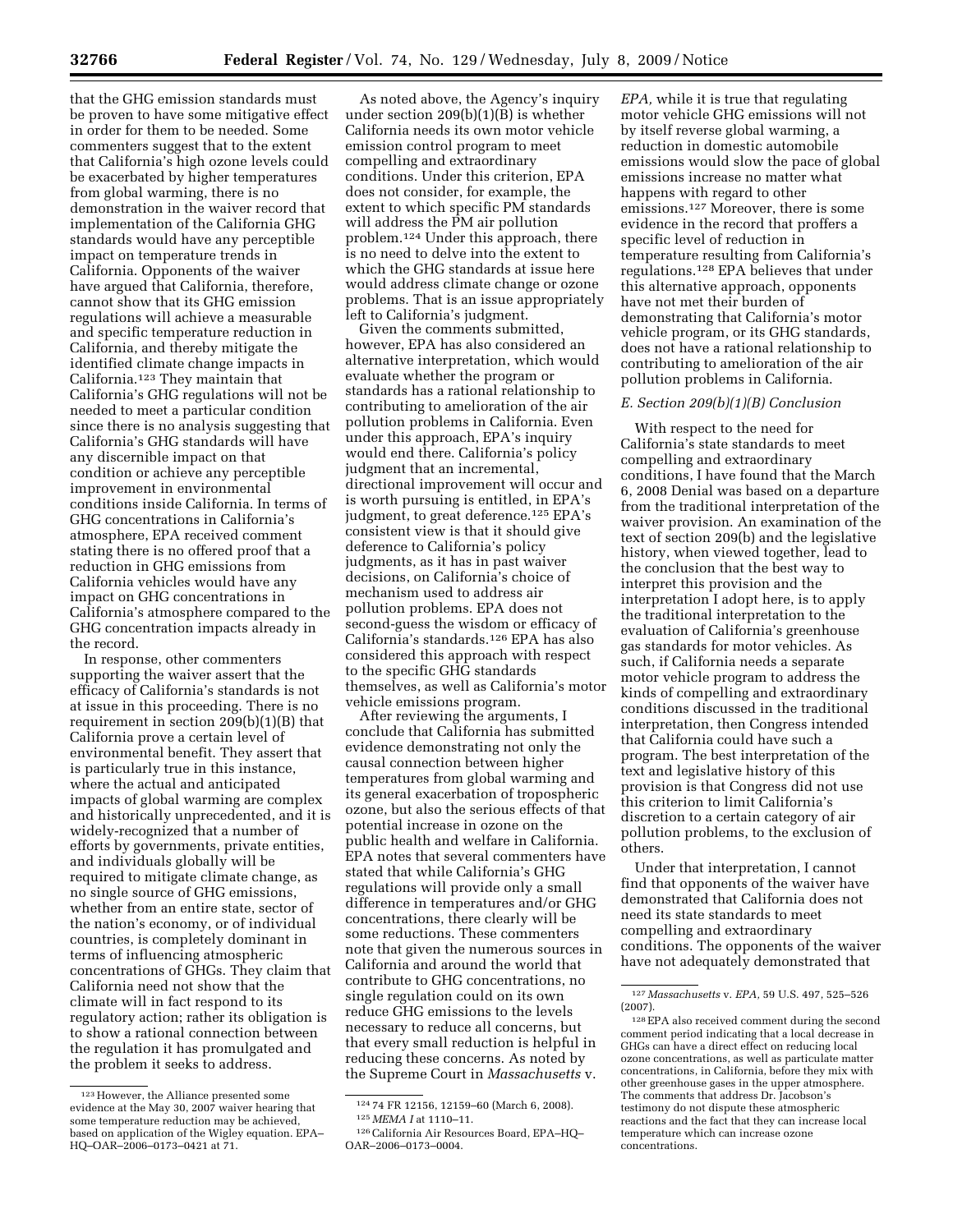that the GHG emission standards must be proven to have some mitigative effect in order for them to be needed. Some commenters suggest that to the extent that California's high ozone levels could be exacerbated by higher temperatures from global warming, there is no demonstration in the waiver record that implementation of the California GHG standards would have any perceptible impact on temperature trends in California. Opponents of the waiver have argued that California, therefore, cannot show that its GHG emission regulations will achieve a measurable and specific temperature reduction in California, and thereby mitigate the identified climate change impacts in California.[123] They maintain that California's GHG regulations will not be needed to meet a particular condition since there is no analysis suggesting that California's GHG standards will have any discernible impact on that condition or achieve any perceptible improvement in environmental conditions inside California. In terms of GHG concentrations in California's atmosphere, EPA received comment stating there is no offered proof that a reduction in GHG emissions from California vehicles would have any impact on GHG concentrations in California's atmosphere compared to the GHG concentration impacts already in the record.

In response, other commenters supporting the waiver assert that the efficacy of California's standards is not at issue in this proceeding. There is no requirement in section 209(b)(1)(B) that California prove a certain level of environmental benefit. They assert that is particularly true in this instance, where the actual and anticipated impacts of global warming are complex and historically unprecedented, and it is widely-recognized that a number of efforts by governments, private entities, and individuals globally will be required to mitigate climate change, as no single source of GHG emissions, whether from an entire state, sector of the nation's economy, or of individual countries, is completely dominant in terms of influencing atmospheric concentrations of GHGs. They claim that California need not show that the climate will in fact respond to its regulatory action; rather its obligation is to show a rational connection between the regulation it has promulgated and the problem it seeks to address.

As noted above, the Agency's inquiry under section 209(b)(1)(B) is whether California needs its own motor vehicle emission control program to meet compelling and extraordinary conditions. Under this criterion, EPA does not consider, for example, the extent to which specific PM standards will address the PM air pollution problem.[124] Under this approach, there is no need to delve into the extent to which the GHG standards at issue here would address climate change or ozone problems. That is an issue appropriately left to California's judgment.

Given the comments submitted, however, EPA has also considered an alternative interpretation, which would evaluate whether the program or standards has a rational relationship to contributing to amelioration of the air pollution problems in California. Even under this approach, EPA's inquiry would end there. California's policy judgment that an incremental, directional improvement will occur and is worth pursuing is entitled, in EPA's judgment, to great deference.[125] EPA's consistent view is that it should give deference to California's policy judgments, as it has in past waiver decisions, on California's choice of mechanism used to address air pollution problems. EPA does not second-guess the wisdom or efficacy of California's standards.[126] EPA has also considered this approach with respect to the specific GHG standards themselves, as well as California's motor vehicle emissions program.

After reviewing the arguments, I conclude that California has submitted evidence demonstrating not only the causal connection between higher temperatures from global warming and its general exacerbation of tropospheric ozone, but also the serious effects of that potential increase in ozone on the public health and welfare in California. EPA notes that several commenters have stated that while California's GHG regulations will provide only a small difference in temperatures and/or GHG concentrations, there clearly will be some reductions. These commenters note that given the numerous sources in California and around the world that contribute to GHG concentrations, no single regulation could on its own reduce GHG emissions to the levels necessary to reduce all concerns, but that every small reduction is helpful in reducing these concerns. As noted by the Supreme Court in *Massachusetts* v. *EPA,* while it is true that regulating motor vehicle GHG emissions will not by itself reverse global warming, a reduction in domestic automobile emissions would slow the pace of global emissions increase no matter what happens with regard to other emissions.[127] Moreover, there is some evidence in the record that proffers a specific level of reduction in temperature resulting from California's regulations.[128] EPA believes that under this alternative approach, opponents have not met their burden of demonstrating that California's motor vehicle program, or its GHG standards, does not have a rational relationship to contributing to amelioration of the air pollution problems in California.

### *E. Section 209(b)(1)(B) Conclusion*

With respect to the need for California's state standards to meet compelling and extraordinary conditions, I have found that the March 6, 2008 Denial was based on a departure from the traditional interpretation of the waiver provision. An examination of the text of section 209(b) and the legislative history, when viewed together, lead to the conclusion that the best way to interpret this provision and the interpretation I adopt here, is to apply the traditional interpretation to the evaluation of California's greenhouse gas standards for motor vehicles. As such, if California needs a separate motor vehicle program to address the kinds of compelling and extraordinary conditions discussed in the traditional interpretation, then Congress intended that California could have such a program. The best interpretation of the text and legislative history of this provision is that Congress did not use this criterion to limit California's discretion to a certain category of air pollution problems, to the exclusion of others.

Under that interpretation, I cannot find that opponents of the waiver have demonstrated that California does not need its state standards to meet compelling and extraordinary conditions. The opponents of the waiver have not adequately demonstrated that

---

[123] However, the Alliance presented some evidence at the May 30, 2007 waiver hearing that some temperature reduction may be achieved, based on application of the Wigley equation. EPA–HQ–OAR–2006–0173–0421 at 71.

[124] 74 FR 12156, 12159–60 (March 6, 2008).

[125] *MEMA I* at 1110–11.

[126] California Air Resources Board, EPA–HQ–OAR–2006–0173–0004.

[127] *Massachusetts* v. *EPA,* 59 U.S. 497, 525–526 (2007).

[128] EPA also received comment during the second comment period indicating that a local decrease in GHGs can have a direct effect on reducing local ozone concentrations, as well as particulate matter concentrations, in California, before they mix with other greenhouse gases in the upper atmosphere. The comments that address Dr. Jacobson's testimony do not dispute these atmospheric reactions and the fact that they can increase local temperature which can increase ozone concentrations.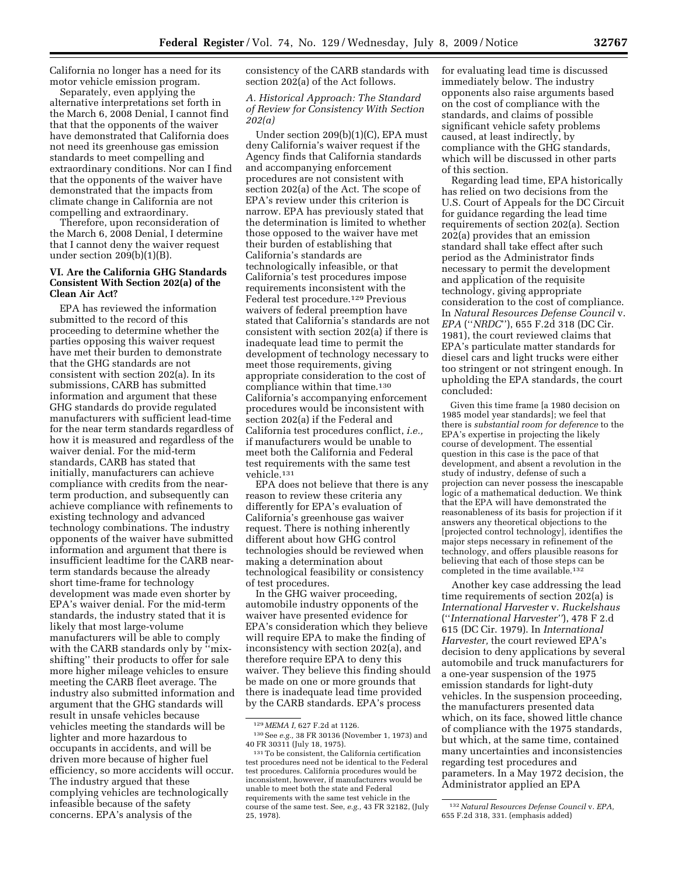California no longer has a need for its motor vehicle emission program.

Separately, even applying the alternative interpretations set forth in the March 6, 2008 Denial, I cannot find that that the opponents of the waiver have demonstrated that California does not need its greenhouse gas emission standards to meet compelling and extraordinary conditions. Nor can I find that the opponents of the waiver have demonstrated that the impacts from climate change in California are not compelling and extraordinary.

Therefore, upon reconsideration of the March 6, 2008 Denial, I determine that I cannot deny the waiver request under section 209(b)(1)(B).

## VI. Are the California GHG Standards Consistent With Section 202(a) of the Clean Air Act?

EPA has reviewed the information submitted to the record of this proceeding to determine whether the parties opposing this waiver request have met their burden to demonstrate that the GHG standards are not consistent with section 202(a). In its submissions, CARB has submitted information and argument that these GHG standards do provide regulated manufacturers with sufficient lead-time for the near term standards regardless of how it is measured and regardless of the waiver denial. For the mid-term standards, CARB has stated that initially, manufacturers can achieve compliance with credits from the near-term production, and subsequently can achieve compliance with refinements to existing technology and advanced technology combinations. The industry opponents of the waiver have submitted information and argument that there is insufficient leadtime for the CARB near-term standards because the already short time-frame for technology development was made even shorter by EPA's waiver denial. For the mid-term standards, the industry stated that it is likely that most large-volume manufacturers will be able to comply with the CARB standards only by "mix-shifting" their products to offer for sale more higher mileage vehicles to ensure meeting the CARB fleet average. The industry also submitted information and argument that the GHG standards will result in unsafe vehicles because vehicles meeting the standards will be lighter and more hazardous to occupants in accidents, and will be driven more because of higher fuel efficiency, so more accidents will occur. The industry argued that these complying vehicles are technologically infeasible because of the safety concerns. EPA's analysis of the consistency of the CARB standards with section 202(a) of the Act follows.

### A. Historical Approach: The Standard of Review for Consistency With Section 202(a)

Under section 209(b)(1)(C), EPA must deny California's waiver request if the Agency finds that California standards and accompanying enforcement procedures are not consistent with section 202(a) of the Act. The scope of EPA's review under this criterion is narrow. EPA has previously stated that the determination is limited to whether those opposed to the waiver have met their burden of establishing that California's standards are technologically infeasible, or that California's test procedures impose requirements inconsistent with the Federal test procedure.[129] Previous waivers of federal preemption have stated that California's standards are not consistent with section 202(a) if there is inadequate lead time to permit the development of technology necessary to meet those requirements, giving appropriate consideration to the cost of compliance within that time.[130] California's accompanying enforcement procedures would be inconsistent with section 202(a) if the Federal and California test procedures conflict, *i.e.,* if manufacturers would be unable to meet both the California and Federal test requirements with the same test vehicle.[131]

EPA does not believe that there is any reason to review these criteria any differently for EPA's evaluation of California's greenhouse gas waiver request. There is nothing inherently different about how GHG control technologies should be reviewed when making a determination about technological feasibility or consistency of test procedures.

In the GHG waiver proceeding, automobile industry opponents of the waiver have presented evidence for EPA's consideration which they believe will require EPA to make the finding of inconsistency with section 202(a), and therefore require EPA to deny this waiver. They believe this finding should be made on one or more grounds that there is inadequate lead time provided by the CARB standards. EPA's process for evaluating lead time is discussed immediately below. The industry opponents also raise arguments based on the cost of compliance with the standards, and claims of possible significant vehicle safety problems caused, at least indirectly, by compliance with the GHG standards, which will be discussed in other parts of this section.

Regarding lead time, EPA historically has relied on two decisions from the U.S. Court of Appeals for the DC Circuit for guidance regarding the lead time requirements of section 202(a). Section 202(a) provides that an emission standard shall take effect after such period as the Administrator finds necessary to permit the development and application of the requisite technology, giving appropriate consideration to the cost of compliance. In *Natural Resources Defense Council* v. *EPA* ("*NRDC*"), 655 F.2d 318 (DC Cir. 1981), the court reviewed claims that EPA's particulate matter standards for diesel cars and light trucks were either too stringent or not stringent enough. In upholding the EPA standards, the court concluded:

> Given this time frame [a 1980 decision on 1985 model year standards]; we feel that there is *substantial room for deference* to the EPA's expertise in projecting the likely course of development. The essential question in this case is the pace of that development, and absent a revolution in the study of industry, defense of such a projection can never possess the inescapable logic of a mathematical deduction. We think that the EPA will have demonstrated the reasonableness of its basis for projection if it answers any theoretical objections to the [projected control technology], identifies the major steps necessary in refinement of the technology, and offers plausible reasons for believing that each of those steps can be completed in the time available.[132]

Another key case addressing the lead time requirements of section 202(a) is *International Harvester* v. *Ruckelshaus* ("*International Harvester*"), 478 F 2.d 615 (DC Cir. 1979). In *International Harvester,* the court reviewed EPA's decision to deny applications by several automobile and truck manufacturers for a one-year suspension of the 1975 emission standards for light-duty vehicles. In the suspension proceeding, the manufacturers presented data which, on its face, showed little chance of compliance with the 1975 standards, but which, at the same time, contained many uncertainties and inconsistencies regarding test procedures and parameters. In a May 1972 decision, the Administrator applied an EPA

---

[129] *MEMA I,* 627 F.2d at 1126.

[130] See *e.g.,* 38 FR 30136 (November 1, 1973) and 40 FR 30311 (July 18, 1975).

[131] To be consistent, the California certification test procedures need not be identical to the Federal test procedures. California procedures would be inconsistent, however, if manufacturers would be unable to meet both the state and Federal requirements with the same test vehicle in the course of the same test. See, *e.g.,* 43 FR 32182, (July 25, 1978).

[132] *Natural Resources Defense Council* v. *EPA,* 655 F.2d 318, 331. (emphasis added)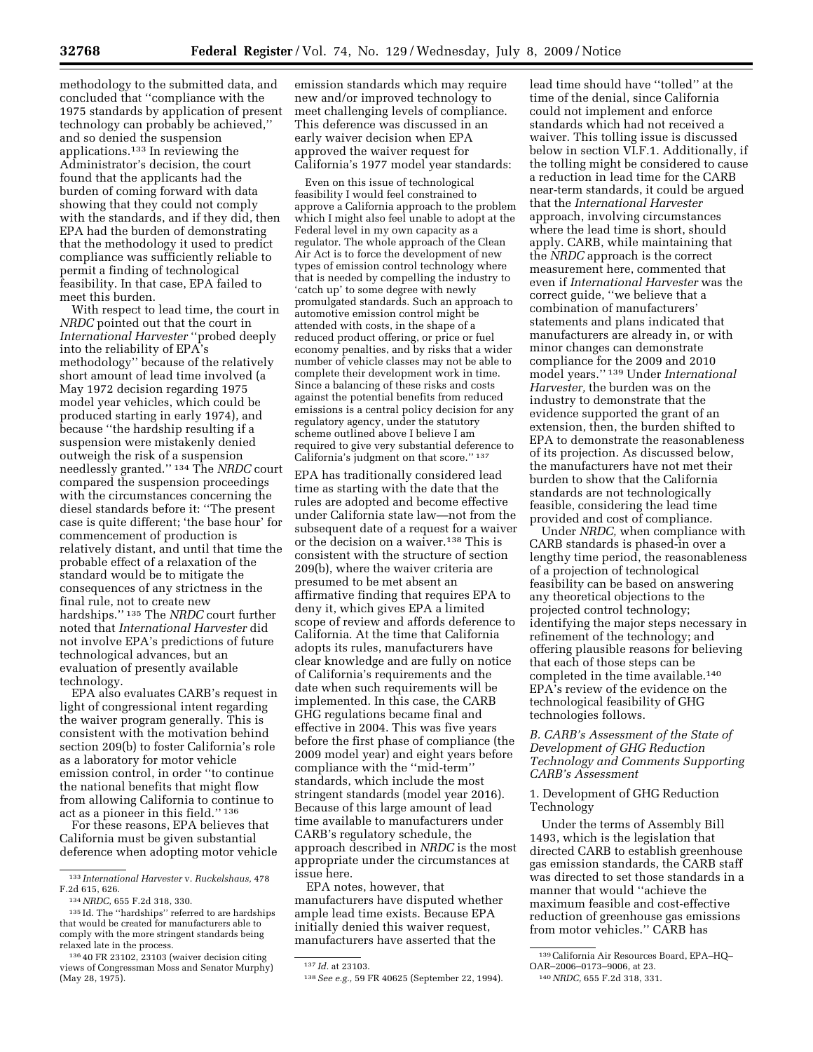methodology to the submitted data, and concluded that ''compliance with the 1975 standards by application of present technology can probably be achieved,'' and so denied the suspension applications.[133] In reviewing the Administrator's decision, the court found that the applicants had the burden of coming forward with data showing that they could not comply with the standards, and if they did, then EPA had the burden of demonstrating that the methodology it used to predict compliance was sufficiently reliable to permit a finding of technological feasibility. In that case, EPA failed to meet this burden.

With respect to lead time, the court in *NRDC* pointed out that the court in *International Harvester* ''probed deeply into the reliability of EPA's methodology'' because of the relatively short amount of lead time involved (a May 1972 decision regarding 1975 model year vehicles, which could be produced starting in early 1974), and because ''the hardship resulting if a suspension were mistakenly denied outweigh the risk of a suspension needlessly granted.'' [134] The *NRDC* court compared the suspension proceedings with the circumstances concerning the diesel standards before it: ''The present case is quite different; 'the base hour' for commencement of production is relatively distant, and until that time the probable effect of a relaxation of the standard would be to mitigate the consequences of any strictness in the final rule, not to create new hardships.'' [135] The *NRDC* court further noted that *International Harvester* did not involve EPA's predictions of future technological advances, but an evaluation of presently available technology.

EPA also evaluates CARB's request in light of congressional intent regarding the waiver program generally. This is consistent with the motivation behind section 209(b) to foster California's role as a laboratory for motor vehicle emission control, in order ''to continue the national benefits that might flow from allowing California to continue to act as a pioneer in this field.'' [136]

For these reasons, EPA believes that California must be given substantial deference when adopting motor vehicle emission standards which may require new and/or improved technology to meet challenging levels of compliance. This deference was discussed in an early waiver decision when EPA approved the waiver request for California's 1977 model year standards:

> Even on this issue of technological feasibility I would feel constrained to approve a California approach to the problem which I might also feel unable to adopt at the Federal level in my own capacity as a regulator. The whole approach of the Clean Air Act is to force the development of new types of emission control technology where that is needed by compelling the industry to 'catch up' to some degree with newly promulgated standards. Such an approach to automotive emission control might be attended with costs, in the shape of a reduced product offering, or price or fuel economy penalties, and by risks that a wider number of vehicle classes may not be able to complete their development work in time. Since a balancing of these risks and costs against the potential benefits from reduced emissions is a central policy decision for any regulatory agency, under the statutory scheme outlined above I believe I am required to give very substantial deference to California's judgment on that score.'' [137]

EPA has traditionally considered lead time as starting with the date that the rules are adopted and become effective under California state law—not from the subsequent date of a request for a waiver or the decision on a waiver.[138] This is consistent with the structure of section 209(b), where the waiver criteria are presumed to be met absent an affirmative finding that requires EPA to deny it, which gives EPA a limited scope of review and affords deference to California. At the time that California adopts its rules, manufacturers have clear knowledge and are fully on notice of California's requirements and the date when such requirements will be implemented. In this case, the CARB GHG regulations became final and effective in 2004. This was five years before the first phase of compliance (the 2009 model year) and eight years before compliance with the ''mid-term'' standards, which include the most stringent standards (model year 2016). Because of this large amount of lead time available to manufacturers under CARB's regulatory schedule, the approach described in *NRDC* is the most appropriate under the circumstances at issue here.

EPA notes, however, that manufacturers have disputed whether ample lead time exists. Because EPA initially denied this waiver request, manufacturers have asserted that the lead time should have ''tolled'' at the time of the denial, since California could not implement and enforce standards which had not received a waiver. This tolling issue is discussed below in section VI.F.1. Additionally, if the tolling might be considered to cause a reduction in lead time for the CARB near-term standards, it could be argued that the *International Harvester* approach, involving circumstances where the lead time is short, should apply. CARB, while maintaining that the *NRDC* approach is the correct measurement here, commented that even if *International Harvester* was the correct guide, ''we believe that a combination of manufacturers' statements and plans indicated that manufacturers are already in, or with minor changes can demonstrate compliance for the 2009 and 2010 model years.'' [139] Under *International Harvester,* the burden was on the industry to demonstrate that the evidence supported the grant of an extension, then, the burden shifted to EPA to demonstrate the reasonableness of its projection. As discussed below, the manufacturers have not met their burden to show that the California standards are not technologically feasible, considering the lead time provided and cost of compliance.

Under *NRDC,* when compliance with CARB standards is phased-in over a lengthy time period, the reasonableness of a projection of technological feasibility can be based on answering any theoretical objections to the projected control technology; identifying the major steps necessary in refinement of the technology; and offering plausible reasons for believing that each of those steps can be completed in the time available.[140] EPA's review of the evidence on the technological feasibility of GHG technologies follows.

### *B. CARB's Assessment of the State of Development of GHG Reduction Technology and Comments Supporting CARB's Assessment*

#### 1. Development of GHG Reduction Technology

Under the terms of Assembly Bill 1493, which is the legislation that directed CARB to establish greenhouse gas emission standards, the CARB staff was directed to set those standards in a manner that would ''achieve the maximum feasible and cost-effective reduction of greenhouse gas emissions from motor vehicles.'' CARB has

---

[133] *International Harvester* v. *Ruckelshaus,* 478 F.2d 615, 626.

[134] *NRDC,* 655 F.2d 318, 330.

[135] Id. The ''hardships'' referred to are hardships that would be created for manufacturers able to comply with the more stringent standards being relaxed late in the process.

[136] 40 FR 23102, 23103 (waiver decision citing views of Congressman Moss and Senator Murphy) (May 28, 1975).

[137] *Id.* at 23103.

[138] *See e.g.,* 59 FR 40625 (September 22, 1994).

[139] California Air Resources Board, EPA–HQ–OAR–2006–0173–9006, at 23.

[140] *NRDC,* 655 F.2d 318, 331.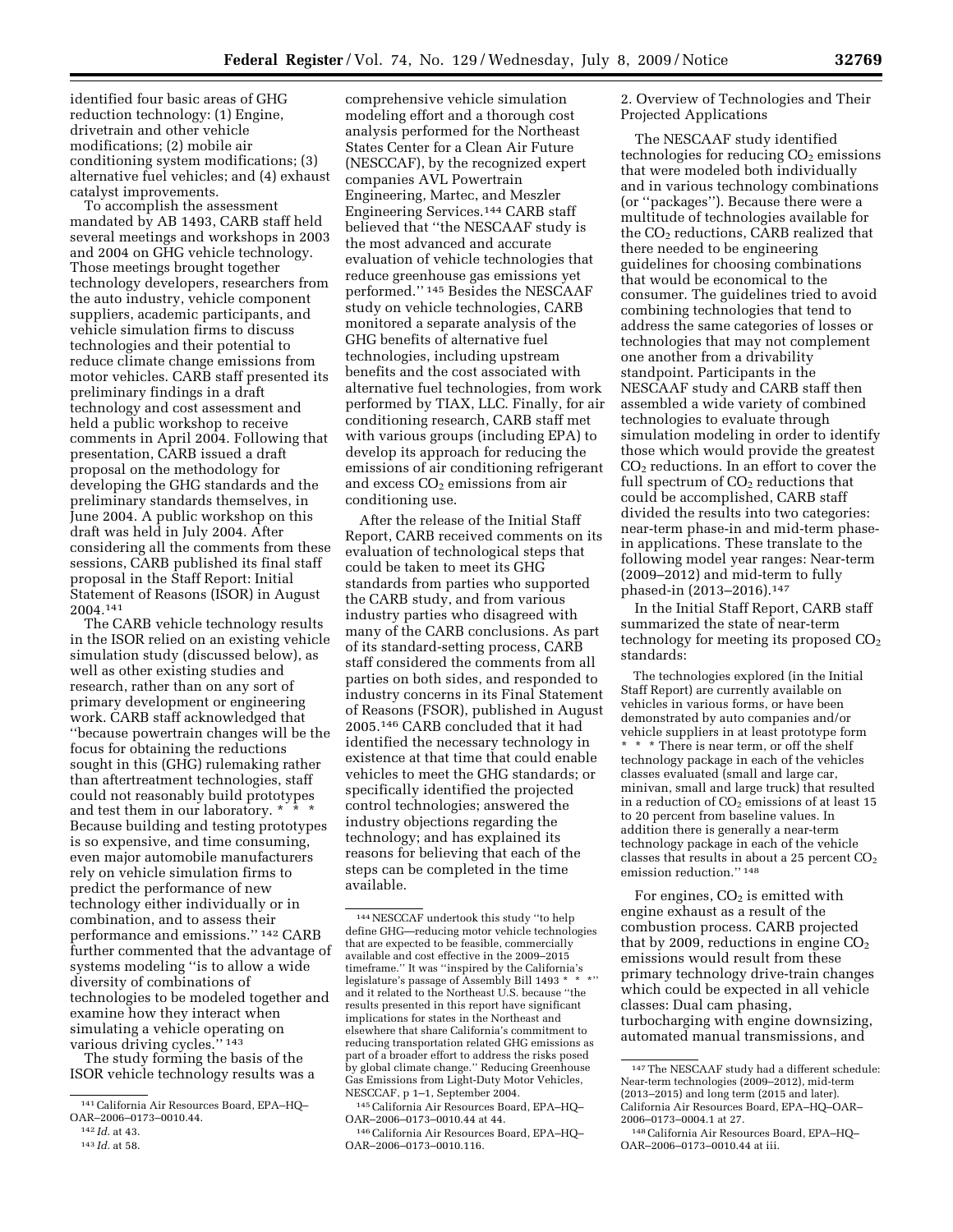identified four basic areas of GHG reduction technology: (1) Engine, drivetrain and other vehicle modifications; (2) mobile air conditioning system modifications; (3) alternative fuel vehicles; and (4) exhaust catalyst improvements.

To accomplish the assessment mandated by AB 1493, CARB staff held several meetings and workshops in 2003 and 2004 on GHG vehicle technology. Those meetings brought together technology developers, researchers from the auto industry, vehicle component suppliers, academic participants, and vehicle simulation firms to discuss technologies and their potential to reduce climate change emissions from motor vehicles. CARB staff presented its preliminary findings in a draft technology and cost assessment and held a public workshop to receive comments in April 2004. Following that presentation, CARB issued a draft proposal on the methodology for developing the GHG standards and the preliminary standards themselves, in June 2004. A public workshop on this draft was held in July 2004. After considering all the comments from these sessions, CARB published its final staff proposal in the Staff Report: Initial Statement of Reasons (ISOR) in August 2004.[141]

The CARB vehicle technology results in the ISOR relied on an existing vehicle simulation study (discussed below), as well as other existing studies and research, rather than on any sort of primary development or engineering work. CARB staff acknowledged that ''because powertrain changes will be the focus for obtaining the reductions sought in this (GHG) rulemaking rather than aftertreatment technologies, staff could not reasonably build prototypes and test them in our laboratory. * * * Because building and testing prototypes is so expensive, and time consuming, even major automobile manufacturers rely on vehicle simulation firms to predict the performance of new technology either individually or in combination, and to assess their performance and emissions.'' [142] CARB further commented that the advantage of systems modeling ''is to allow a wide diversity of combinations of technologies to be modeled together and examine how they interact when simulating a vehicle operating on various driving cycles.'' [143]

The study forming the basis of the ISOR vehicle technology results was a comprehensive vehicle simulation modeling effort and a thorough cost analysis performed for the Northeast States Center for a Clean Air Future (NESCCAF), by the recognized expert companies AVL Powertrain Engineering, Martec, and Meszler Engineering Services.[144] CARB staff believed that ''the NESCAAF study is the most advanced and accurate evaluation of vehicle technologies that reduce greenhouse gas emissions yet performed.'' [145] Besides the NESCAAF study on vehicle technologies, CARB monitored a separate analysis of the GHG benefits of alternative fuel technologies, including upstream benefits and the cost associated with alternative fuel technologies, from work performed by TIAX, LLC. Finally, for air conditioning research, CARB staff met with various groups (including EPA) to develop its approach for reducing the emissions of air conditioning refrigerant and excess $CO_2$ emissions from air conditioning use.

After the release of the Initial Staff Report, CARB received comments on its evaluation of technological steps that could be taken to meet its GHG standards from parties who supported the CARB study, and from various industry parties who disagreed with many of the CARB conclusions. As part of its standard-setting process, CARB staff considered the comments from all parties on both sides, and responded to industry concerns in its Final Statement of Reasons (FSOR), published in August 2005.[146] CARB concluded that it had identified the necessary technology in existence at that time that could enable vehicles to meet the GHG standards; or specifically identified the projected control technologies; answered the industry objections regarding the technology; and has explained its reasons for believing that each of the steps can be completed in the time available.

2. Overview of Technologies and Their Projected Applications

The NESCAAF study identified technologies for reducing $CO_2$ emissions that were modeled both individually and in various technology combinations (or ''packages''). Because there were a multitude of technologies available for the $CO_2$ reductions, CARB realized that there needed to be engineering guidelines for choosing combinations that would be economical to the consumer. The guidelines tried to avoid combining technologies that tend to address the same categories of losses or technologies that may not complement one another from a drivability standpoint. Participants in the NESCAAF study and CARB staff then assembled a wide variety of combined technologies to evaluate through simulation modeling in order to identify those which would provide the greatest $CO_2$ reductions. In an effort to cover the full spectrum of $CO_2$ reductions that could be accomplished, CARB staff divided the results into two categories: near-term phase-in and mid-term phase-in applications. These translate to the following model year ranges: Near-term (2009–2012) and mid-term to fully phased-in (2013–2016).[147]

In the Initial Staff Report, CARB staff summarized the state of near-term technology for meeting its proposed $CO_2$ standards:

> The technologies explored (in the Initial Staff Report) are currently available on vehicles in various forms, or have been demonstrated by auto companies and/or vehicle suppliers in at least prototype form * * * There is near term, or off the shelf technology package in each of the vehicles classes evaluated (small and large car, minivan, small and large truck) that resulted in a reduction of $CO_2$ emissions of at least 15 to 20 percent from baseline values. In addition there is generally a near-term technology package in each of the vehicle classes that results in about a 25 percent $CO_2$ emission reduction.'' [148]

For engines, $CO_2$ is emitted with engine exhaust as a result of the combustion process. CARB projected that by 2009, reductions in engine $CO_2$ emissions would result from these primary technology drive-train changes which could be expected in all vehicle classes: Dual cam phasing, turbocharging with engine downsizing, automated manual transmissions, and

---

[141] California Air Resources Board, EPA–HQ–OAR–2006–0173–0010.44.

[142] *Id.* at 43.

[143] *Id.* at 58.

[144] NESCCAF undertook this study ''to help define GHG—reducing motor vehicle technologies that are expected to be feasible, commercially available and cost effective in the 2009–2015 timeframe.'' It was ''inspired by the California's legislature's passage of Assembly Bill 1493 * * *'' and it related to the Northeast U.S. because ''the results presented in this report have significant implications for states in the Northeast and elsewhere that share California's commitment to reducing transportation related GHG emissions as part of a broader effort to address the risks posed by global climate change.'' Reducing Greenhouse Gas Emissions from Light-Duty Motor Vehicles, NESCCAF, p 1–1, September 2004.

[145] California Air Resources Board, EPA–HQ–OAR–2006–0173–0010.44 at 44.

[146] California Air Resources Board, EPA–HQ–OAR–2006–0173–0010.116.

[147] The NESCAAF study had a different schedule: Near-term technologies (2009–2012), mid-term (2013–2015) and long term (2015 and later). California Air Resources Board, EPA–HQ–OAR–2006–0173–0004.1 at 27.

[148] California Air Resources Board, EPA–HQ–OAR–2006–0173–0010.44 at iii.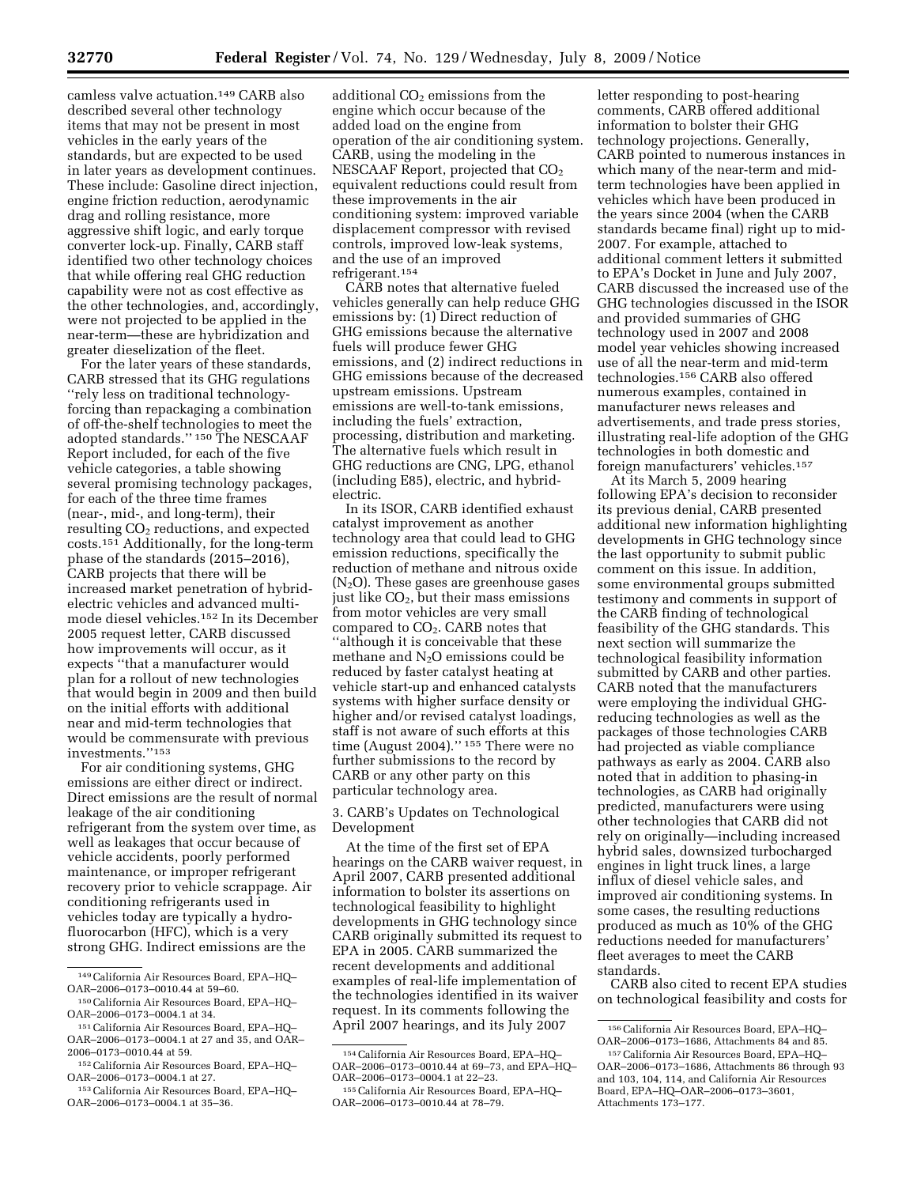camless valve actuation.[149] CARB also described several other technology items that may not be present in most vehicles in the early years of the standards, but are expected to be used in later years as development continues. These include: Gasoline direct injection, engine friction reduction, aerodynamic drag and rolling resistance, more aggressive shift logic, and early torque converter lock-up. Finally, CARB staff identified two other technology choices that while offering real GHG reduction capability were not as cost effective as the other technologies, and, accordingly, were not projected to be applied in the near-term—these are hybridization and greater dieselization of the fleet.

For the later years of these standards, CARB stressed that its GHG regulations ''rely less on traditional technology-forcing than repackaging a combination of off-the-shelf technologies to meet the adopted standards.'' [150] The NESCAAF Report included, for each of the five vehicle categories, a table showing several promising technology packages, for each of the three time frames (near-, mid-, and long-term), their resulting $CO_2$ reductions, and expected costs.[151] Additionally, for the long-term phase of the standards (2015–2016), CARB projects that there will be increased market penetration of hybrid-electric vehicles and advanced multi-mode diesel vehicles.[152] In its December 2005 request letter, CARB discussed how improvements will occur, as it expects ''that a manufacturer would plan for a rollout of new technologies that would begin in 2009 and then build on the initial efforts with additional near and mid-term technologies that would be commensurate with previous investments.''[153]

For air conditioning systems, GHG emissions are either direct or indirect. Direct emissions are the result of normal leakage of the air conditioning refrigerant from the system over time, as well as leakages that occur because of vehicle accidents, poorly performed maintenance, or improper refrigerant recovery prior to vehicle scrappage. Air conditioning refrigerants used in vehicles today are typically a hydro-fluorocarbon (HFC), which is a very strong GHG. Indirect emissions are the additional $CO_2$ emissions from the engine which occur because of the added load on the engine from operation of the air conditioning system. CARB, using the modeling in the NESCAAF Report, projected that $CO_2$ equivalent reductions could result from these improvements in the air conditioning system: improved variable displacement compressor with revised controls, improved low-leak systems, and the use of an improved refrigerant.[154]

CARB notes that alternative fueled vehicles generally can help reduce GHG emissions by: (1) Direct reduction of GHG emissions because the alternative fuels will produce fewer GHG emissions, and (2) indirect reductions in GHG emissions because of the decreased upstream emissions. Upstream emissions are well-to-tank emissions, including the fuels' extraction, processing, distribution and marketing. The alternative fuels which result in GHG reductions are CNG, LPG, ethanol (including E85), electric, and hybrid-electric.

In its ISOR, CARB identified exhaust catalyst improvement as another technology area that could lead to GHG emission reductions, specifically the reduction of methane and nitrous oxide ($N_2O$). These gases are greenhouse gases just like $CO_2$, but their mass emissions from motor vehicles are very small compared to $CO_2$. CARB notes that ''although it is conceivable that these methane and $N_2O$ emissions could be reduced by faster catalyst heating at vehicle start-up and enhanced catalysts systems with higher surface density or higher and/or revised catalyst loadings, staff is not aware of such efforts at this time (August 2004).'' [155] There were no further submissions to the record by CARB or any other party on this particular technology area.

### 3. CARB's Updates on Technological Development

At the time of the first set of EPA hearings on the CARB waiver request, in April 2007, CARB presented additional information to bolster its assertions on technological feasibility to highlight developments in GHG technology since CARB originally submitted its request to EPA in 2005. CARB summarized the recent developments and additional examples of real-life implementation of the technologies identified in its waiver request. In its comments following the April 2007 hearings, and its July 2007 letter responding to post-hearing comments, CARB offered additional information to bolster their GHG technology projections. Generally, CARB pointed to numerous instances in which many of the near-term and mid-term technologies have been applied in vehicles which have been produced in the years since 2004 (when the CARB standards became final) right up to mid-2007. For example, attached to additional comment letters it submitted to EPA's Docket in June and July 2007, CARB discussed the increased use of the GHG technologies discussed in the ISOR and provided summaries of GHG technology used in 2007 and 2008 model year vehicles showing increased use of all the near-term and mid-term technologies.[156] CARB also offered numerous examples, contained in manufacturer news releases and advertisements, and trade press stories, illustrating real-life adoption of the GHG technologies in both domestic and foreign manufacturers' vehicles.[157]

At its March 5, 2009 hearing following EPA's decision to reconsider its previous denial, CARB presented additional new information highlighting developments in GHG technology since the last opportunity to submit public comment on this issue. In addition, some environmental groups submitted testimony and comments in support of the CARB finding of technological feasibility of the GHG standards. This next section will summarize the technological feasibility information submitted by CARB and other parties. CARB noted that the manufacturers were employing the individual GHG-reducing technologies as well as the packages of those technologies CARB had projected as viable compliance pathways as early as 2004. CARB also noted that in addition to phasing-in technologies, as CARB had originally predicted, manufacturers were using other technologies that CARB did not rely on originally—including increased hybrid sales, downsized turbocharged engines in light truck lines, a large influx of diesel vehicle sales, and improved air conditioning systems. In some cases, the resulting reductions produced as much as 10% of the GHG reductions needed for manufacturers' fleet averages to meet the CARB standards.

CARB also cited to recent EPA studies on technological feasibility and costs for

---

[149] California Air Resources Board, EPA–HQ–OAR–2006–0173–0010.44 at 59–60.

[150] California Air Resources Board, EPA–HQ–OAR–2006–0173–0004.1 at 34.

[151] California Air Resources Board, EPA–HQ–OAR–2006–0173–0004.1 at 27 and 35, and OAR–2006–0173–0010.44 at 59.

[152] California Air Resources Board, EPA–HQ–OAR–2006–0173–0004.1 at 27.

[153] California Air Resources Board, EPA–HQ–OAR–2006–0173–0004.1 at 35–36.

[154] California Air Resources Board, EPA–HQ–OAR–2006–0173–0010.44 at 69–73, and EPA–HQ–OAR–2006–0173–0004.1 at 22–23.

[155] California Air Resources Board, EPA–HQ–OAR–2006–0173–0010.44 at 78–79.

[156] California Air Resources Board, EPA–HQ–OAR–2006–0173–1686, Attachments 84 and 85.

[157] California Air Resources Board, EPA–HQ–OAR–2006–0173–1686, Attachments 86 through 93 and 103, 104, 114, and California Air Resources Board, EPA–HQ–OAR–2006–0173–3601, Attachments 173–177.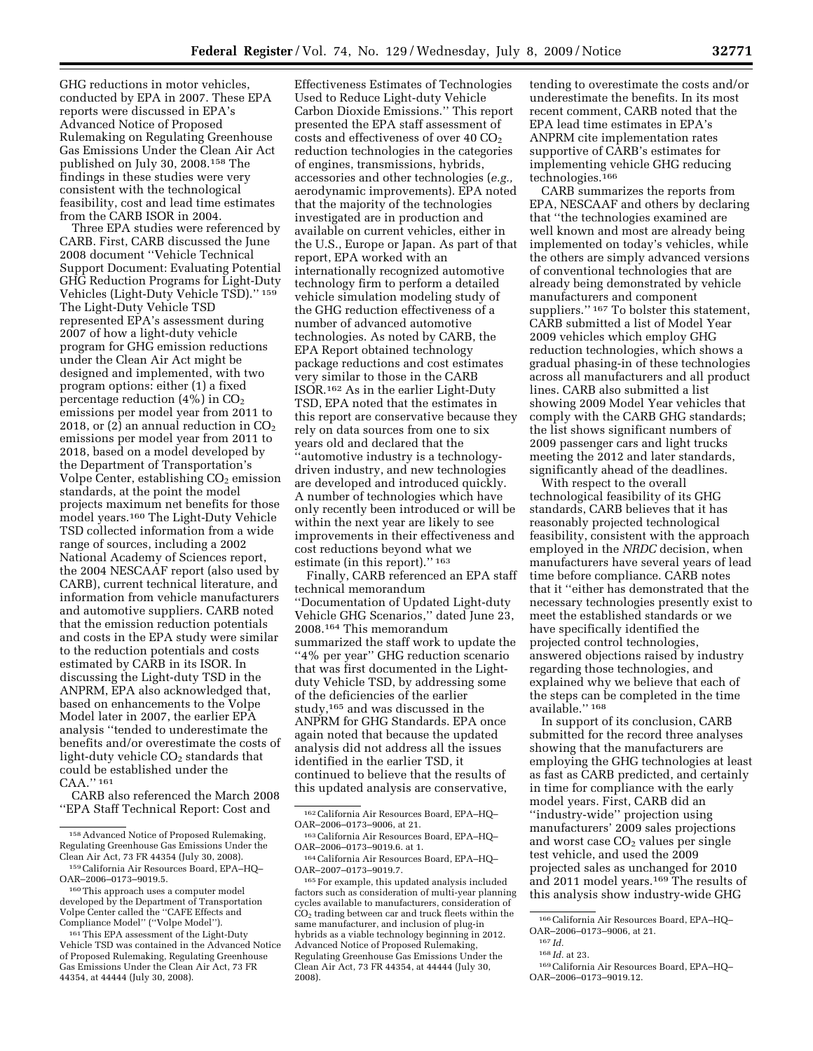GHG reductions in motor vehicles, conducted by EPA in 2007. These EPA reports were discussed in EPA's Advanced Notice of Proposed Rulemaking on Regulating Greenhouse Gas Emissions Under the Clean Air Act published on July 30, 2008.[158] The findings in these studies were very consistent with the technological feasibility, cost and lead time estimates from the CARB ISOR in 2004.

Three EPA studies were referenced by CARB. First, CARB discussed the June 2008 document ''Vehicle Technical Support Document: Evaluating Potential GHG Reduction Programs for Light-Duty Vehicles (Light-Duty Vehicle TSD).'' [159] The Light-Duty Vehicle TSD represented EPA's assessment during 2007 of how a light-duty vehicle program for GHG emission reductions under the Clean Air Act might be designed and implemented, with two program options: either (1) a fixed percentage reduction (4%) in $CO_2$ emissions per model year from 2011 to 2018, or (2) an annual reduction in $CO_2$ emissions per model year from 2011 to 2018, based on a model developed by the Department of Transportation's Volpe Center, establishing $CO_2$ emission standards, at the point the model projects maximum net benefits for those model years.[160] The Light-Duty Vehicle TSD collected information from a wide range of sources, including a 2002 National Academy of Sciences report, the 2004 NESCAAF report (also used by CARB), current technical literature, and information from vehicle manufacturers and automotive suppliers. CARB noted that the emission reduction potentials and costs in the EPA study were similar to the reduction potentials and costs estimated by CARB in its ISOR. In discussing the Light-duty TSD in the ANPRM, EPA also acknowledged that, based on enhancements to the Volpe Model later in 2007, the earlier EPA analysis ''tended to underestimate the benefits and/or overestimate the costs of light-duty vehicle $CO_2$ standards that could be established under the CAA.'' [161]

CARB also referenced the March 2008 ''EPA Staff Technical Report: Cost and Effectiveness Estimates of Technologies Used to Reduce Light-duty Vehicle Carbon Dioxide Emissions.'' This report presented the EPA staff assessment of costs and effectiveness of over 40 $CO_2$ reduction technologies in the categories of engines, transmissions, hybrids, accessories and other technologies (*e.g.,* aerodynamic improvements). EPA noted that the majority of the technologies investigated are in production and available on current vehicles, either in the U.S., Europe or Japan. As part of that report, EPA worked with an internationally recognized automotive technology firm to perform a detailed vehicle simulation modeling study of the GHG reduction effectiveness of a number of advanced automotive technologies. As noted by CARB, the EPA Report obtained technology package reductions and cost estimates very similar to those in the CARB ISOR.[162] As in the earlier Light-Duty TSD, EPA noted that the estimates in this report are conservative because they rely on data sources from one to six years old and declared that the ''automotive industry is a technology-driven industry, and new technologies are developed and introduced quickly. A number of technologies which have only recently been introduced or will be within the next year are likely to see improvements in their effectiveness and cost reductions beyond what we estimate (in this report).'' [163]

Finally, CARB referenced an EPA staff technical memorandum ''Documentation of Updated Light-duty Vehicle GHG Scenarios,'' dated June 23, 2008.[164] This memorandum summarized the staff work to update the ''4% per year'' GHG reduction scenario that was first documented in the Light-duty Vehicle TSD, by addressing some of the deficiencies of the earlier study,[165] and was discussed in the ANPRM for GHG Standards. EPA once again noted that because the updated analysis did not address all the issues identified in the earlier TSD, it continued to believe that the results of this updated analysis are conservative, tending to overestimate the costs and/or underestimate the benefits. In its most recent comment, CARB noted that the EPA lead time estimates in EPA's ANPRM cite implementation rates supportive of CARB's estimates for implementing vehicle GHG reducing technologies.[166]

CARB summarizes the reports from EPA, NESCAAF and others by declaring that ''the technologies examined are well known and most are already being implemented on today's vehicles, while the others are simply advanced versions of conventional technologies that are already being demonstrated by vehicle manufacturers and component suppliers.'' [167] To bolster this statement, CARB submitted a list of Model Year 2009 vehicles which employ GHG reduction technologies, which shows a gradual phasing-in of these technologies across all manufacturers and all product lines. CARB also submitted a list showing 2009 Model Year vehicles that comply with the CARB GHG standards; the list shows significant numbers of 2009 passenger cars and light trucks meeting the 2012 and later standards, significantly ahead of the deadlines.

With respect to the overall technological feasibility of its GHG standards, CARB believes that it has reasonably projected technological feasibility, consistent with the approach employed in the *NRDC* decision, when manufacturers have several years of lead time before compliance. CARB notes that it ''either has demonstrated that the necessary technologies presently exist to meet the established standards or we have specifically identified the projected control technologies, answered objections raised by industry regarding those technologies, and explained why we believe that each of the steps can be completed in the time available.'' [168]

In support of its conclusion, CARB submitted for the record three analyses showing that the manufacturers are employing the GHG technologies at least as fast as CARB predicted, and certainly in time for compliance with the early model years. First, CARB did an ''industry-wide'' projection using manufacturers' 2009 sales projections and worst case $CO_2$ values per single test vehicle, and used the 2009 projected sales as unchanged for 2010 and 2011 model years.[169] The results of this analysis show industry-wide GHG

---

[158] Advanced Notice of Proposed Rulemaking, Regulating Greenhouse Gas Emissions Under the Clean Air Act, 73 FR 44354 (July 30, 2008).

[159] California Air Resources Board, EPA–HQ–OAR–2006–0173–9019.5.

[160] This approach uses a computer model developed by the Department of Transportation Volpe Center called the ''CAFE Effects and Compliance Model'' (''Volpe Model'').

[161] This EPA assessment of the Light-Duty Vehicle TSD was contained in the Advanced Notice of Proposed Rulemaking, Regulating Greenhouse Gas Emissions Under the Clean Air Act, 73 FR 44354, at 44444 (July 30, 2008).

[162] California Air Resources Board, EPA–HQ–OAR–2006–0173–9006, at 21.

[163] California Air Resources Board, EPA–HQ–OAR–2006–0173–9019.6. at 1.

[164] California Air Resources Board, EPA–HQ–OAR–2007–0173–9019.7.

[165] For example, this updated analysis included factors such as consideration of multi-year planning cycles available to manufacturers, consideration of $CO_2$ trading between car and truck fleets within the same manufacturer, and inclusion of plug-in hybrids as a viable technology beginning in 2012. Advanced Notice of Proposed Rulemaking, Regulating Greenhouse Gas Emissions Under the Clean Air Act, 73 FR 44354, at 44444 (July 30, 2008).

[166] California Air Resources Board, EPA–HQ–OAR–2006–0173–9006, at 21.

[167] *Id.*

[168] *Id.* at 23.

[169] California Air Resources Board, EPA–HQ–OAR–2006–0173–9019.12.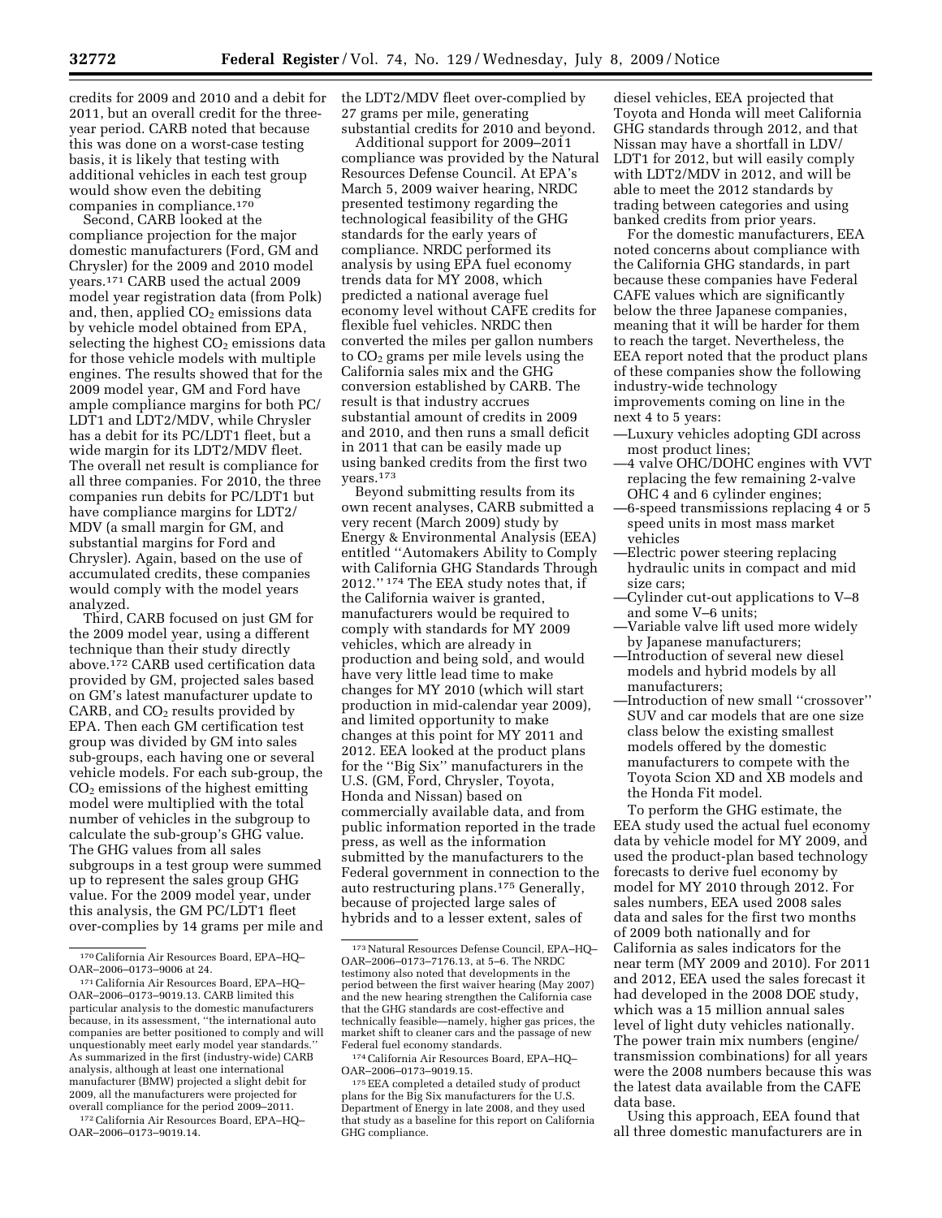credits for 2009 and 2010 and a debit for 2011, but an overall credit for the three-year period. CARB noted that because this was done on a worst-case testing basis, it is likely that testing with additional vehicles in each test group would show even the debiting companies in compliance.[170]

Second, CARB looked at the compliance projection for the major domestic manufacturers (Ford, GM and Chrysler) for the 2009 and 2010 model years.[171] CARB used the actual 2009 model year registration data (from Polk) and, then, applied $CO_2$ emissions data by vehicle model obtained from EPA, selecting the highest $CO_2$ emissions data for those vehicle models with multiple engines. The results showed that for the 2009 model year, GM and Ford have ample compliance margins for both PC/LDT1 and LDT2/MDV, while Chrysler has a debit for its PC/LDT1 fleet, but a wide margin for its LDT2/MDV fleet. The overall net result is compliance for all three companies. For 2010, the three companies run debits for PC/LDT1 but have compliance margins for LDT2/MDV (a small margin for GM, and substantial margins for Ford and Chrysler). Again, based on the use of accumulated credits, these companies would comply with the model years analyzed.

Third, CARB focused on just GM for the 2009 model year, using a different technique than their study directly above.[172] CARB used certification data provided by GM, projected sales based on GM's latest manufacturer update to CARB, and $CO_2$ results provided by EPA. Then each GM certification test group was divided by GM into sales sub-groups, each having one or several vehicle models. For each sub-group, the $CO_2$ emissions of the highest emitting model were multiplied with the total number of vehicles in the subgroup to calculate the sub-group's GHG value. The GHG values from all sales subgroups in a test group were summed up to represent the sales group GHG value. For the 2009 model year, under this analysis, the GM PC/LDT1 fleet over-complies by 14 grams per mile and the LDT2/MDV fleet over-complied by 27 grams per mile, generating substantial credits for 2010 and beyond.

Additional support for 2009–2011 compliance was provided by the Natural Resources Defense Council. At EPA's March 5, 2009 waiver hearing, NRDC presented testimony regarding the technological feasibility of the GHG standards for the early years of compliance. NRDC performed its analysis by using EPA fuel economy trends data for MY 2008, which predicted a national average fuel economy level without CAFE credits for flexible fuel vehicles. NRDC then converted the miles per gallon numbers to $CO_2$ grams per mile levels using the California sales mix and the GHG conversion established by CARB. The result is that industry accrues substantial amount of credits in 2009 and 2010, and then runs a small deficit in 2011 that can be easily made up using banked credits from the first two years.[173]

Beyond submitting results from its own recent analyses, CARB submitted a very recent (March 2009) study by Energy & Environmental Analysis (EEA) entitled "Automakers Ability to Comply with California GHG Standards Through 2012." [174] The EEA study notes that, if the California waiver is granted, manufacturers would be required to comply with standards for MY 2009 vehicles, which are already in production and being sold, and would have very little lead time to make changes for MY 2010 (which will start production in mid-calendar year 2009), and limited opportunity to make changes at this point for MY 2011 and 2012. EEA looked at the product plans for the "Big Six" manufacturers in the U.S. (GM, Ford, Chrysler, Toyota, Honda and Nissan) based on commercially available data, and from public information reported in the trade press, as well as the information submitted by the manufacturers to the Federal government in connection to the auto restructuring plans.[175] Generally, because of projected large sales of hybrids and to a lesser extent, sales of diesel vehicles, EEA projected that Toyota and Honda will meet California GHG standards through 2012, and that Nissan may have a shortfall in LDV/LDT1 for 2012, but will easily comply with LDT2/MDV in 2012, and will be able to meet the 2012 standards by trading between categories and using banked credits from prior years.

For the domestic manufacturers, EEA noted concerns about compliance with the California GHG standards, in part because these companies have Federal CAFE values which are significantly below the three Japanese companies, meaning that it will be harder for them to reach the target. Nevertheless, the EEA report noted that the product plans of these companies show the following industry-wide technology improvements coming on line in the next 4 to 5 years:

—Luxury vehicles adopting GDI across most product lines;
—4 valve OHC/DOHC engines with VVT replacing the few remaining 2-valve OHC 4 and 6 cylinder engines;
—6-speed transmissions replacing 4 or 5 speed units in most mass market vehicles
—Electric power steering replacing hydraulic units in compact and mid size cars;
—Cylinder cut-out applications to V–8 and some V–6 units;
—Variable valve lift used more widely by Japanese manufacturers;
—Introduction of several new diesel models and hybrid models by all manufacturers;
—Introduction of new small "crossover" SUV and car models that are one size class below the existing smallest models offered by the domestic manufacturers to compete with the Toyota Scion XD and XB models and the Honda Fit model.

To perform the GHG estimate, the EEA study used the actual fuel economy data by vehicle model for MY 2009, and used the product-plan based technology forecasts to derive fuel economy by model for MY 2010 through 2012. For sales numbers, EEA used 2008 sales data and sales for the first two months of 2009 both nationally and for California as sales indicators for the near term (MY 2009 and 2010). For 2011 and 2012, EEA used the sales forecast it had developed in the 2008 DOE study, which was a 15 million annual sales level of light duty vehicles nationally. The power train mix numbers (engine/transmission combinations) for all years were the 2008 numbers because this was the latest data available from the CAFE data base.

Using this approach, EEA found that all three domestic manufacturers are in

---

[170] California Air Resources Board, EPA–HQ–OAR–2006–0173–9006 at 24.

[171] California Air Resources Board, EPA–HQ–OAR–2006–0173–9019.13. CARB limited this particular analysis to the domestic manufacturers because, in its assessment, "the international auto companies are better positioned to comply and will unquestionably meet early model year standards." As summarized in the first (industry-wide) CARB analysis, although at least one international manufacturer (BMW) projected a slight debit for 2009, all the manufacturers were projected for overall compliance for the period 2009–2011.

[172] California Air Resources Board, EPA–HQ–OAR–2006–0173–9019.14.

[173] Natural Resources Defense Council, EPA–HQ–OAR–2006–0173–7176.13, at 5–6. The NRDC testimony also noted that developments in the period between the first waiver hearing (May 2007) and the new hearing strengthen the California case that the GHG standards are cost-effective and technically feasible—namely, higher gas prices, the market shift to cleaner cars and the passage of new Federal fuel economy standards.

[174] California Air Resources Board, EPA–HQ–OAR–2006–0173–9019.15.

[175] EEA completed a detailed study of product plans for the Big Six manufacturers for the U.S. Department of Energy in late 2008, and they used that study as a baseline for this report on California GHG compliance.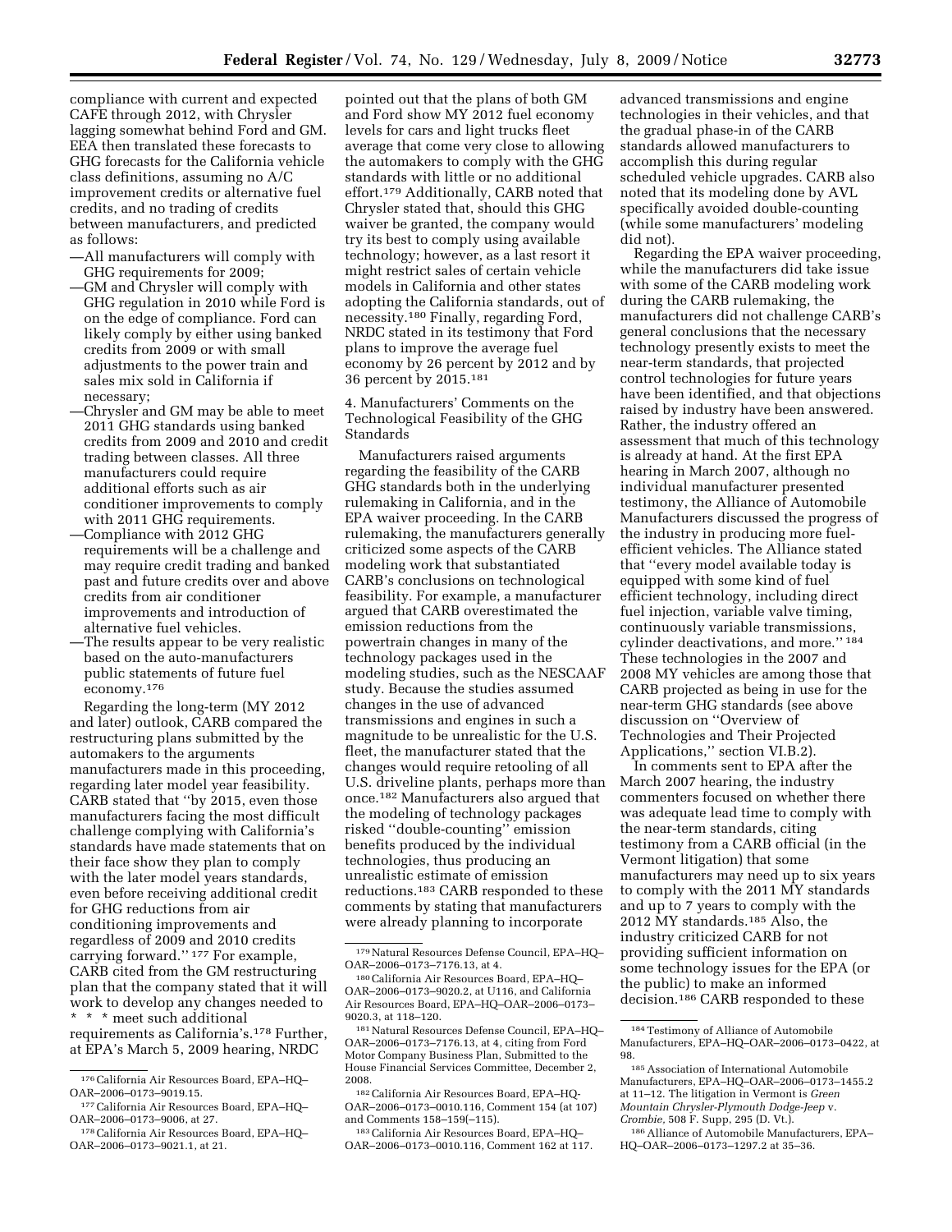compliance with current and expected CAFE through 2012, with Chrysler lagging somewhat behind Ford and GM. EEA then translated these forecasts to GHG forecasts for the California vehicle class definitions, assuming no A/C improvement credits or alternative fuel credits, and no trading of credits between manufacturers, and predicted as follows:

—All manufacturers will comply with GHG requirements for 2009;

—GM and Chrysler will comply with GHG regulation in 2010 while Ford is on the edge of compliance. Ford can likely comply by either using banked credits from 2009 or with small adjustments to the power train and sales mix sold in California if necessary;

—Chrysler and GM may be able to meet 2011 GHG standards using banked credits from 2009 and 2010 and credit trading between classes. All three manufacturers could require additional efforts such as air conditioner improvements to comply with 2011 GHG requirements.

—Compliance with 2012 GHG requirements will be a challenge and may require credit trading and banked past and future credits over and above credits from air conditioner improvements and introduction of alternative fuel vehicles.

—The results appear to be very realistic based on the auto-manufacturers public statements of future fuel economy.[176]

Regarding the long-term (MY 2012 and later) outlook, CARB compared the restructuring plans submitted by the automakers to the arguments manufacturers made in this proceeding, regarding later model year feasibility. CARB stated that ''by 2015, even those manufacturers facing the most difficult challenge complying with California's standards have made statements that on their face show they plan to comply with the later model years standards, even before receiving additional credit for GHG reductions from air conditioning improvements and regardless of 2009 and 2010 credits carrying forward.'' [177] For example, CARB cited from the GM restructuring plan that the company stated that it will work to develop any changes needed to * * * meet such additional requirements as California's.[178] Further, at EPA's March 5, 2009 hearing, NRDC pointed out that the plans of both GM and Ford show MY 2012 fuel economy levels for cars and light trucks fleet average that come very close to allowing the automakers to comply with the GHG standards with little or no additional effort.[179] Additionally, CARB noted that Chrysler stated that, should this GHG waiver be granted, the company would try its best to comply using available technology; however, as a last resort it might restrict sales of certain vehicle models in California and other states adopting the California standards, out of necessity.[180] Finally, regarding Ford, NRDC stated in its testimony that Ford plans to improve the average fuel economy by 26 percent by 2012 and by 36 percent by 2015.[181]

4. Manufacturers' Comments on the Technological Feasibility of the GHG Standards

Manufacturers raised arguments regarding the feasibility of the CARB GHG standards both in the underlying rulemaking in California, and in the EPA waiver proceeding. In the CARB rulemaking, the manufacturers generally criticized some aspects of the CARB modeling work that substantiated CARB's conclusions on technological feasibility. For example, a manufacturer argued that CARB overestimated the emission reductions from the powertrain changes in many of the technology packages used in the modeling studies, such as the NESCAAF study. Because the studies assumed changes in the use of advanced transmissions and engines in such a magnitude to be unrealistic for the U.S. fleet, the manufacturer stated that the changes would require retooling of all U.S. driveline plants, perhaps more than once.[182] Manufacturers also argued that the modeling of technology packages risked ''double-counting'' emission benefits produced by the individual technologies, thus producing an unrealistic estimate of emission reductions.[183] CARB responded to these comments by stating that manufacturers were already planning to incorporate advanced transmissions and engine technologies in their vehicles, and that the gradual phase-in of the CARB standards allowed manufacturers to accomplish this during regular scheduled vehicle upgrades. CARB also noted that its modeling done by AVL specifically avoided double-counting (while some manufacturers' modeling did not).

Regarding the EPA waiver proceeding, while the manufacturers did take issue with some of the CARB modeling work during the CARB rulemaking, the manufacturers did not challenge CARB's general conclusions that the necessary technology presently exists to meet the near-term standards, that projected control technologies for future years have been identified, and that objections raised by industry have been answered. Rather, the industry offered an assessment that much of this technology is already at hand. At the first EPA hearing in March 2007, although no individual manufacturer presented testimony, the Alliance of Automobile Manufacturers discussed the progress of the industry in producing more fuel-efficient vehicles. The Alliance stated that ''every model available today is equipped with some kind of fuel efficient technology, including direct fuel injection, variable valve timing, continuously variable transmissions, cylinder deactivations, and more.'' [184] These technologies in the 2007 and 2008 MY vehicles are among those that CARB projected as being in use for the near-term GHG standards (see above discussion on ''Overview of Technologies and Their Projected Applications,'' section VI.B.2).

In comments sent to EPA after the March 2007 hearing, the industry commenters focused on whether there was adequate lead time to comply with the near-term standards, citing testimony from a CARB official (in the Vermont litigation) that some manufacturers may need up to six years to comply with the 2011 MY standards and up to 7 years to comply with the 2012 MY standards.[185] Also, the industry criticized CARB for not providing sufficient information on some technology issues for the EPA (or the public) to make an informed decision.[186] CARB responded to these

---

[176] California Air Resources Board, EPA–HQ–OAR–2006–0173–9019.15.

[177] California Air Resources Board, EPA–HQ–OAR–2006–0173–9006, at 27.

[178] California Air Resources Board, EPA–HQ–OAR–2006–0173–9021.1, at 21.

[179] Natural Resources Defense Council, EPA–HQ–OAR–2006–0173–7176.13, at 4.

[180] California Air Resources Board, EPA–HQ–OAR–2006–0173–9020.2, at U116, and California Air Resources Board, EPA–HQ–OAR–2006–0173–9020.3, at 118–120.

[181] Natural Resources Defense Council, EPA–HQ–OAR–2006–0173–7176.13, at 4, citing from Ford Motor Company Business Plan, Submitted to the House Financial Services Committee, December 2, 2008.

[182] California Air Resources Board, EPA–HQ-OAR–2006–0173–0010.116, Comment 154 (at 107) and Comments 158–159(–115).

[183] California Air Resources Board, EPA–HQ–OAR–2006–0173–0010.116, Comment 162 at 117.

[184] Testimony of Alliance of Automobile Manufacturers, EPA–HQ–OAR–2006–0173–0422, at 98.

[185] Association of International Automobile Manufacturers, EPA–HQ–OAR–2006–0173–1455.2 at 11–12. The litigation in Vermont is *Green Mountain Chrysler-Plymouth Dodge-Jeep* v. *Crombie,* 508 F. Supp, 295 (D. Vt.).

[186] Alliance of Automobile Manufacturers, EPA–HQ–OAR–2006–0173–1297.2 at 35–36.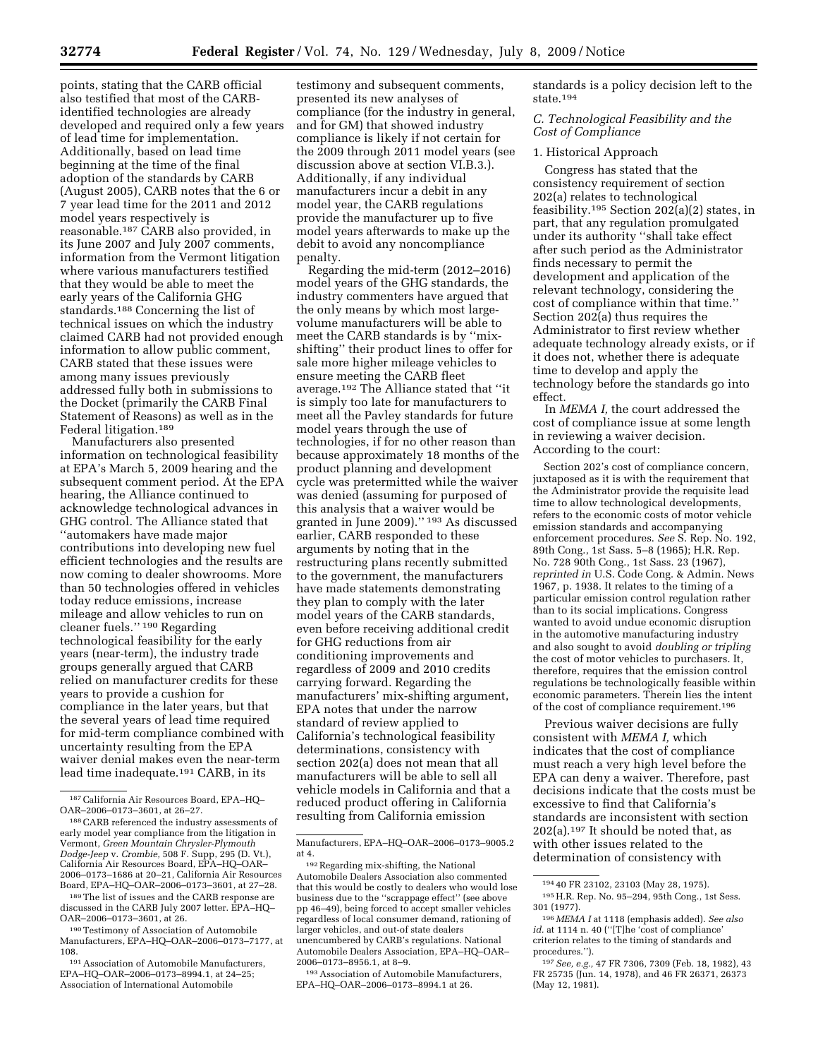points, stating that the CARB official also testified that most of the CARB-identified technologies are already developed and required only a few years of lead time for implementation. Additionally, based on lead time beginning at the time of the final adoption of the standards by CARB (August 2005), CARB notes that the 6 or 7 year lead time for the 2011 and 2012 model years respectively is reasonable.[187] CARB also provided, in its June 2007 and July 2007 comments, information from the Vermont litigation where various manufacturers testified that they would be able to meet the early years of the California GHG standards.[188] Concerning the list of technical issues on which the industry claimed CARB had not provided enough information to allow public comment, CARB stated that these issues were among many issues previously addressed fully both in submissions to the Docket (primarily the CARB Final Statement of Reasons) as well as in the Federal litigation.[189]

Manufacturers also presented information on technological feasibility at EPA's March 5, 2009 hearing and the subsequent comment period. At the EPA hearing, the Alliance continued to acknowledge technological advances in GHG control. The Alliance stated that ''automakers have made major contributions into developing new fuel efficient technologies and the results are now coming to dealer showrooms. More than 50 technologies offered in vehicles today reduce emissions, increase mileage and allow vehicles to run on cleaner fuels.'' [190] Regarding technological feasibility for the early years (near-term), the industry trade groups generally argued that CARB relied on manufacturer credits for these years to provide a cushion for compliance in the later years, but that the several years of lead time required for mid-term compliance combined with uncertainty resulting from the EPA waiver denial makes even the near-term lead time inadequate.[191] CARB, in its testimony and subsequent comments, presented its new analyses of compliance (for the industry in general, and for GM) that showed industry compliance is likely if not certain for the 2009 through 2011 model years (see discussion above at section VI.B.3.). Additionally, if any individual manufacturers incur a debit in any model year, the CARB regulations provide the manufacturer up to five model years afterwards to make up the debit to avoid any noncompliance penalty.

Regarding the mid-term (2012–2016) model years of the GHG standards, the industry commenters have argued that the only means by which most large-volume manufacturers will be able to meet the CARB standards is by ''mix-shifting'' their product lines to offer for sale more higher mileage vehicles to ensure meeting the CARB fleet average.[192] The Alliance stated that ''it is simply too late for manufacturers to meet all the Pavley standards for future model years through the use of technologies, if for no other reason than because approximately 18 months of the product planning and development cycle was pretermitted while the waiver was denied (assuming for purposed of this analysis that a waiver would be granted in June 2009).'' [193] As discussed earlier, CARB responded to these arguments by noting that in the restructuring plans recently submitted to the government, the manufacturers have made statements demonstrating they plan to comply with the later model years of the CARB standards, even before receiving additional credit for GHG reductions from air conditioning improvements and regardless of 2009 and 2010 credits carrying forward. Regarding the manufacturers' mix-shifting argument, EPA notes that under the narrow standard of review applied to California's technological feasibility determinations, consistency with section 202(a) does not mean that all manufacturers will be able to sell all vehicle models in California and that a reduced product offering in California resulting from California emission standards is a policy decision left to the state.[194]

### C. Technological Feasibility and the Cost of Compliance

#### 1. Historical Approach

Congress has stated that the consistency requirement of section 202(a) relates to technological feasibility.[195] Section 202(a)(2) states, in part, that any regulation promulgated under its authority ''shall take effect after such period as the Administrator finds necessary to permit the development and application of the relevant technology, considering the cost of compliance within that time.'' Section 202(a) thus requires the Administrator to first review whether adequate technology already exists, or if it does not, whether there is adequate time to develop and apply the technology before the standards go into effect.

In *MEMA I,* the court addressed the cost of compliance issue at some length in reviewing a waiver decision. According to the court:

> Section 202's cost of compliance concern, juxtaposed as it is with the requirement that the Administrator provide the requisite lead time to allow technological developments, refers to the economic costs of motor vehicle emission standards and accompanying enforcement procedures. *See* S. Rep. No. 192, 89th Cong., 1st Sass. 5–8 (1965); H.R. Rep. No. 728 90th Cong., 1st Sass. 23 (1967), *reprinted in* U.S. Code Cong. & Admin. News 1967, p. 1938. It relates to the timing of a particular emission control regulation rather than to its social implications. Congress wanted to avoid undue economic disruption in the automotive manufacturing industry and also sought to avoid *doubling or tripling* the cost of motor vehicles to purchasers. It, therefore, requires that the emission control regulations be technologically feasible within economic parameters. Therein lies the intent of the cost of compliance requirement.[196]

Previous waiver decisions are fully consistent with *MEMA I,* which indicates that the cost of compliance must reach a very high level before the EPA can deny a waiver. Therefore, past decisions indicate that the costs must be excessive to find that California's standards are inconsistent with section 202(a).[197] It should be noted that, as with other issues related to the determination of consistency with

---

[187] California Air Resources Board, EPA–HQ–OAR–2006–0173–3601, at 26–27.

[188] CARB referenced the industry assessments of early model year compliance from the litigation in Vermont, *Green Mountain Chrysler-Plymouth Dodge-Jeep* v. *Crombie,* 508 F. Supp, 295 (D. Vt.), California Air Resources Board, EPA–HQ–OAR–2006–0173–1686 at 20–21, California Air Resources Board, EPA–HQ–OAR–2006–0173–3601, at 27–28.

[189] The list of issues and the CARB response are discussed in the CARB July 2007 letter. EPA–HQ–OAR–2006–0173–3601, at 26.

[190] Testimony of Association of Automobile Manufacturers, EPA–HQ–OAR–2006–0173–7177, at 108.

[191] Association of Automobile Manufacturers, EPA–HQ–OAR–2006–0173–8994.1, at 24–25; Association of International Automobile Manufacturers, EPA–HQ–OAR–2006–0173–9005.2 at 4.

[192] Regarding mix-shifting, the National Automobile Dealers Association also commented that this would be costly to dealers who would lose business due to the ''scrappage effect'' (see above pp 46–49), being forced to accept smaller vehicles regardless of local consumer demand, rationing of larger vehicles, and out-of state dealers unencumbered by CARB's regulations. National Automobile Dealers Association, EPA–HQ–OAR–2006–0173–8956.1, at 8–9.

[193] Association of Automobile Manufacturers, EPA–HQ–OAR–2006–0173–8994.1 at 26.

[194] 40 FR 23102, 23103 (May 28, 1975).

[195] H.R. Rep. No. 95–294, 95th Cong., 1st Sess. 301 (1977).

[196] *MEMA I* at 1118 (emphasis added). *See also id.* at 1114 n. 40 (''[T]he 'cost of compliance' criterion relates to the timing of standards and procedures.'').

[197] *See, e.g.,* 47 FR 7306, 7309 (Feb. 18, 1982), 43 FR 25735 (Jun. 14, 1978), and 46 FR 26371, 26373 (May 12, 1981).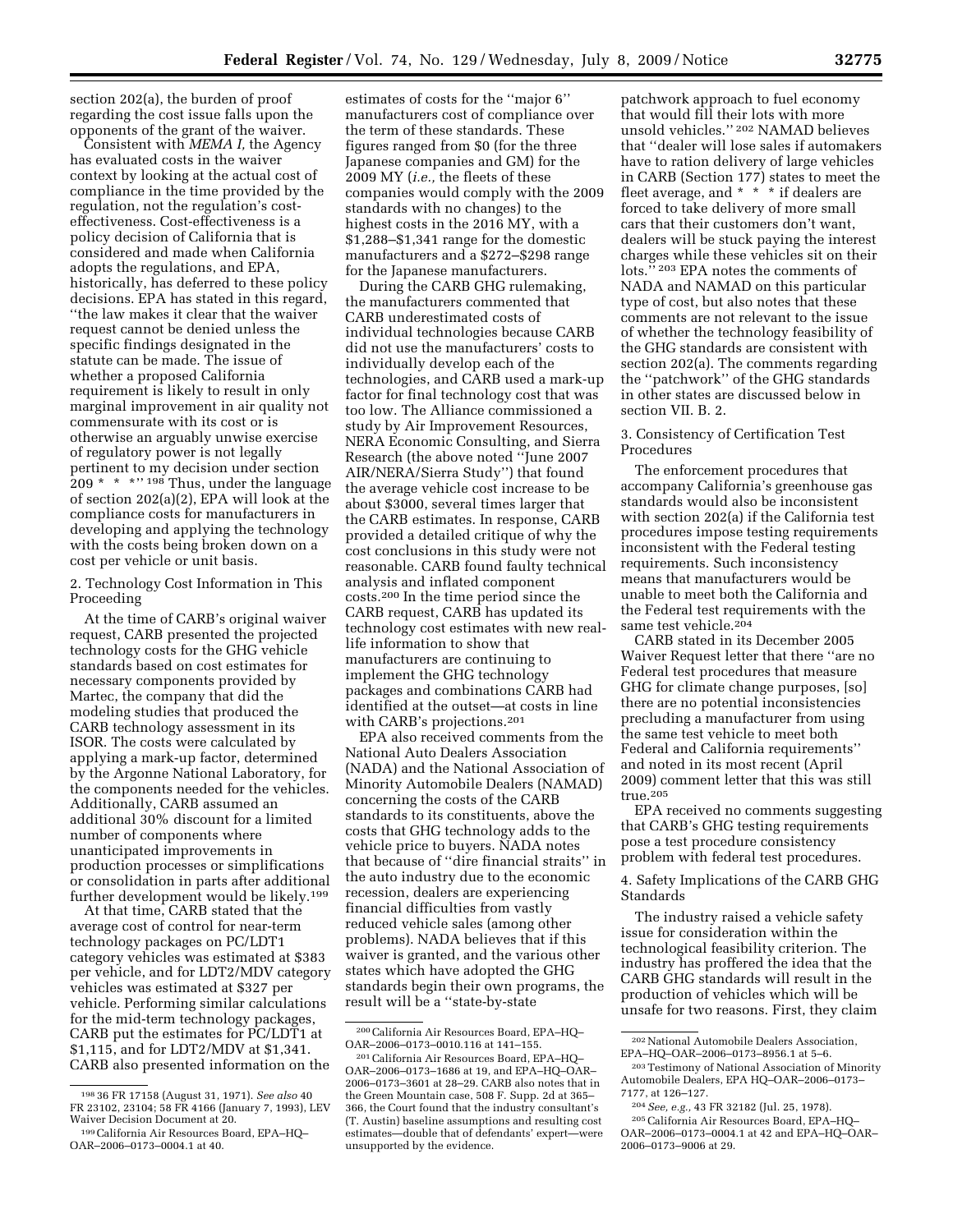section 202(a), the burden of proof regarding the cost issue falls upon the opponents of the grant of the waiver.

Consistent with *MEMA I,* the Agency has evaluated costs in the waiver context by looking at the actual cost of compliance in the time provided by the regulation, not the regulation's cost-effectiveness. Cost-effectiveness is a policy decision of California that is considered and made when California adopts the regulations, and EPA, historically, has deferred to these policy decisions. EPA has stated in this regard, ''the law makes it clear that the waiver request cannot be denied unless the specific findings designated in the statute can be made. The issue of whether a proposed California requirement is likely to result in only marginal improvement in air quality not commensurate with its cost or is otherwise an arguably unwise exercise of regulatory power is not legally pertinent to my decision under section 209 * * *'' [198] Thus, under the language of section 202(a)(2), EPA will look at the compliance costs for manufacturers in developing and applying the technology with the costs being broken down on a cost per vehicle or unit basis.

2. Technology Cost Information in This Proceeding

At the time of CARB's original waiver request, CARB presented the projected technology costs for the GHG vehicle standards based on cost estimates for necessary components provided by Martec, the company that did the modeling studies that produced the CARB technology assessment in its ISOR. The costs were calculated by applying a mark-up factor, determined by the Argonne National Laboratory, for the components needed for the vehicles. Additionally, CARB assumed an additional 30% discount for a limited number of components where unanticipated improvements in production processes or simplifications or consolidation in parts after additional further development would be likely.[199]

At that time, CARB stated that the average cost of control for near-term technology packages on PC/LDT1 category vehicles was estimated at $383 per vehicle, and for LDT2/MDV category vehicles was estimated at $327 per vehicle. Performing similar calculations for the mid-term technology packages, CARB put the estimates for PC/LDT1 at $1,115, and for LDT2/MDV at $1,341. CARB also presented information on the estimates of costs for the ''major 6'' manufacturers cost of compliance over the term of these standards. These figures ranged from $0 (for the three Japanese companies and GM) for the 2009 MY (*i.e.,* the fleets of these companies would comply with the 2009 standards with no changes) to the highest costs in the 2016 MY, with a $1,288–$1,341 range for the domestic manufacturers and a $272–$298 range for the Japanese manufacturers.

During the CARB GHG rulemaking, the manufacturers commented that CARB underestimated costs of individual technologies because CARB did not use the manufacturers' costs to individually develop each of the technologies, and CARB used a mark-up factor for final technology cost that was too low. The Alliance commissioned a study by Air Improvement Resources, NERA Economic Consulting, and Sierra Research (the above noted ''June 2007 AIR/NERA/Sierra Study'') that found the average vehicle cost increase to be about $3000, several times larger that the CARB estimates. In response, CARB provided a detailed critique of why the cost conclusions in this study were not reasonable. CARB found faulty technical analysis and inflated component costs.[200] In the time period since the CARB request, CARB has updated its technology cost estimates with new real-life information to show that manufacturers are continuing to implement the GHG technology packages and combinations CARB had identified at the outset—at costs in line with CARB's projections.[201]

EPA also received comments from the National Auto Dealers Association (NADA) and the National Association of Minority Automobile Dealers (NAMAD) concerning the costs of the CARB standards to its constituents, above the costs that GHG technology adds to the vehicle price to buyers. NADA notes that because of ''dire financial straits'' in the auto industry due to the economic recession, dealers are experiencing financial difficulties from vastly reduced vehicle sales (among other problems). NADA believes that if this waiver is granted, and the various other states which have adopted the GHG standards begin their own programs, the result will be a ''state-by-state patchwork approach to fuel economy that would fill their lots with more unsold vehicles.'' [202] NAMAD believes that ''dealer will lose sales if automakers have to ration delivery of large vehicles in CARB (Section 177) states to meet the fleet average, and * * * if dealers are forced to take delivery of more small cars that their customers don't want, dealers will be stuck paying the interest charges while these vehicles sit on their lots.'' [203] EPA notes the comments of NADA and NAMAD on this particular type of cost, but also notes that these comments are not relevant to the issue of whether the technology feasibility of the GHG standards are consistent with section 202(a). The comments regarding the ''patchwork'' of the GHG standards in other states are discussed below in section VII. B. 2.

3. Consistency of Certification Test Procedures

The enforcement procedures that accompany California's greenhouse gas standards would also be inconsistent with section 202(a) if the California test procedures impose testing requirements inconsistent with the Federal testing requirements. Such inconsistency means that manufacturers would be unable to meet both the California and the Federal test requirements with the same test vehicle.[204]

CARB stated in its December 2005 Waiver Request letter that there ''are no Federal test procedures that measure GHG for climate change purposes, [so] there are no potential inconsistencies precluding a manufacturer from using the same test vehicle to meet both Federal and California requirements'' and noted in its most recent (April 2009) comment letter that this was still true.[205]

EPA received no comments suggesting that CARB's GHG testing requirements pose a test procedure consistency problem with federal test procedures.

4. Safety Implications of the CARB GHG Standards

The industry raised a vehicle safety issue for consideration within the technological feasibility criterion. The industry has proffered the idea that the CARB GHG standards will result in the production of vehicles which will be unsafe for two reasons. First, they claim

---

[198] 36 FR 17158 (August 31, 1971). *See also* 40 FR 23102, 23104; 58 FR 4166 (January 7, 1993), LEV Waiver Decision Document at 20.

[199] California Air Resources Board, EPA–HQ–OAR–2006–0173–0004.1 at 40.

[200] California Air Resources Board, EPA–HQ–OAR–2006–0173–0010.116 at 141–155.

[201] California Air Resources Board, EPA–HQ–OAR–2006–0173–1686 at 19, and EPA–HQ–OAR–2006–0173–3601 at 28–29. CARB also notes that in the Green Mountain case, 508 F. Supp. 2d at 365–366, the Court found that the industry consultant's (T. Austin) baseline assumptions and resulting cost estimates—double that of defendants' expert—were unsupported by the evidence.

[202] National Automobile Dealers Association, EPA–HQ–OAR–2006–0173–8956.1 at 5–6.

[203] Testimony of National Association of Minority Automobile Dealers, EPA HQ–OAR–2006–0173–7177, at 126–127.

[204] *See, e.g.,* 43 FR 32182 (Jul. 25, 1978).

[205] California Air Resources Board, EPA–HQ–OAR–2006–0173–0004.1 at 42 and EPA–HQ–OAR–2006–0173–9006 at 29.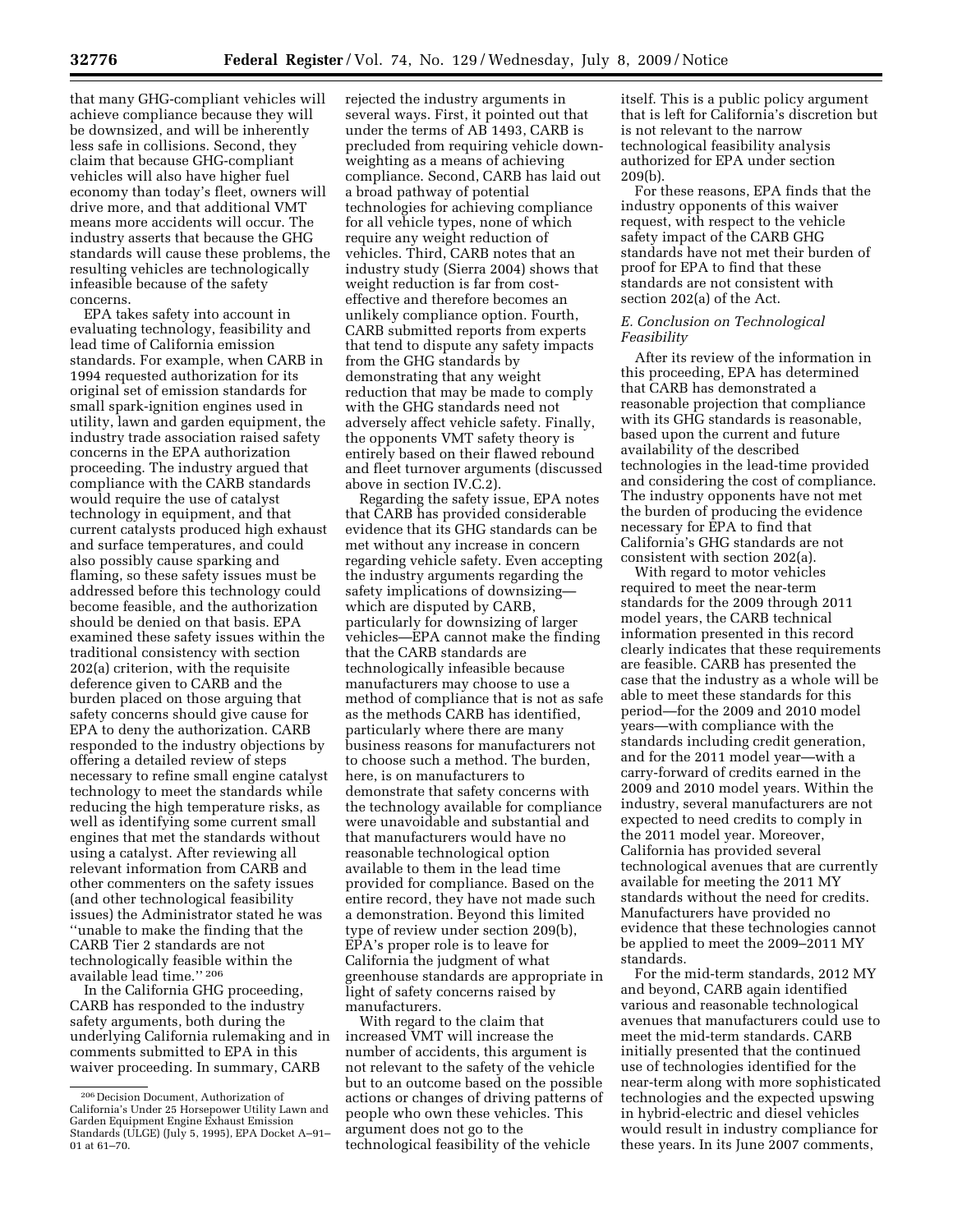that many GHG-compliant vehicles will achieve compliance because they will be downsized, and will be inherently less safe in collisions. Second, they claim that because GHG-compliant vehicles will also have higher fuel economy than today's fleet, owners will drive more, and that additional VMT means more accidents will occur. The industry asserts that because the GHG standards will cause these problems, the resulting vehicles are technologically infeasible because of the safety concerns.

EPA takes safety into account in evaluating technology, feasibility and lead time of California emission standards. For example, when CARB in 1994 requested authorization for its original set of emission standards for small spark-ignition engines used in utility, lawn and garden equipment, the industry trade association raised safety concerns in the EPA authorization proceeding. The industry argued that compliance with the CARB standards would require the use of catalyst technology in equipment, and that current catalysts produced high exhaust and surface temperatures, and could also possibly cause sparking and flaming, so these safety issues must be addressed before this technology could become feasible, and the authorization should be denied on that basis. EPA examined these safety issues within the traditional consistency with section 202(a) criterion, with the requisite deference given to CARB and the burden placed on those arguing that safety concerns should give cause for EPA to deny the authorization. CARB responded to the industry objections by offering a detailed review of steps necessary to refine small engine catalyst technology to meet the standards while reducing the high temperature risks, as well as identifying some current small engines that met the standards without using a catalyst. After reviewing all relevant information from CARB and other commenters on the safety issues (and other technological feasibility issues) the Administrator stated he was ''unable to make the finding that the CARB Tier 2 standards are not technologically feasible within the available lead time.'' [206]

In the California GHG proceeding, CARB has responded to the industry safety arguments, both during the underlying California rulemaking and in comments submitted to EPA in this waiver proceeding. In summary, CARB rejected the industry arguments in several ways. First, it pointed out that under the terms of AB 1493, CARB is precluded from requiring vehicle down-weighting as a means of achieving compliance. Second, CARB has laid out a broad pathway of potential technologies for achieving compliance for all vehicle types, none of which require any weight reduction of vehicles. Third, CARB notes that an industry study (Sierra 2004) shows that weight reduction is far from cost-effective and therefore becomes an unlikely compliance option. Fourth, CARB submitted reports from experts that tend to dispute any safety impacts from the GHG standards by demonstrating that any weight reduction that may be made to comply with the GHG standards need not adversely affect vehicle safety. Finally, the opponents VMT safety theory is entirely based on their flawed rebound and fleet turnover arguments (discussed above in section IV.C.2).

Regarding the safety issue, EPA notes that CARB has provided considerable evidence that its GHG standards can be met without any increase in concern regarding vehicle safety. Even accepting the industry arguments regarding the safety implications of downsizing—which are disputed by CARB, particularly for downsizing of larger vehicles—EPA cannot make the finding that the CARB standards are technologically infeasible because manufacturers may choose to use a method of compliance that is not as safe as the methods CARB has identified, particularly where there are many business reasons for manufacturers not to choose such a method. The burden, here, is on manufacturers to demonstrate that safety concerns with the technology available for compliance were unavoidable and substantial and that manufacturers would have no reasonable technological option available to them in the lead time provided for compliance. Based on the entire record, they have not made such a demonstration. Beyond this limited type of review under section 209(b), EPA's proper role is to leave for California the judgment of what greenhouse standards are appropriate in light of safety concerns raised by manufacturers.

With regard to the claim that increased VMT will increase the number of accidents, this argument is not relevant to the safety of the vehicle but to an outcome based on the possible actions or changes of driving patterns of people who own these vehicles. This argument does not go to the technological feasibility of the vehicle itself. This is a public policy argument that is left for California's discretion but is not relevant to the narrow technological feasibility analysis authorized for EPA under section 209(b).

For these reasons, EPA finds that the industry opponents of this waiver request, with respect to the vehicle safety impact of the CARB GHG standards have not met their burden of proof for EPA to find that these standards are not consistent with section 202(a) of the Act.

### *E. Conclusion on Technological Feasibility*

After its review of the information in this proceeding, EPA has determined that CARB has demonstrated a reasonable projection that compliance with its GHG standards is reasonable, based upon the current and future availability of the described technologies in the lead-time provided and considering the cost of compliance. The industry opponents have not met the burden of producing the evidence necessary for EPA to find that California's GHG standards are not consistent with section 202(a).

With regard to motor vehicles required to meet the near-term standards for the 2009 through 2011 model years, the CARB technical information presented in this record clearly indicates that these requirements are feasible. CARB has presented the case that the industry as a whole will be able to meet these standards for this period—for the 2009 and 2010 model years—with compliance with the standards including credit generation, and for the 2011 model year—with a carry-forward of credits earned in the 2009 and 2010 model years. Within the industry, several manufacturers are not expected to need credits to comply in the 2011 model year. Moreover, California has provided several technological avenues that are currently available for meeting the 2011 MY standards without the need for credits. Manufacturers have provided no evidence that these technologies cannot be applied to meet the 2009–2011 MY standards.

For the mid-term standards, 2012 MY and beyond, CARB again identified various and reasonable technological avenues that manufacturers could use to meet the mid-term standards. CARB initially presented that the continued use of technologies identified for the near-term along with more sophisticated technologies and the expected upswing in hybrid-electric and diesel vehicles would result in industry compliance for these years. In its June 2007 comments,

[206] Decision Document, Authorization of California's Under 25 Horsepower Utility Lawn and Garden Equipment Engine Exhaust Emission Standards (ULGE) (July 5, 1995), EPA Docket A–91–01 at 61–70.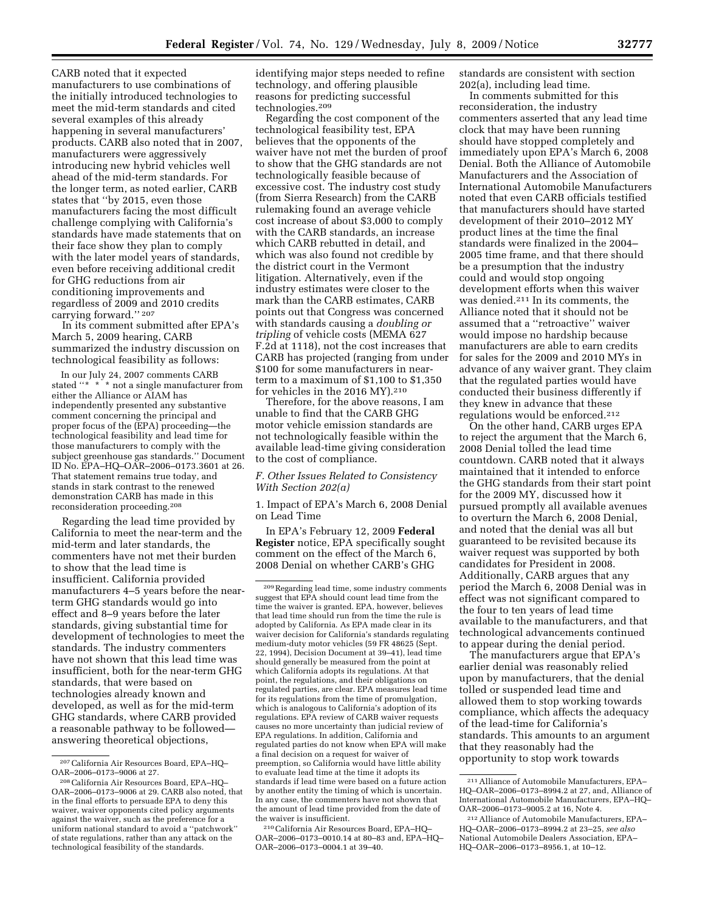CARB noted that it expected manufacturers to use combinations of the initially introduced technologies to meet the mid-term standards and cited several examples of this already happening in several manufacturers' products. CARB also noted that in 2007, manufacturers were aggressively introducing new hybrid vehicles well ahead of the mid-term standards. For the longer term, as noted earlier, CARB states that ''by 2015, even those manufacturers facing the most difficult challenge complying with California's standards have made statements that on their face show they plan to comply with the later model years of standards, even before receiving additional credit for GHG reductions from air conditioning improvements and regardless of 2009 and 2010 credits carrying forward.'' [207]

In its comment submitted after EPA's March 5, 2009 hearing, CARB summarized the industry discussion on technological feasibility as follows:

> In our July 24, 2007 comments CARB stated ''* * * not a single manufacturer from either the Alliance or AIAM has independently presented any substantive comment concerning the principal and proper focus of the (EPA) proceeding—the technological feasibility and lead time for those manufacturers to comply with the subject greenhouse gas standards.'' Document ID No. EPA–HQ–OAR–2006–0173.3601 at 26. That statement remains true today, and stands in stark contrast to the renewed demonstration CARB has made in this reconsideration proceeding.[208]

Regarding the lead time provided by California to meet the near-term and the mid-term and later standards, the commenters have not met their burden to show that the lead time is insufficient. California provided manufacturers 4–5 years before the near-term GHG standards would go into effect and 8–9 years before the later standards, giving substantial time for development of technologies to meet the standards. The industry commenters have not shown that this lead time was insufficient, both for the near-term GHG standards, that were based on technologies already known and developed, as well as for the mid-term GHG standards, where CARB provided a reasonable pathway to be followed—answering theoretical objections, identifying major steps needed to refine technology, and offering plausible reasons for predicting successful technologies.[209]

Regarding the cost component of the technological feasibility test, EPA believes that the opponents of the waiver have not met the burden of proof to show that the GHG standards are not technologically feasible because of excessive cost. The industry cost study (from Sierra Research) from the CARB rulemaking found an average vehicle cost increase of about $3,000 to comply with the CARB standards, an increase which CARB rebutted in detail, and which was also found not credible by the district court in the Vermont litigation. Alternatively, even if the industry estimates were closer to the mark than the CARB estimates, CARB points out that Congress was concerned with standards causing a *doubling or tripling* of vehicle costs (MEMA 627 F.2d at 1118), not the cost increases that CARB has projected (ranging from under $100 for some manufacturers in near-term to a maximum of $1,100 to $1,350 for vehicles in the 2016 MY).[210]

Therefore, for the above reasons, I am unable to find that the CARB GHG motor vehicle emission standards are not technologically feasible within the available lead-time giving consideration to the cost of compliance.

### *F. Other Issues Related to Consistency With Section 202(a)*

#### 1. Impact of EPA's March 6, 2008 Denial on Lead Time

In EPA's February 12, 2009 **Federal Register** notice, EPA specifically sought comment on the effect of the March 6, 2008 Denial on whether CARB's GHG standards are consistent with section 202(a), including lead time.

In comments submitted for this reconsideration, the industry commenters asserted that any lead time clock that may have been running should have stopped completely and immediately upon EPA's March 6, 2008 Denial. Both the Alliance of Automobile Manufacturers and the Association of International Automobile Manufacturers noted that even CARB officials testified that manufacturers should have started development of their 2010–2012 MY product lines at the time the final standards were finalized in the 2004–2005 time frame, and that there should be a presumption that the industry could and would stop ongoing development efforts when this waiver was denied.[211] In its comments, the Alliance noted that it should not be assumed that a ''retroactive'' waiver would impose no hardship because manufacturers are able to earn credits for sales for the 2009 and 2010 MYs in advance of any waiver grant. They claim that the regulated parties would have conducted their business differently if they knew in advance that these regulations would be enforced.[212]

On the other hand, CARB urges EPA to reject the argument that the March 6, 2008 Denial tolled the lead time countdown. CARB noted that it always maintained that it intended to enforce the GHG standards from their start point for the 2009 MY, discussed how it pursued promptly all available avenues to overturn the March 6, 2008 Denial, and noted that the denial was all but guaranteed to be revisited because its waiver request was supported by both candidates for President in 2008. Additionally, CARB argues that any period the March 6, 2008 Denial was in effect was not significant compared to the four to ten years of lead time available to the manufacturers, and that technological advancements continued to appear during the denial period.

The manufacturers argue that EPA's earlier denial was reasonably relied upon by manufacturers, that the denial tolled or suspended lead time and allowed them to stop working towards compliance, which affects the adequacy of the lead-time for California's standards. This amounts to an argument that they reasonably had the opportunity to stop work towards

---

[207] California Air Resources Board, EPA–HQ–OAR–2006–0173–9006 at 27.

[208] California Air Resources Board, EPA–HQ–OAR–2006–0173–9006 at 29. CARB also noted, that in the final efforts to persuade EPA to deny this waiver, waiver opponents cited policy arguments against the waiver, such as the preference for a uniform national standard to avoid a ''patchwork'' of state regulations, rather than any attack on the technological feasibility of the standards.

[209] Regarding lead time, some industry comments suggest that EPA should count lead time from the time the waiver is granted. EPA, however, believes that lead time should run from the time the rule is adopted by California. As EPA made clear in its waiver decision for California's standards regulating medium-duty motor vehicles (59 FR 48625 (Sept. 22, 1994), Decision Document at 39–41), lead time should generally be measured from the point at which California adopts its regulations. At that point, the regulations, and their obligations on regulated parties, are clear. EPA measures lead time for its regulations from the time of promulgation, which is analogous to California's adoption of its regulations. EPA review of CARB waiver requests causes no more uncertainty than judicial review of EPA regulations. In addition, California and regulated parties do not know when EPA will make a final decision on a request for waiver of preemption, so California would have little ability to evaluate lead time at the time it adopts its standards if lead time were based on a future action by another entity the timing of which is uncertain. In any case, the commenters have not shown that the amount of lead time provided from the date of the waiver is insufficient.

[210] California Air Resources Board, EPA–HQ–OAR–2006–0173–0010.14 at 80–83 and, EPA–HQ–OAR–2006–0173–0004.1 at 39–40.

[211] Alliance of Automobile Manufacturers, EPA–HQ–OAR–2006–0173–8994.2 at 27, and, Alliance of International Automobile Manufacturers, EPA–HQ–OAR–2006–0173–9005.2 at 16, Note 4.

[212] Alliance of Automobile Manufacturers, EPA–HQ–OAR–2006–0173–8994.2 at 23–25, *see also* National Automobile Dealers Association, EPA–HQ–OAR–2006–0173–8956.1, at 10–12.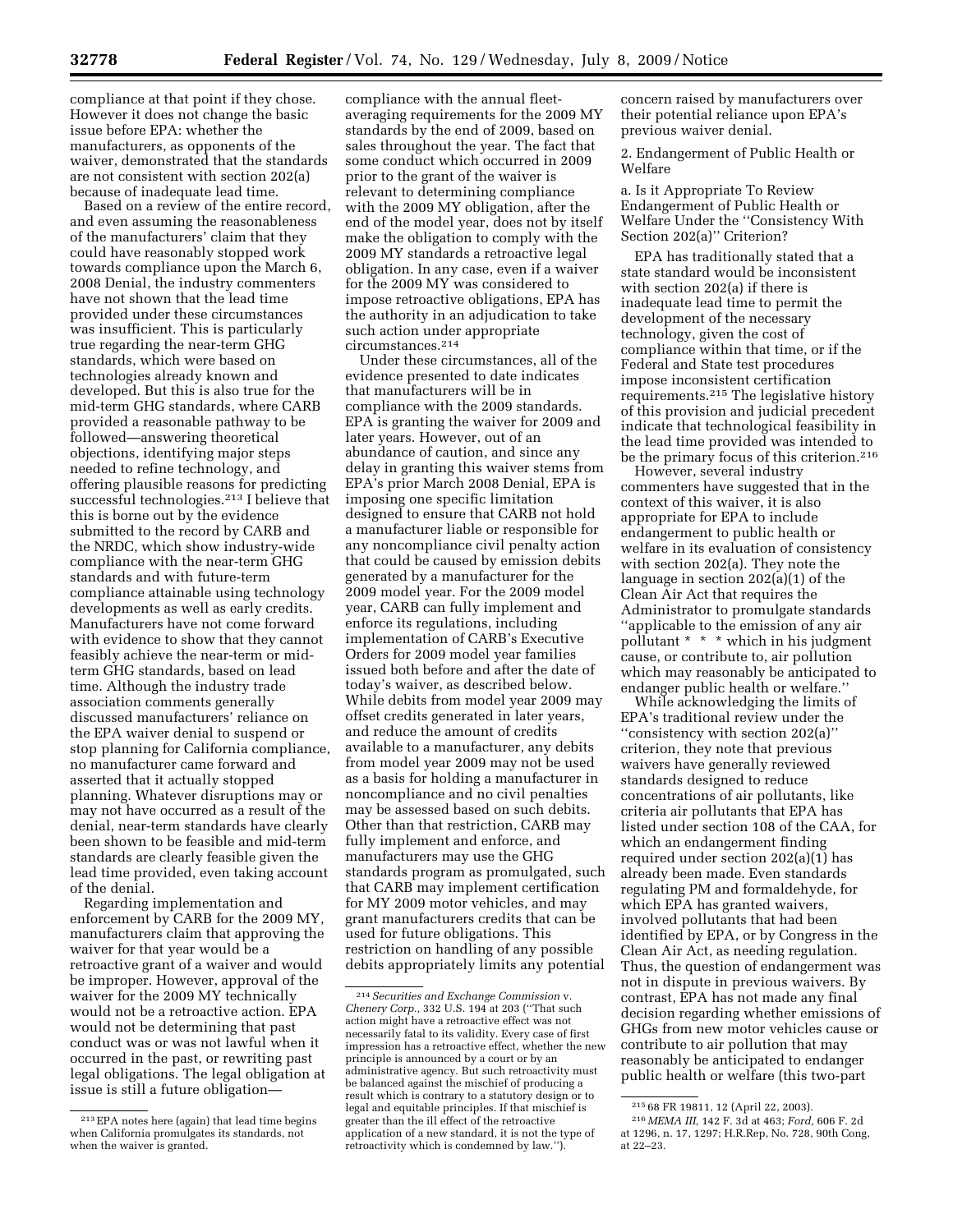compliance at that point if they chose. However it does not change the basic issue before EPA: whether the manufacturers, as opponents of the waiver, demonstrated that the standards are not consistent with section 202(a) because of inadequate lead time.

Based on a review of the entire record, and even assuming the reasonableness of the manufacturers' claim that they could have reasonably stopped work towards compliance upon the March 6, 2008 Denial, the industry commenters have not shown that the lead time provided under these circumstances was insufficient. This is particularly true regarding the near-term GHG standards, which were based on technologies already known and developed. But this is also true for the mid-term GHG standards, where CARB provided a reasonable pathway to be followed—answering theoretical objections, identifying major steps needed to refine technology, and offering plausible reasons for predicting successful technologies.[213] I believe that this is borne out by the evidence submitted to the record by CARB and the NRDC, which show industry-wide compliance with the near-term GHG standards and with future-term compliance attainable using technology developments as well as early credits. Manufacturers have not come forward with evidence to show that they cannot feasibly achieve the near-term or mid-term GHG standards, based on lead time. Although the industry trade association comments generally discussed manufacturers' reliance on the EPA waiver denial to suspend or stop planning for California compliance, no manufacturer came forward and asserted that it actually stopped planning. Whatever disruptions may or may not have occurred as a result of the denial, near-term standards have clearly been shown to be feasible and mid-term standards are clearly feasible given the lead time provided, even taking account of the denial.

Regarding implementation and enforcement by CARB for the 2009 MY, manufacturers claim that approving the waiver for that year would be a retroactive grant of a waiver and would be improper. However, approval of the waiver for the 2009 MY technically would not be a retroactive action. EPA would not be determining that past conduct was or was not lawful when it occurred in the past, or rewriting past legal obligations. The legal obligation at issue is still a future obligation—compliance with the annual fleet-averaging requirements for the 2009 MY standards by the end of 2009, based on sales throughout the year. The fact that some conduct which occurred in 2009 prior to the grant of the waiver is relevant to determining compliance with the 2009 MY obligation, after the end of the model year, does not by itself make the obligation to comply with the 2009 MY standards a retroactive legal obligation. In any case, even if a waiver for the 2009 MY was considered to impose retroactive obligations, EPA has the authority in an adjudication to take such action under appropriate circumstances.[214]

Under these circumstances, all of the evidence presented to date indicates that manufacturers will be in compliance with the 2009 standards. EPA is granting the waiver for 2009 and later years. However, out of an abundance of caution, and since any delay in granting this waiver stems from EPA's prior March 2008 Denial, EPA is imposing one specific limitation designed to ensure that CARB not hold a manufacturer liable or responsible for any noncompliance civil penalty action that could be caused by emission debits generated by a manufacturer for the 2009 model year. For the 2009 model year, CARB can fully implement and enforce its regulations, including implementation of CARB's Executive Orders for 2009 model year families issued both before and after the date of today's waiver, as described below. While debits from model year 2009 may offset credits generated in later years, and reduce the amount of credits available to a manufacturer, any debits from model year 2009 may not be used as a basis for holding a manufacturer in noncompliance and no civil penalties may be assessed based on such debits. Other than that restriction, CARB may fully implement and enforce, and manufacturers may use the GHG standards program as promulgated, such that CARB may implement certification for MY 2009 motor vehicles, and may grant manufacturers credits that can be used for future obligations. This restriction on handling of any possible debits appropriately limits any potential concern raised by manufacturers over their potential reliance upon EPA's previous waiver denial.

2. Endangerment of Public Health or Welfare

a. Is it Appropriate To Review Endangerment of Public Health or Welfare Under the ''Consistency With Section 202(a)'' Criterion?

EPA has traditionally stated that a state standard would be inconsistent with section 202(a) if there is inadequate lead time to permit the development of the necessary technology, given the cost of compliance within that time, or if the Federal and State test procedures impose inconsistent certification requirements.[215] The legislative history of this provision and judicial precedent indicate that technological feasibility in the lead time provided was intended to be the primary focus of this criterion.[216]

However, several industry commenters have suggested that in the context of this waiver, it is also appropriate for EPA to include endangerment to public health or welfare in its evaluation of consistency with section 202(a). They note the language in section 202(a)(1) of the Clean Air Act that requires the Administrator to promulgate standards ''applicable to the emission of any air pollutant * * * which in his judgment cause, or contribute to, air pollution which may reasonably be anticipated to endanger public health or welfare.''

While acknowledging the limits of EPA's traditional review under the ''consistency with section 202(a)'' criterion, they note that previous waivers have generally reviewed standards designed to reduce concentrations of air pollutants, like criteria air pollutants that EPA has listed under section 108 of the CAA, for which an endangerment finding required under section 202(a)(1) has already been made. Even standards regulating PM and formaldehyde, for which EPA has granted waivers, involved pollutants that had been identified by EPA, or by Congress in the Clean Air Act, as needing regulation. Thus, the question of endangerment was not in dispute in previous waivers. By contrast, EPA has not made any final decision regarding whether emissions of GHGs from new motor vehicles cause or contribute to air pollution that may reasonably be anticipated to endanger public health or welfare (this two-part

---

[213] EPA notes here (again) that lead time begins when California promulgates its standards, not when the waiver is granted.

[214] *Securities and Exchange Commission* v. *Chenery Corp.*, 332 U.S. 194 at 203 (''That such action might have a retroactive effect was not necessarily fatal to its validity. Every case of first impression has a retroactive effect, whether the new principle is announced by a court or by an administrative agency. But such retroactivity must be balanced against the mischief of producing a result which is contrary to a statutory design or to legal and equitable principles. If that mischief is greater than the ill effect of the retroactive application of a new standard, it is not the type of retroactivity which is condemned by law.'').

[215] 68 FR 19811, 12 (April 22, 2003).

[216] *MEMA III*, 142 F. 3d at 463; *Ford*, 606 F. 2d at 1296, n. 17, 1297; H.R.Rep, No. 728, 90th Cong, at 22–23.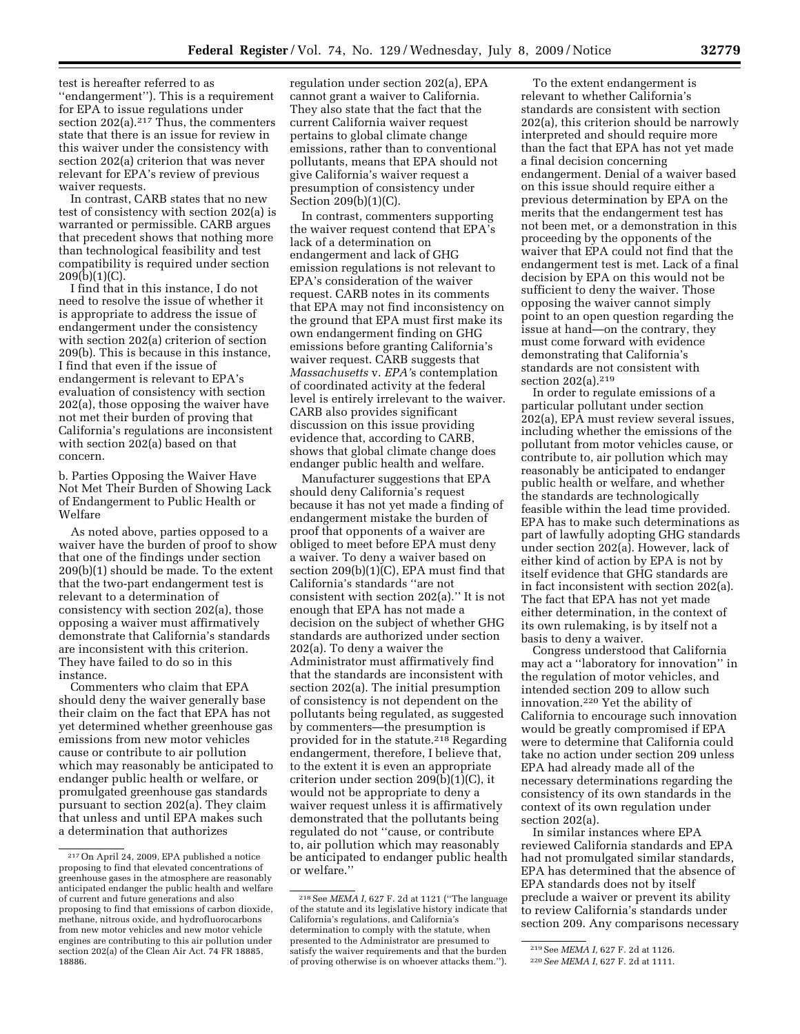test is hereafter referred to as ''endangerment''). This is a requirement for EPA to issue regulations under section 202(a).[217] Thus, the commenters state that there is an issue for review in this waiver under the consistency with section 202(a) criterion that was never relevant for EPA's review of previous waiver requests.

In contrast, CARB states that no new test of consistency with section 202(a) is warranted or permissible. CARB argues that precedent shows that nothing more than technological feasibility and test compatibility is required under section 209(b)(1)(C).

I find that in this instance, I do not need to resolve the issue of whether it is appropriate to address the issue of endangerment under the consistency with section 202(a) criterion of section 209(b). This is because in this instance, I find that even if the issue of endangerment is relevant to EPA's evaluation of consistency with section 202(a), those opposing the waiver have not met their burden of proving that California's regulations are inconsistent with section 202(a) based on that concern.

b. Parties Opposing the Waiver Have Not Met Their Burden of Showing Lack of Endangerment to Public Health or Welfare

As noted above, parties opposed to a waiver have the burden of proof to show that one of the findings under section 209(b)(1) should be made. To the extent that the two-part endangerment test is relevant to a determination of consistency with section 202(a), those opposing a waiver must affirmatively demonstrate that California's standards are inconsistent with this criterion. They have failed to do so in this instance.

Commenters who claim that EPA should deny the waiver generally base their claim on the fact that EPA has not yet determined whether greenhouse gas emissions from new motor vehicles cause or contribute to air pollution which may reasonably be anticipated to endanger public health or welfare, or promulgated greenhouse gas standards pursuant to section 202(a). They claim that unless and until EPA makes such a determination that authorizes regulation under section 202(a), EPA cannot grant a waiver to California. They also state that the fact that the current California waiver request pertains to global climate change emissions, rather than to conventional pollutants, means that EPA should not give California's waiver request a presumption of consistency under Section 209(b)(1)(C).

In contrast, commenters supporting the waiver request contend that EPA's lack of a determination on endangerment and lack of GHG emission regulations is not relevant to EPA's consideration of the waiver request. CARB notes in its comments that EPA may not find inconsistency on the ground that EPA must first make its own endangerment finding on GHG emissions before granting California's waiver request. CARB suggests that *Massachusetts* v. *EPA*'s contemplation of coordinated activity at the federal level is entirely irrelevant to the waiver. CARB also provides significant discussion on this issue providing evidence that, according to CARB, shows that global climate change does endanger public health and welfare.

Manufacturer suggestions that EPA should deny California's request because it has not yet made a finding of endangerment mistake the burden of proof that opponents of a waiver are obliged to meet before EPA must deny a waiver. To deny a waiver based on section 209(b)(1)(C), EPA must find that California's standards ''are not consistent with section 202(a).'' It is not enough that EPA has not made a decision on the subject of whether GHG standards are authorized under section 202(a). To deny a waiver the Administrator must affirmatively find that the standards are inconsistent with section 202(a). The initial presumption of consistency is not dependent on the pollutants being regulated, as suggested by commenters—the presumption is provided for in the statute.[218] Regarding endangerment, therefore, I believe that, to the extent it is even an appropriate criterion under section 209(b)(1)(C), it would not be appropriate to deny a waiver request unless it is affirmatively demonstrated that the pollutants being regulated do not ''cause, or contribute to, air pollution which may reasonably be anticipated to endanger public health or welfare.''

To the extent endangerment is relevant to whether California's standards are consistent with section 202(a), this criterion should be narrowly interpreted and should require more than the fact that EPA has not yet made a final decision concerning endangerment. Denial of a waiver based on this issue should require either a previous determination by EPA on the merits that the endangerment test has not been met, or a demonstration in this proceeding by the opponents of the waiver that EPA could not find that the endangerment test is met. Lack of a final decision by EPA on this would not be sufficient to deny the waiver. Those opposing the waiver cannot simply point to an open question regarding the issue at hand—on the contrary, they must come forward with evidence demonstrating that California's standards are not consistent with section 202(a).[219]

In order to regulate emissions of a particular pollutant under section 202(a), EPA must review several issues, including whether the emissions of the pollutant from motor vehicles cause, or contribute to, air pollution which may reasonably be anticipated to endanger public health or welfare, and whether the standards are technologically feasible within the lead time provided. EPA has to make such determinations as part of lawfully adopting GHG standards under section 202(a). However, lack of either kind of action by EPA is not by itself evidence that GHG standards are in fact inconsistent with section 202(a). The fact that EPA has not yet made either determination, in the context of its own rulemaking, is by itself not a basis to deny a waiver.

Congress understood that California may act a ''laboratory for innovation'' in the regulation of motor vehicles, and intended section 209 to allow such innovation.[220] Yet the ability of California to encourage such innovation would be greatly compromised if EPA were to determine that California could take no action under section 209 unless EPA had already made all of the necessary determinations regarding the consistency of its own standards in the context of its own regulation under section 202(a).

In similar instances where EPA reviewed California standards and EPA had not promulgated similar standards, EPA has determined that the absence of EPA standards does not by itself preclude a waiver or prevent its ability to review California's standards under section 209. Any comparisons necessary

---

[217] On April 24, 2009, EPA published a notice proposing to find that elevated concentrations of greenhouse gases in the atmosphere are reasonably anticipated endanger the public health and welfare of current and future generations and also proposing to find that emissions of carbon dioxide, methane, nitrous oxide, and hydrofluorocarbons from new motor vehicles and new motor vehicle engines are contributing to this air pollution under section 202(a) of the Clean Air Act. 74 FR 18885, 18886.

[218] See *MEMA I*, 627 F. 2d at 1121 (''The language of the statute and its legislative history indicate that California's regulations, and California's determination to comply with the statute, when presented to the Administrator are presumed to satisfy the waiver requirements and that the burden of proving otherwise is on whoever attacks them.'').

[219] See *MEMA I*, 627 F. 2d at 1126.

[220] *See MEMA I*, 627 F. 2d at 1111.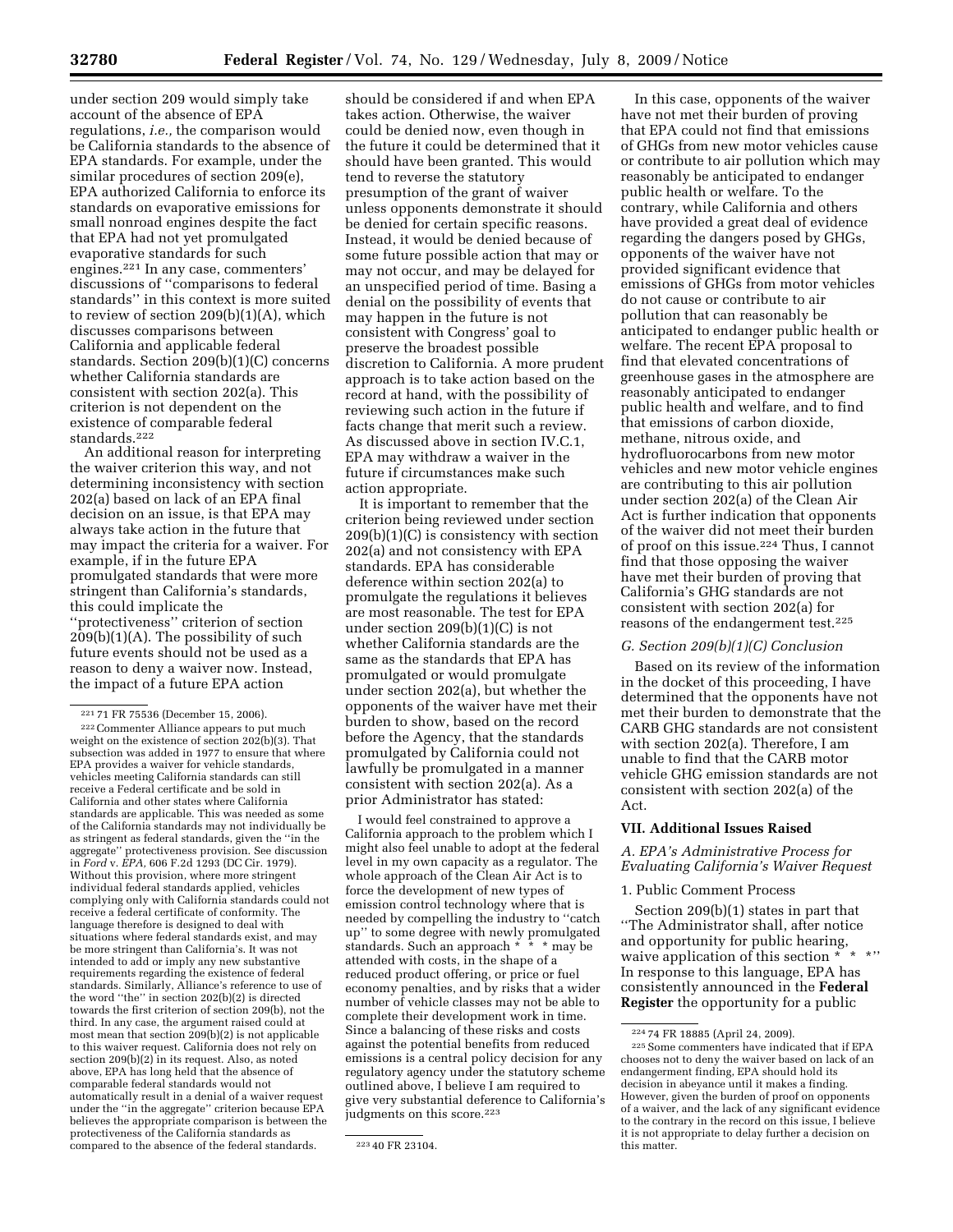under section 209 would simply take account of the absence of EPA regulations, *i.e.,* the comparison would be California standards to the absence of EPA standards. For example, under the similar procedures of section 209(e), EPA authorized California to enforce its standards on evaporative emissions for small nonroad engines despite the fact that EPA had not yet promulgated evaporative standards for such engines.[221] In any case, commenters' discussions of ''comparisons to federal standards'' in this context is more suited to review of section 209(b)(1)(A), which discusses comparisons between California and applicable federal standards. Section 209(b)(1)(C) concerns whether California standards are consistent with section 202(a). This criterion is not dependent on the existence of comparable federal standards.[222]

An additional reason for interpreting the waiver criterion this way, and not determining inconsistency with section 202(a) based on lack of an EPA final decision on an issue, is that EPA may always take action in the future that may impact the criteria for a waiver. For example, if in the future EPA promulgated standards that were more stringent than California's standards, this could implicate the ''protectiveness'' criterion of section 209(b)(1)(A). The possibility of such future events should not be used as a reason to deny a waiver now. Instead, the impact of a future EPA action should be considered if and when EPA takes action. Otherwise, the waiver could be denied now, even though in the future it could be determined that it should have been granted. This would tend to reverse the statutory presumption of the grant of waiver unless opponents demonstrate it should be denied for certain specific reasons. Instead, it would be denied because of some future possible action that may or may not occur, and may be delayed for an unspecified period of time. Basing a denial on the possibility of events that may happen in the future is not consistent with Congress' goal to preserve the broadest possible discretion to California. A more prudent approach is to take action based on the record at hand, with the possibility of reviewing such action in the future if facts change that merit such a review. As discussed above in section IV.C.1, EPA may withdraw a waiver in the future if circumstances make such action appropriate.

It is important to remember that the criterion being reviewed under section 209(b)(1)(C) is consistency with section 202(a) and not consistency with EPA standards. EPA has considerable deference within section 202(a) to promulgate the regulations it believes are most reasonable. The test for EPA under section 209(b)(1)(C) is not whether California standards are the same as the standards that EPA has promulgated or would promulgate under section 202(a), but whether the opponents of the waiver have met their burden to show, based on the record before the Agency, that the standards promulgated by California could not lawfully be promulgated in a manner consistent with section 202(a). As a prior Administrator has stated:

> I would feel constrained to approve a California approach to the problem which I might also feel unable to adopt at the federal level in my own capacity as a regulator. The whole approach of the Clean Air Act is to force the development of new types of emission control technology where that is needed by compelling the industry to ''catch up'' to some degree with newly promulgated standards. Such an approach * * * may be attended with costs, in the shape of a reduced product offering, or price or fuel economy penalties, and by risks that a wider number of vehicle classes may not be able to complete their development work in time. Since a balancing of these risks and costs against the potential benefits from reduced emissions is a central policy decision for any regulatory agency under the statutory scheme outlined above, I believe I am required to give very substantial deference to California's judgments on this score.[223]

In this case, opponents of the waiver have not met their burden of proving that EPA could not find that emissions of GHGs from new motor vehicles cause or contribute to air pollution which may reasonably be anticipated to endanger public health or welfare. To the contrary, while California and others have provided a great deal of evidence regarding the dangers posed by GHGs, opponents of the waiver have not provided significant evidence that emissions of GHGs from motor vehicles do not cause or contribute to air pollution that can reasonably be anticipated to endanger public health or welfare. The recent EPA proposal to find that elevated concentrations of greenhouse gases in the atmosphere are reasonably anticipated to endanger public health and welfare, and to find that emissions of carbon dioxide, methane, nitrous oxide, and hydrofluorocarbons from new motor vehicles and new motor vehicle engines are contributing to this air pollution under section 202(a) of the Clean Air Act is further indication that opponents of the waiver did not meet their burden of proof on this issue.[224] Thus, I cannot find that those opposing the waiver have met their burden of proving that California's GHG standards are not consistent with section 202(a) for reasons of the endangerment test.[225]

### G. Section 209(b)(1)(C) Conclusion

Based on its review of the information in the docket of this proceeding, I have determined that the opponents have not met their burden to demonstrate that the CARB GHG standards are not consistent with section 202(a). Therefore, I am unable to find that the CARB motor vehicle GHG emission standards are not consistent with section 202(a) of the Act.

## VII. Additional Issues Raised

### A. EPA's Administrative Process for Evaluating California's Waiver Request

#### 1. Public Comment Process

Section 209(b)(1) states in part that ''The Administrator shall, after notice and opportunity for public hearing, waive application of this section * * *'' In response to this language, EPA has consistently announced in the **Federal Register** the opportunity for a public

---

[221] 71 FR 75536 (December 15, 2006).

[222] Commenter Alliance appears to put much weight on the existence of section 202(b)(3). That subsection was added in 1977 to ensure that where EPA provides a waiver for vehicle standards, vehicles meeting California standards can still receive a Federal certificate and be sold in California and other states where California standards are applicable. This was needed as some of the California standards may not individually be as stringent as federal standards, given the ''in the aggregate'' protectiveness provision. See discussion in *Ford* v. *EPA,* 606 F.2d 1293 (DC Cir. 1979). Without this provision, where more stringent individual federal standards applied, vehicles complying only with California standards could not receive a federal certificate of conformity. The language therefore is designed to deal with situations where federal standards exist, and may be more stringent than California's. It was not intended to add or imply any new substantive requirements regarding the existence of federal standards. Similarly, Alliance's reference to use of the word ''the'' in section 202(b)(2) is directed towards the first criterion of section 209(b), not the third. In any case, the argument raised could at most mean that section 209(b)(2) is not applicable to this waiver request. California does not rely on section 209(b)(2) in its request. Also, as noted above, EPA has long held that the absence of comparable federal standards would not automatically result in a denial of a waiver request under the ''in the aggregate'' criterion because EPA believes the appropriate comparison is between the protectiveness of the California standards as compared to the absence of the federal standards.

[223] 40 FR 23104.

[224] 74 FR 18885 (April 24, 2009).

[225] Some commenters have indicated that if EPA chooses not to deny the waiver based on lack of an endangerment finding, EPA should hold its decision in abeyance until it makes a finding. However, given the burden of proof on opponents of a waiver, and the lack of any significant evidence to the contrary in the record on this issue, I believe it is not appropriate to delay further a decision on this matter.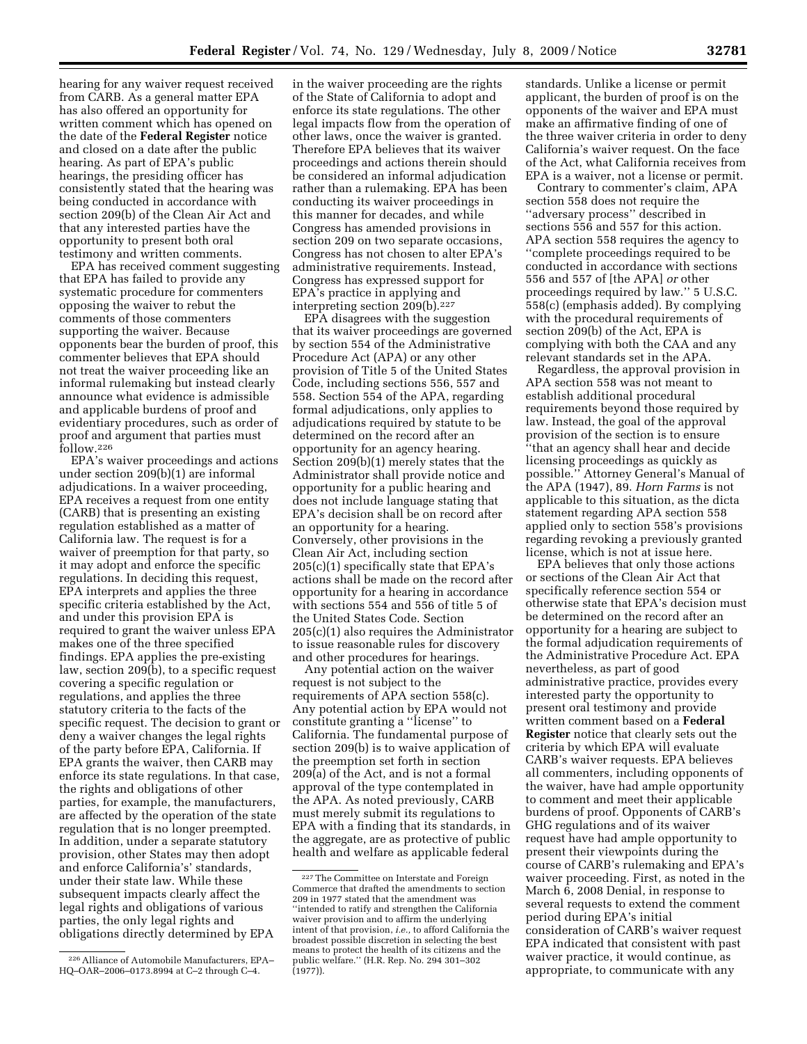hearing for any waiver request received from CARB. As a general matter EPA has also offered an opportunity for written comment which has opened on the date of the **Federal Register** notice and closed on a date after the public hearing. As part of EPA's public hearings, the presiding officer has consistently stated that the hearing was being conducted in accordance with section 209(b) of the Clean Air Act and that any interested parties have the opportunity to present both oral testimony and written comments.

EPA has received comment suggesting that EPA has failed to provide any systematic procedure for commenters opposing the waiver to rebut the comments of those commenters supporting the waiver. Because opponents bear the burden of proof, this commenter believes that EPA should not treat the waiver proceeding like an informal rulemaking but instead clearly announce what evidence is admissible and applicable burdens of proof and evidentiary procedures, such as order of proof and argument that parties must follow.[226]

EPA's waiver proceedings and actions under section 209(b)(1) are informal adjudications. In a waiver proceeding, EPA receives a request from one entity (CARB) that is presenting an existing regulation established as a matter of California law. The request is for a waiver of preemption for that party, so it may adopt and enforce the specific regulations. In deciding this request, EPA interprets and applies the three specific criteria established by the Act, and under this provision EPA is required to grant the waiver unless EPA makes one of the three specified findings. EPA applies the pre-existing law, section 209(b), to a specific request covering a specific regulation or regulations, and applies the three statutory criteria to the facts of the specific request. The decision to grant or deny a waiver changes the legal rights of the party before EPA, California. If EPA grants the waiver, then CARB may enforce its state regulations. In that case, the rights and obligations of other parties, for example, the manufacturers, are affected by the operation of the state regulation that is no longer preempted. In addition, under a separate statutory provision, other States may then adopt and enforce California's' standards, under their state law. While these subsequent impacts clearly affect the legal rights and obligations of various parties, the only legal rights and obligations directly determined by EPA in the waiver proceeding are the rights of the State of California to adopt and enforce its state regulations. The other legal impacts flow from the operation of other laws, once the waiver is granted. Therefore EPA believes that its waiver proceedings and actions therein should be considered an informal adjudication rather than a rulemaking. EPA has been conducting its waiver proceedings in this manner for decades, and while Congress has amended provisions in section 209 on two separate occasions, Congress has not chosen to alter EPA's administrative requirements. Instead, Congress has expressed support for EPA's practice in applying and interpreting section 209(b).[227]

EPA disagrees with the suggestion that its waiver proceedings are governed by section 554 of the Administrative Procedure Act (APA) or any other provision of Title 5 of the United States Code, including sections 556, 557 and 558. Section 554 of the APA, regarding formal adjudications, only applies to adjudications required by statute to be determined on the record after an opportunity for an agency hearing. Section 209(b)(1) merely states that the Administrator shall provide notice and opportunity for a public hearing and does not include language stating that EPA's decision shall be on record after an opportunity for a hearing. Conversely, other provisions in the Clean Air Act, including section 205(c)(1) specifically state that EPA's actions shall be made on the record after opportunity for a hearing in accordance with sections 554 and 556 of title 5 of the United States Code. Section 205(c)(1) also requires the Administrator to issue reasonable rules for discovery and other procedures for hearings.

Any potential action on the waiver request is not subject to the requirements of APA section 558(c). Any potential action by EPA would not constitute granting a "license" to California. The fundamental purpose of section 209(b) is to waive application of the preemption set forth in section 209(a) of the Act, and is not a formal approval of the type contemplated in the APA. As noted previously, CARB must merely submit its regulations to EPA with a finding that its standards, in the aggregate, are as protective of public health and welfare as applicable federal standards. Unlike a license or permit applicant, the burden of proof is on the opponents of the waiver and EPA must make an affirmative finding of one of the three waiver criteria in order to deny California's waiver request. On the face of the Act, what California receives from EPA is a waiver, not a license or permit.

Contrary to commenter's claim, APA section 558 does not require the "adversary process" described in sections 556 and 557 for this action. APA section 558 requires the agency to "complete proceedings required to be conducted in accordance with sections 556 and 557 of [the APA] *or* other proceedings required by law." 5 U.S.C. 558(c) (emphasis added). By complying with the procedural requirements of section 209(b) of the Act, EPA is complying with both the CAA and any relevant standards set in the APA.

Regardless, the approval provision in APA section 558 was not meant to establish additional procedural requirements beyond those required by law. Instead, the goal of the approval provision of the section is to ensure "that an agency shall hear and decide licensing proceedings as quickly as possible." Attorney General's Manual of the APA (1947), 89. *Horn Farms* is not applicable to this situation, as the dicta statement regarding APA section 558 applied only to section 558's provisions regarding revoking a previously granted license, which is not at issue here.

EPA believes that only those actions or sections of the Clean Air Act that specifically reference section 554 or otherwise state that EPA's decision must be determined on the record after an opportunity for a hearing are subject to the formal adjudication requirements of the Administrative Procedure Act. EPA nevertheless, as part of good administrative practice, provides every interested party the opportunity to present oral testimony and provide written comment based on a **Federal Register** notice that clearly sets out the criteria by which EPA will evaluate CARB's waiver requests. EPA believes all commenters, including opponents of the waiver, have had ample opportunity to comment and meet their applicable burdens of proof. Opponents of CARB's GHG regulations and of its waiver request have had ample opportunity to present their viewpoints during the course of CARB's rulemaking and EPA's waiver proceeding. First, as noted in the March 6, 2008 Denial, in response to several requests to extend the comment period during EPA's initial consideration of CARB's waiver request EPA indicated that consistent with past waiver practice, it would continue, as appropriate, to communicate with any

[226] Alliance of Automobile Manufacturers, EPA–HQ–OAR–2006–0173.8994 at C–2 through C–4.

[227] The Committee on Interstate and Foreign Commerce that drafted the amendments to section 209 in 1977 stated that the amendment was "intended to ratify and strengthen the California waiver provision and to affirm the underlying intent of that provision, *i.e.*, to afford California the broadest possible discretion in selecting the best means to protect the health of its citizens and the public welfare." (H.R. Rep. No. 294 301–302 (1977)).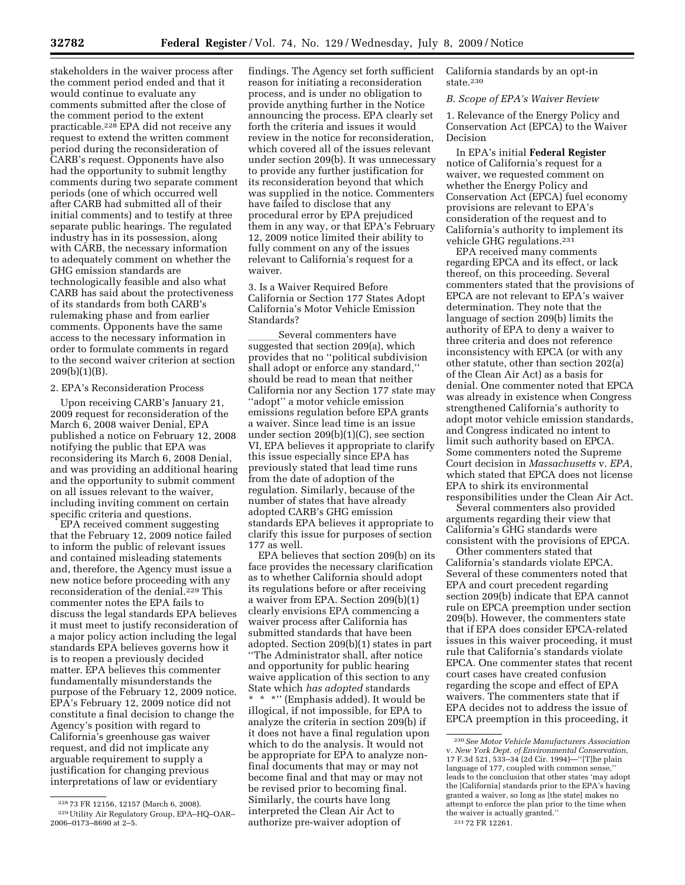stakeholders in the waiver process after the comment period ended and that it would continue to evaluate any comments submitted after the close of the comment period to the extent practicable.[228] EPA did not receive any request to extend the written comment period during the reconsideration of CARB's request. Opponents have also had the opportunity to submit lengthy comments during two separate comment periods (one of which occurred well after CARB had submitted all of their initial comments) and to testify at three separate public hearings. The regulated industry has in its possession, along with CARB, the necessary information to adequately comment on whether the GHG emission standards are technologically feasible and also what CARB has said about the protectiveness of its standards from both CARB's rulemaking phase and from earlier comments. Opponents have the same access to the necessary information in order to formulate comments in regard to the second waiver criterion at section 209(b)(1)(B).

2. EPA's Reconsideration Process

Upon receiving CARB's January 21, 2009 request for reconsideration of the March 6, 2008 waiver Denial, EPA published a notice on February 12, 2008 notifying the public that EPA was reconsidering its March 6, 2008 Denial, and was providing an additional hearing and the opportunity to submit comment on all issues relevant to the waiver, including inviting comment on certain specific criteria and questions.

EPA received comment suggesting that the February 12, 2009 notice failed to inform the public of relevant issues and contained misleading statements and, therefore, the Agency must issue a new notice before proceeding with any reconsideration of the denial.[229] This commenter notes the EPA fails to discuss the legal standards EPA believes it must meet to justify reconsideration of a major policy action including the legal standards EPA believes governs how it is to reopen a previously decided matter. EPA believes this commenter fundamentally misunderstands the purpose of the February 12, 2009 notice. EPA's February 12, 2009 notice did not constitute a final decision to change the Agency's position with regard to California's greenhouse gas waiver request, and did not implicate any arguable requirement to supply a justification for changing previous interpretations of law or evidentiary findings. The Agency set forth sufficient reason for initiating a reconsideration process, and is under no obligation to provide anything further in the Notice announcing the process. EPA clearly set forth the criteria and issues it would review in the notice for reconsideration, which covered all of the issues relevant under section 209(b). It was unnecessary to provide any further justification for its reconsideration beyond that which was supplied in the notice. Commenters have failed to disclose that any procedural error by EPA prejudiced them in any way, or that EPA's February 12, 2009 notice limited their ability to fully comment on any of the issues relevant to California's request for a waiver.

3. Is a Waiver Required Before California or Section 177 States Adopt California's Motor Vehicle Emission Standards?

Several commenters have suggested that section 209(a), which provides that no ''political subdivision shall adopt or enforce any standard,'' should be read to mean that neither California nor any Section 177 state may ''adopt'' a motor vehicle emission emissions regulation before EPA grants a waiver. Since lead time is an issue under section 209(b)(1)(C), see section VI, EPA believes it appropriate to clarify this issue especially since EPA has previously stated that lead time runs from the date of adoption of the regulation. Similarly, because of the number of states that have already adopted CARB's GHG emission standards EPA believes it appropriate to clarify this issue for purposes of section 177 as well.

EPA believes that section 209(b) on its face provides the necessary clarification as to whether California should adopt its regulations before or after receiving a waiver from EPA. Section 209(b)(1) clearly envisions EPA commencing a waiver process after California has submitted standards that have been adopted. Section 209(b)(1) states in part ''The Administrator shall, after notice and opportunity for public hearing waive application of this section to any State which *has adopted* standards * * *'' (Emphasis added). It would be illogical, if not impossible, for EPA to analyze the criteria in section 209(b) if it does not have a final regulation upon which to do the analysis. It would not be appropriate for EPA to analyze non-final documents that may or may not become final and that may or may not be revised prior to becoming final. Similarly, the courts have long interpreted the Clean Air Act to authorize pre-waiver adoption of California standards by an opt-in state.[230]

*B. Scope of EPA's Waiver Review*

1. Relevance of the Energy Policy and Conservation Act (EPCA) to the Waiver Decision

In EPA's initial **Federal Register** notice of California's request for a waiver, we requested comment on whether the Energy Policy and Conservation Act (EPCA) fuel economy provisions are relevant to EPA's consideration of the request and to California's authority to implement its vehicle GHG regulations.[231]

EPA received many comments regarding EPCA and its effect, or lack thereof, on this proceeding. Several commenters stated that the provisions of EPCA are not relevant to EPA's waiver determination. They note that the language of section 209(b) limits the authority of EPA to deny a waiver to three criteria and does not reference inconsistency with EPCA (or with any other statute, other than section 202(a) of the Clean Air Act) as a basis for denial. One commenter noted that EPCA was already in existence when Congress strengthened California's authority to adopt motor vehicle emission standards, and Congress indicated no intent to limit such authority based on EPCA. Some commenters noted the Supreme Court decision in *Massachusetts* v. *EPA,* which stated that EPCA does not license EPA to shirk its environmental responsibilities under the Clean Air Act.

Several commenters also provided arguments regarding their view that California's GHG standards were consistent with the provisions of EPCA.

Other commenters stated that California's standards violate EPCA. Several of these commenters noted that EPA and court precedent regarding section 209(b) indicate that EPA cannot rule on EPCA preemption under section 209(b). However, the commenters state that if EPA does consider EPCA-related issues in this waiver proceeding, it must rule that California's standards violate EPCA. One commenter states that recent court cases have created confusion regarding the scope and effect of EPA waivers. The commenters state that if EPA decides not to address the issue of EPCA preemption in this proceeding, it

---

[228] 73 FR 12156, 12157 (March 6, 2008).

[229] Utility Air Regulatory Group, EPA–HQ–OAR–2006–0173–8690 at 2–5.

[230] *See Motor Vehicle Manufacturers Association* v. *New York Dept. of Environmental Conservation,* 17 F.3d 521, 533–34 (2d Cir. 1994)—''[T]he plain language of 177, coupled with common sense,'' leads to the conclusion that other states 'may adopt the [California] standards prior to the EPA's having granted a waiver, so long as [the state] makes no attempt to enforce the plan prior to the time when the waiver is actually granted.''

[231] 72 FR 12261.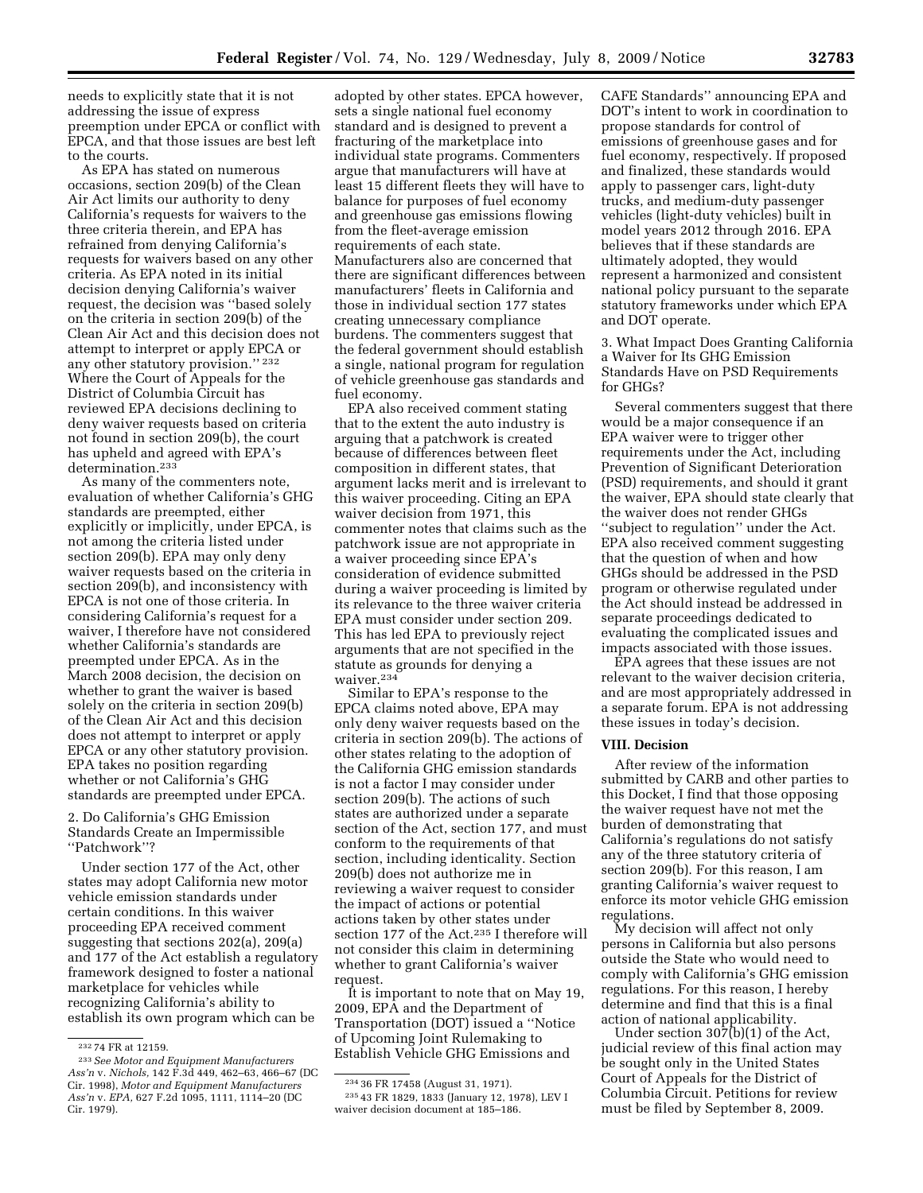needs to explicitly state that it is not addressing the issue of express preemption under EPCA or conflict with EPCA, and that those issues are best left to the courts.

As EPA has stated on numerous occasions, section 209(b) of the Clean Air Act limits our authority to deny California's requests for waivers to the three criteria therein, and EPA has refrained from denying California's requests for waivers based on any other criteria. As EPA noted in its initial decision denying California's waiver request, the decision was ''based solely on the criteria in section 209(b) of the Clean Air Act and this decision does not attempt to interpret or apply EPCA or any other statutory provision.'' [232] Where the Court of Appeals for the District of Columbia Circuit has reviewed EPA decisions declining to deny waiver requests based on criteria not found in section 209(b), the court has upheld and agreed with EPA's determination.[233]

As many of the commenters note, evaluation of whether California's GHG standards are preempted, either explicitly or implicitly, under EPCA, is not among the criteria listed under section 209(b). EPA may only deny waiver requests based on the criteria in section 209(b), and inconsistency with EPCA is not one of those criteria. In considering California's request for a waiver, I therefore have not considered whether California's standards are preempted under EPCA. As in the March 2008 decision, the decision on whether to grant the waiver is based solely on the criteria in section 209(b) of the Clean Air Act and this decision does not attempt to interpret or apply EPCA or any other statutory provision. EPA takes no position regarding whether or not California's GHG standards are preempted under EPCA.

### 2. Do California's GHG Emission Standards Create an Impermissible ''Patchwork''?

Under section 177 of the Act, other states may adopt California new motor vehicle emission standards under certain conditions. In this waiver proceeding EPA received comment suggesting that sections 202(a), 209(a) and 177 of the Act establish a regulatory framework designed to foster a national marketplace for vehicles while recognizing California's ability to establish its own program which can be adopted by other states. EPCA however, sets a single national fuel economy standard and is designed to prevent a fracturing of the marketplace into individual state programs. Commenters argue that manufacturers will have at least 15 different fleets they will have to balance for purposes of fuel economy and greenhouse gas emissions flowing from the fleet-average emission requirements of each state. Manufacturers also are concerned that there are significant differences between manufacturers' fleets in California and those in individual section 177 states creating unnecessary compliance burdens. The commenters suggest that the federal government should establish a single, national program for regulation of vehicle greenhouse gas standards and fuel economy.

EPA also received comment stating that to the extent the auto industry is arguing that a patchwork is created because of differences between fleet composition in different states, that argument lacks merit and is irrelevant to this waiver proceeding. Citing an EPA waiver decision from 1971, this commenter notes that claims such as the patchwork issue are not appropriate in a waiver proceeding since EPA's consideration of evidence submitted during a waiver proceeding is limited by its relevance to the three waiver criteria EPA must consider under section 209. This has led EPA to previously reject arguments that are not specified in the statute as grounds for denying a waiver.[234]

Similar to EPA's response to the EPCA claims noted above, EPA may only deny waiver requests based on the criteria in section 209(b). The actions of other states relating to the adoption of the California GHG emission standards is not a factor I may consider under section 209(b). The actions of such states are authorized under a separate section of the Act, section 177, and must conform to the requirements of that section, including identicality. Section 209(b) does not authorize me in reviewing a waiver request to consider the impact of actions or potential actions taken by other states under section 177 of the Act.[235] I therefore will not consider this claim in determining whether to grant California's waiver request.

It is important to note that on May 19, 2009, EPA and the Department of Transportation (DOT) issued a ''Notice of Upcoming Joint Rulemaking to Establish Vehicle GHG Emissions and CAFE Standards'' announcing EPA and DOT's intent to work in coordination to propose standards for control of emissions of greenhouse gases and for fuel economy, respectively. If proposed and finalized, these standards would apply to passenger cars, light-duty trucks, and medium-duty passenger vehicles (light-duty vehicles) built in model years 2012 through 2016. EPA believes that if these standards are ultimately adopted, they would represent a harmonized and consistent national policy pursuant to the separate statutory frameworks under which EPA and DOT operate.

### 3. What Impact Does Granting California a Waiver for Its GHG Emission Standards Have on PSD Requirements for GHGs?

Several commenters suggest that there would be a major consequence if an EPA waiver were to trigger other requirements under the Act, including Prevention of Significant Deterioration (PSD) requirements, and should it grant the waiver, EPA should state clearly that the waiver does not render GHGs ''subject to regulation'' under the Act. EPA also received comment suggesting that the question of when and how GHGs should be addressed in the PSD program or otherwise regulated under the Act should instead be addressed in separate proceedings dedicated to evaluating the complicated issues and impacts associated with those issues.

EPA agrees that these issues are not relevant to the waiver decision criteria, and are most appropriately addressed in a separate forum. EPA is not addressing these issues in today's decision.

## VIII. Decision

After review of the information submitted by CARB and other parties to this Docket, I find that those opposing the waiver request have not met the burden of demonstrating that California's regulations do not satisfy any of the three statutory criteria of section 209(b). For this reason, I am granting California's waiver request to enforce its motor vehicle GHG emission regulations.

My decision will affect not only persons in California but also persons outside the State who would need to comply with California's GHG emission regulations. For this reason, I hereby determine and find that this is a final action of national applicability.

Under section 307(b)(1) of the Act, judicial review of this final action may be sought only in the United States Court of Appeals for the District of Columbia Circuit. Petitions for review must be filed by September 8, 2009.

---

[232] 74 FR at 12159.

[233] *See Motor and Equipment Manufacturers Ass'n* v. *Nichols,* 142 F.3d 449, 462–63, 466–67 (DC Cir. 1998), *Motor and Equipment Manufacturers Ass'n* v. *EPA,* 627 F.2d 1095, 1111, 1114–20 (DC Cir. 1979).

[234] 36 FR 17458 (August 31, 1971).

[235] 43 FR 1829, 1833 (January 12, 1978), LEV I waiver decision document at 185–186.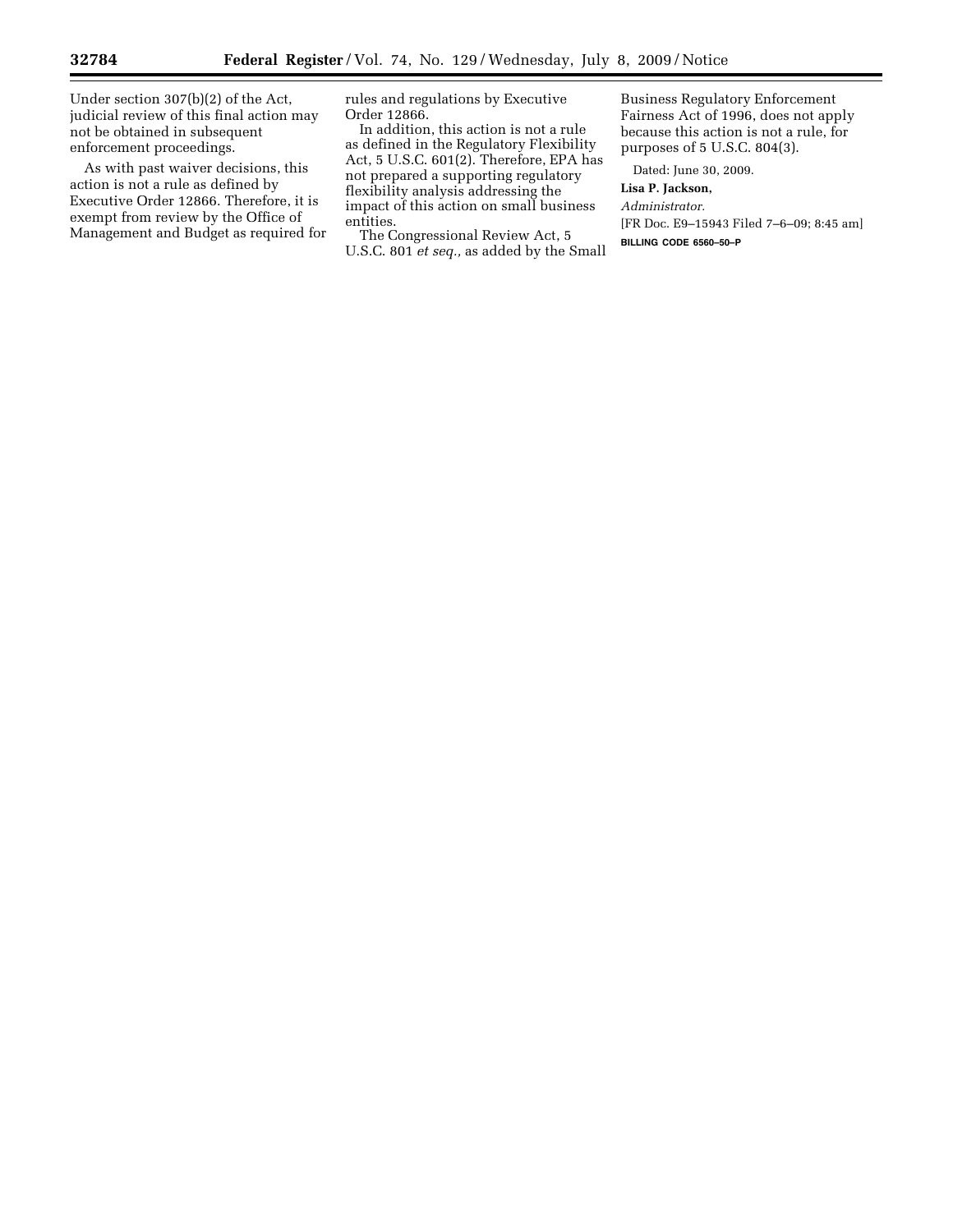Under section 307(b)(2) of the Act, judicial review of this final action may not be obtained in subsequent enforcement proceedings.

As with past waiver decisions, this action is not a rule as defined by Executive Order 12866. Therefore, it is exempt from review by the Office of Management and Budget as required for rules and regulations by Executive Order 12866.

In addition, this action is not a rule as defined in the Regulatory Flexibility Act, 5 U.S.C. 601(2). Therefore, EPA has not prepared a supporting regulatory flexibility analysis addressing the impact of this action on small business entities.

The Congressional Review Act, 5 U.S.C. 801 *et seq.,* as added by the Small Business Regulatory Enforcement Fairness Act of 1996, does not apply because this action is not a rule, for purposes of 5 U.S.C. 804(3).

Dated: June 30, 2009.

**Lisa P. Jackson,**

*Administrator.*

[FR Doc. E9–15943 Filed 7–6–09; 8:45 am]

**BILLING CODE 6560–50–P**